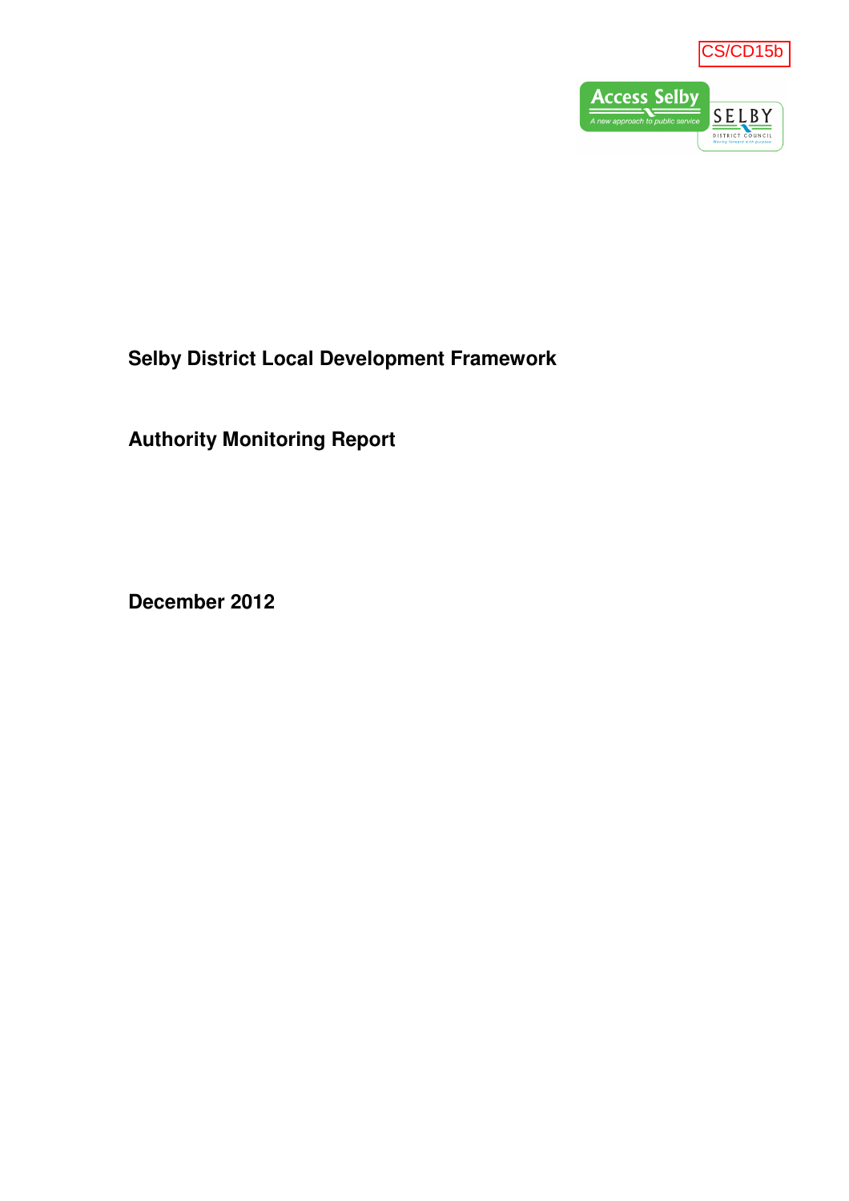CS/CD15b

Access Selby
A new approach to public service

SELBY DISTRICT COUNCIL

# Selby District Local Development Framework

## Authority Monitoring Report

**December 2012**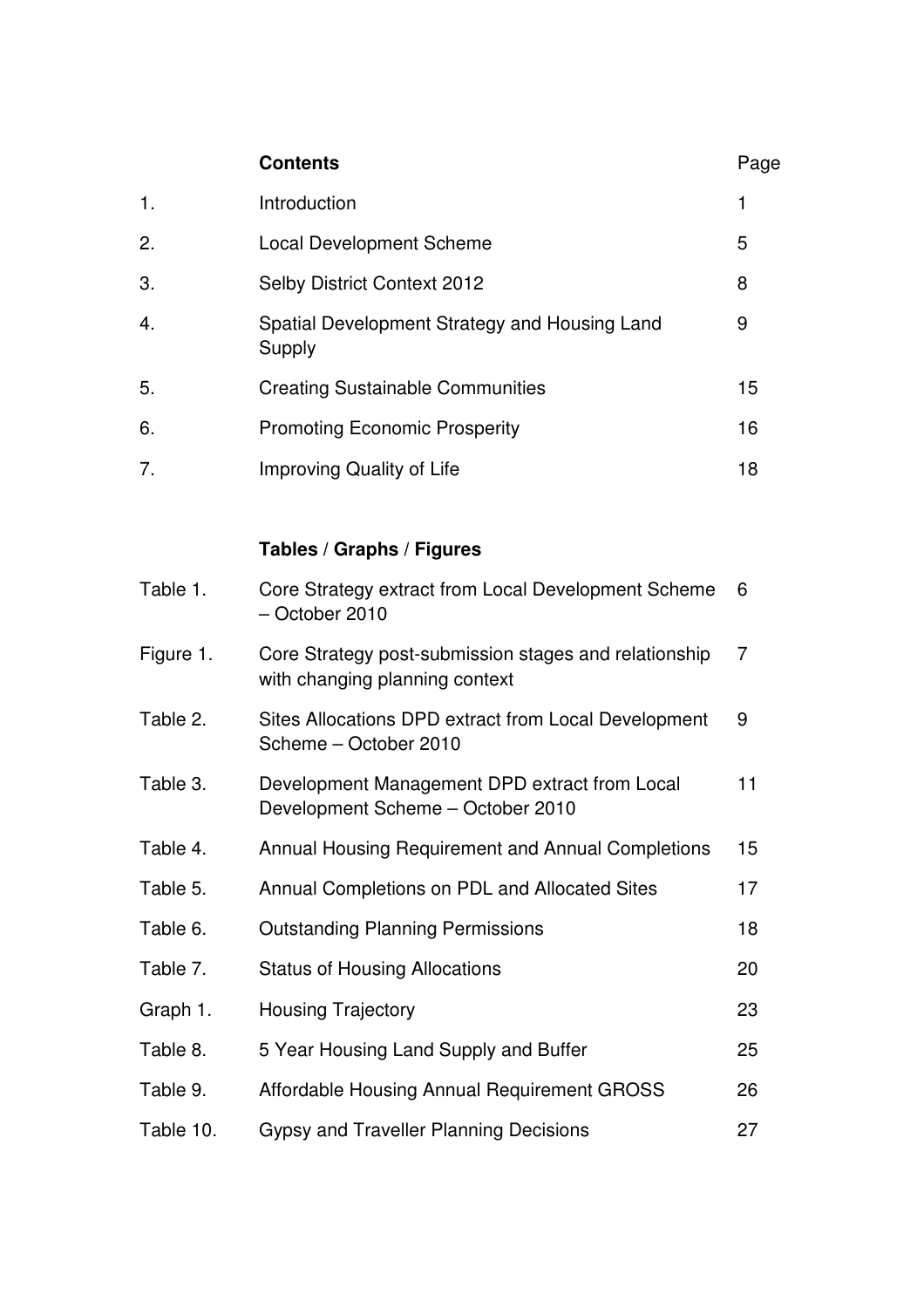## Contents

| | | Page |
|---|---|---|
| 1. | Introduction | 1 |
| 2. | Local Development Scheme | 5 |
| 3. | Selby District Context 2012 | 8 |
| 4. | Spatial Development Strategy and Housing Land Supply | 9 |
| 5. | Creating Sustainable Communities | 15 |
| 6. | Promoting Economic Prosperity | 16 |
| 7. | Improving Quality of Life | 18 |

## Tables / Graphs / Figures

| | | |
|---|---|---|
| Table 1. | Core Strategy extract from Local Development Scheme – October 2010 | 6 |
| Figure 1. | Core Strategy post-submission stages and relationship with changing planning context | 7 |
| Table 2. | Sites Allocations DPD extract from Local Development Scheme – October 2010 | 9 |
| Table 3. | Development Management DPD extract from Local Development Scheme – October 2010 | 11 |
| Table 4. | Annual Housing Requirement and Annual Completions | 15 |
| Table 5. | Annual Completions on PDL and Allocated Sites | 17 |
| Table 6. | Outstanding Planning Permissions | 18 |
| Table 7. | Status of Housing Allocations | 20 |
| Graph 1. | Housing Trajectory | 23 |
| Table 8. | 5 Year Housing Land Supply and Buffer | 25 |
| Table 9. | Affordable Housing Annual Requirement GROSS | 26 |
| Table 10. | Gypsy and Traveller Planning Decisions | 27 |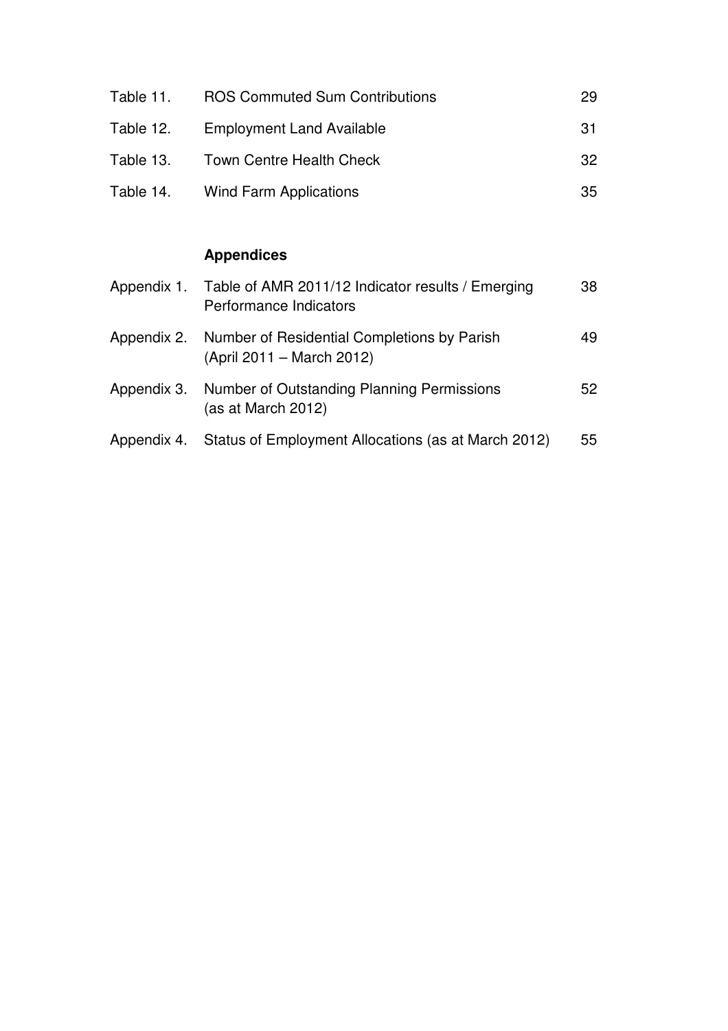| | | |
|---|---|---|
| Table 11. | ROS Commuted Sum Contributions | 29 |
| Table 12. | Employment Land Available | 31 |
| Table 13. | Town Centre Health Check | 32 |
| Table 14. | Wind Farm Applications | 35 |

**Appendices**

| | | |
|---|---|---|
| Appendix 1. | Table of AMR 2011/12 Indicator results / Emerging Performance Indicators | 38 |
| Appendix 2. | Number of Residential Completions by Parish (April 2011 – March 2012) | 49 |
| Appendix 3. | Number of Outstanding Planning Permissions (as at March 2012) | 52 |
| Appendix 4. | Status of Employment Allocations (as at March 2012) | 55 |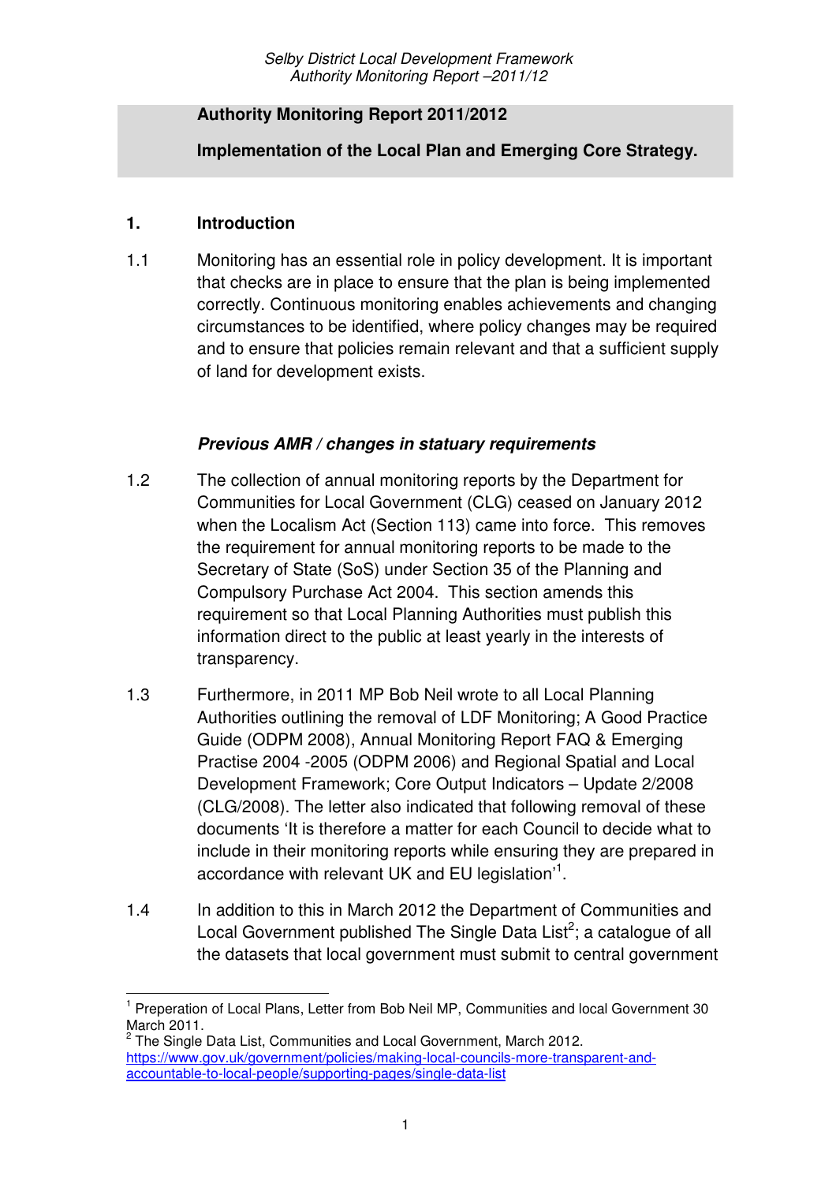**Authority Monitoring Report 2011/2012**

**Implementation of the Local Plan and Emerging Core Strategy.**

## 1. Introduction

1.1 Monitoring has an essential role in policy development. It is important that checks are in place to ensure that the plan is being implemented correctly. Continuous monitoring enables achievements and changing circumstances to be identified, where policy changes may be required and to ensure that policies remain relevant and that a sufficient supply of land for development exists.

### *Previous AMR / changes in statuary requirements*

1.2 The collection of annual monitoring reports by the Department for Communities for Local Government (CLG) ceased on January 2012 when the Localism Act (Section 113) came into force. This removes the requirement for annual monitoring reports to be made to the Secretary of State (SoS) under Section 35 of the Planning and Compulsory Purchase Act 2004. This section amends this requirement so that Local Planning Authorities must publish this information direct to the public at least yearly in the interests of transparency.

1.3 Furthermore, in 2011 MP Bob Neil wrote to all Local Planning Authorities outlining the removal of LDF Monitoring; A Good Practice Guide (ODPM 2008), Annual Monitoring Report FAQ & Emerging Practise 2004 -2005 (ODPM 2006) and Regional Spatial and Local Development Framework; Core Output Indicators – Update 2/2008 (CLG/2008). The letter also indicated that following removal of these documents 'It is therefore a matter for each Council to decide what to include in their monitoring reports while ensuring they are prepared in accordance with relevant UK and EU legislation'[1].

1.4 In addition to this in March 2012 the Department of Communities and Local Government published The Single Data List[2]; a catalogue of all the datasets that local government must submit to central government

[1] Preperation of Local Plans, Letter from Bob Neil MP, Communities and local Government 30 March 2011.

[2] The Single Data List, Communities and Local Government, March 2012. https://www.gov.uk/government/policies/making-local-councils-more-transparent-and-accountable-to-local-people/supporting-pages/single-data-list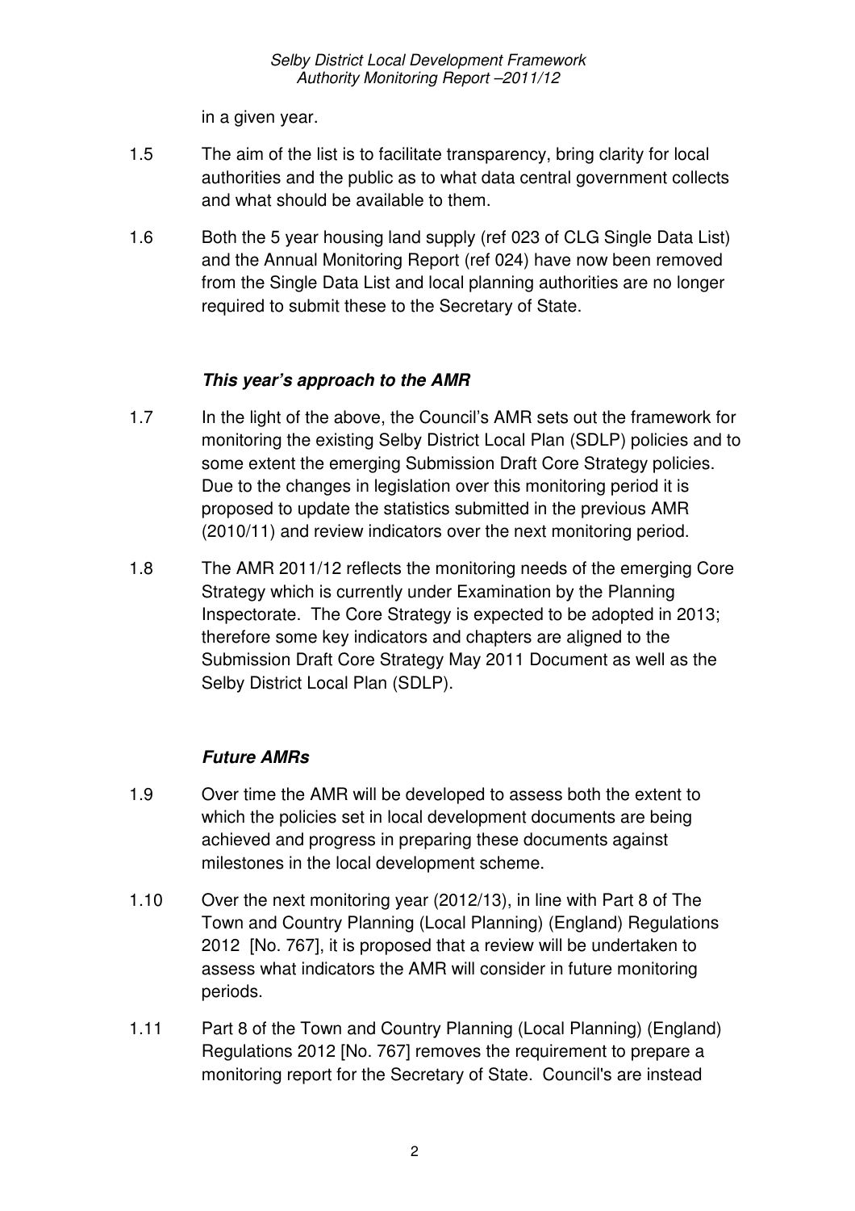in a given year.

1.5 The aim of the list is to facilitate transparency, bring clarity for local authorities and the public as to what data central government collects and what should be available to them.

1.6 Both the 5 year housing land supply (ref 023 of CLG Single Data List) and the Annual Monitoring Report (ref 024) have now been removed from the Single Data List and local planning authorities are no longer required to submit these to the Secretary of State.

### *This year's approach to the AMR*

1.7 In the light of the above, the Council's AMR sets out the framework for monitoring the existing Selby District Local Plan (SDLP) policies and to some extent the emerging Submission Draft Core Strategy policies. Due to the changes in legislation over this monitoring period it is proposed to update the statistics submitted in the previous AMR (2010/11) and review indicators over the next monitoring period.

1.8 The AMR 2011/12 reflects the monitoring needs of the emerging Core Strategy which is currently under Examination by the Planning Inspectorate. The Core Strategy is expected to be adopted in 2013; therefore some key indicators and chapters are aligned to the Submission Draft Core Strategy May 2011 Document as well as the Selby District Local Plan (SDLP).

### *Future AMRs*

1.9 Over time the AMR will be developed to assess both the extent to which the policies set in local development documents are being achieved and progress in preparing these documents against milestones in the local development scheme.

1.10 Over the next monitoring year (2012/13), in line with Part 8 of The Town and Country Planning (Local Planning) (England) Regulations 2012 [No. 767], it is proposed that a review will be undertaken to assess what indicators the AMR will consider in future monitoring periods.

1.11 Part 8 of the Town and Country Planning (Local Planning) (England) Regulations 2012 [No. 767] removes the requirement to prepare a monitoring report for the Secretary of State. Council's are instead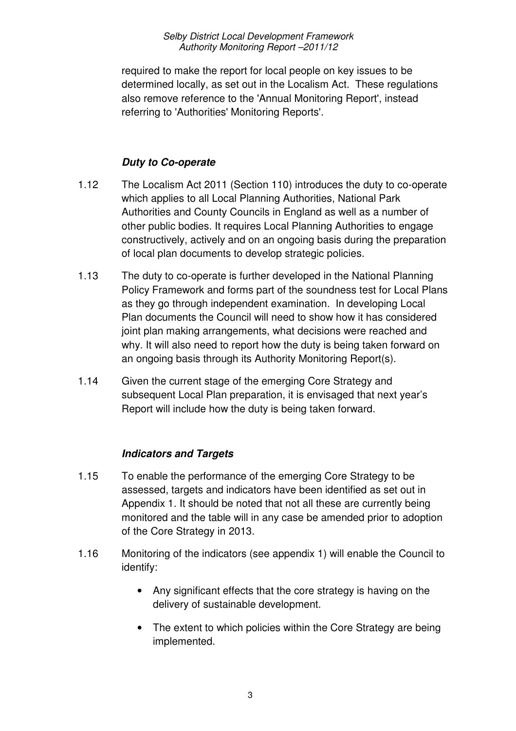required to make the report for local people on key issues to be determined locally, as set out in the Localism Act. These regulations also remove reference to the 'Annual Monitoring Report', instead referring to 'Authorities' Monitoring Reports'.

### *Duty to Co-operate*

1.12 The Localism Act 2011 (Section 110) introduces the duty to co-operate which applies to all Local Planning Authorities, National Park Authorities and County Councils in England as well as a number of other public bodies. It requires Local Planning Authorities to engage constructively, actively and on an ongoing basis during the preparation of local plan documents to develop strategic policies.

1.13 The duty to co-operate is further developed in the National Planning Policy Framework and forms part of the soundness test for Local Plans as they go through independent examination. In developing Local Plan documents the Council will need to show how it has considered joint plan making arrangements, what decisions were reached and why. It will also need to report how the duty is being taken forward on an ongoing basis through its Authority Monitoring Report(s).

1.14 Given the current stage of the emerging Core Strategy and subsequent Local Plan preparation, it is envisaged that next year's Report will include how the duty is being taken forward.

### *Indicators and Targets*

1.15 To enable the performance of the emerging Core Strategy to be assessed, targets and indicators have been identified as set out in Appendix 1. It should be noted that not all these are currently being monitored and the table will in any case be amended prior to adoption of the Core Strategy in 2013.

1.16 Monitoring of the indicators (see appendix 1) will enable the Council to identify:

- Any significant effects that the core strategy is having on the delivery of sustainable development.
- The extent to which policies within the Core Strategy are being implemented.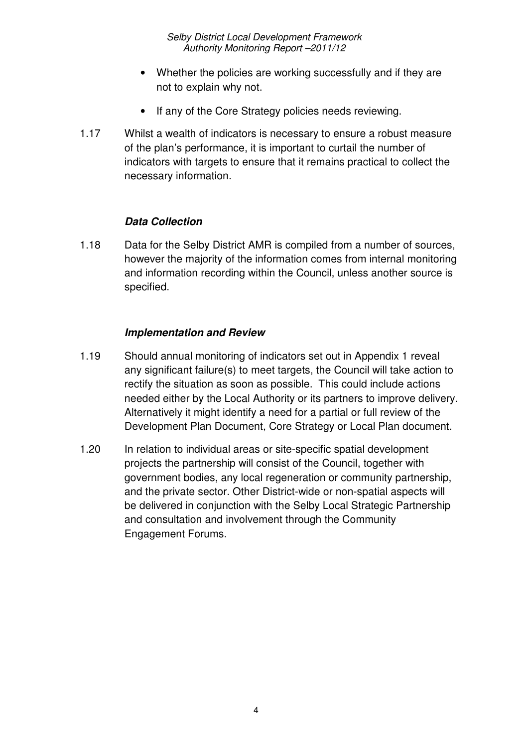- Whether the policies are working successfully and if they are not to explain why not.
- If any of the Core Strategy policies needs reviewing.

1.17 Whilst a wealth of indicators is necessary to ensure a robust measure of the plan's performance, it is important to curtail the number of indicators with targets to ensure that it remains practical to collect the necessary information.

### *Data Collection*

1.18 Data for the Selby District AMR is compiled from a number of sources, however the majority of the information comes from internal monitoring and information recording within the Council, unless another source is specified.

### *Implementation and Review*

1.19 Should annual monitoring of indicators set out in Appendix 1 reveal any significant failure(s) to meet targets, the Council will take action to rectify the situation as soon as possible. This could include actions needed either by the Local Authority or its partners to improve delivery. Alternatively it might identify a need for a partial or full review of the Development Plan Document, Core Strategy or Local Plan document.

1.20 In relation to individual areas or site-specific spatial development projects the partnership will consist of the Council, together with government bodies, any local regeneration or community partnership, and the private sector. Other District-wide or non-spatial aspects will be delivered in conjunction with the Selby Local Strategic Partnership and consultation and involvement through the Community Engagement Forums.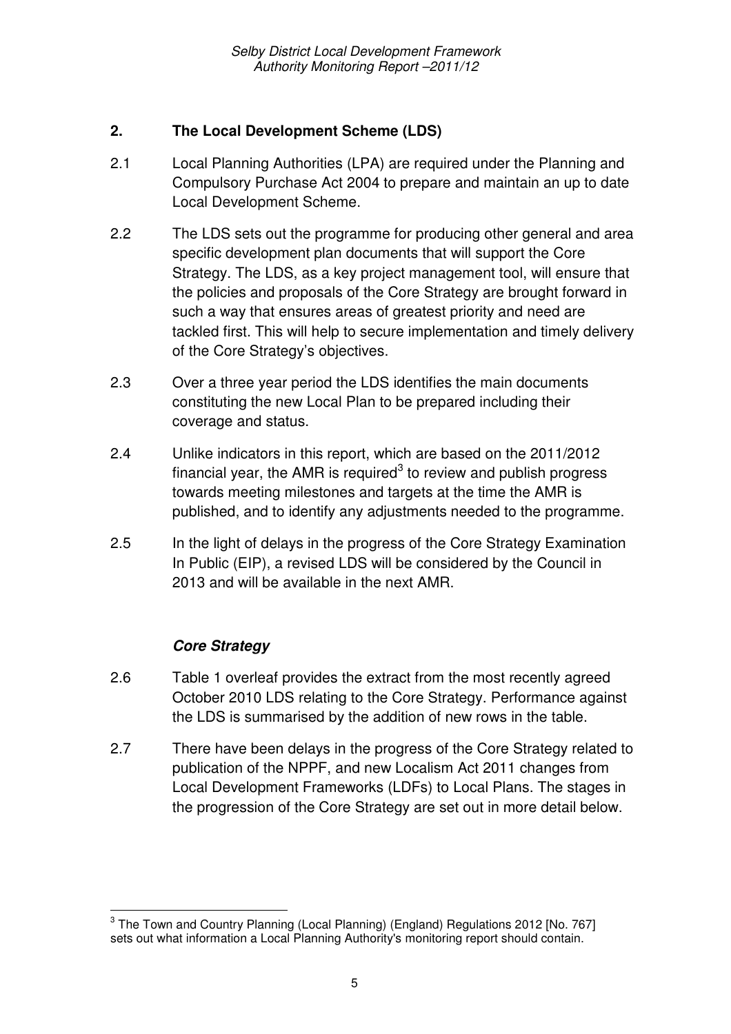## 2. The Local Development Scheme (LDS)

2.1 Local Planning Authorities (LPA) are required under the Planning and Compulsory Purchase Act 2004 to prepare and maintain an up to date Local Development Scheme.

2.2 The LDS sets out the programme for producing other general and area specific development plan documents that will support the Core Strategy. The LDS, as a key project management tool, will ensure that the policies and proposals of the Core Strategy are brought forward in such a way that ensures areas of greatest priority and need are tackled first. This will help to secure implementation and timely delivery of the Core Strategy's objectives.

2.3 Over a three year period the LDS identifies the main documents constituting the new Local Plan to be prepared including their coverage and status.

2.4 Unlike indicators in this report, which are based on the 2011/2012 financial year, the AMR is required[3] to review and publish progress towards meeting milestones and targets at the time the AMR is published, and to identify any adjustments needed to the programme.

2.5 In the light of delays in the progress of the Core Strategy Examination In Public (EIP), a revised LDS will be considered by the Council in 2013 and will be available in the next AMR.

### *Core Strategy*

2.6 Table 1 overleaf provides the extract from the most recently agreed October 2010 LDS relating to the Core Strategy. Performance against the LDS is summarised by the addition of new rows in the table.

2.7 There have been delays in the progress of the Core Strategy related to publication of the NPPF, and new Localism Act 2011 changes from Local Development Frameworks (LDFs) to Local Plans. The stages in the progression of the Core Strategy are set out in more detail below.

---

[3] The Town and Country Planning (Local Planning) (England) Regulations 2012 [No. 767] sets out what information a Local Planning Authority's monitoring report should contain.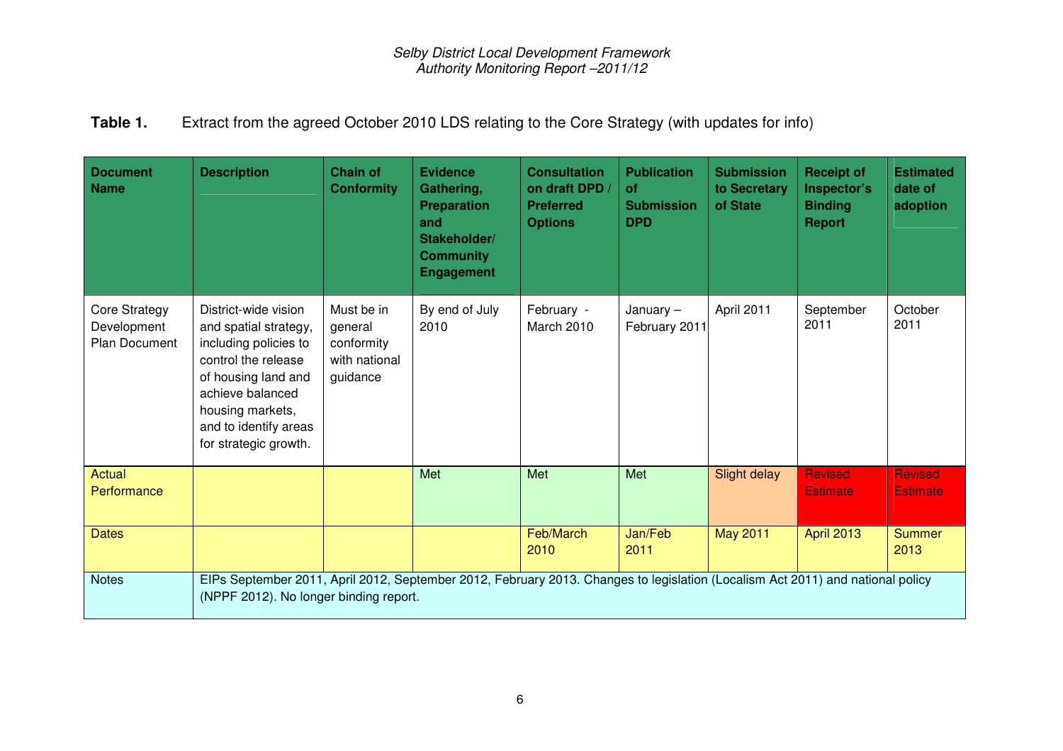**Table 1.** Extract from the agreed October 2010 LDS relating to the Core Strategy (with updates for info)

| Document Name | Description | Chain of Conformity | Evidence Gathering, Preparation and Stakeholder/ Community Engagement | Consultation on draft DPD / Preferred Options | Publication of Submission DPD | Submission to Secretary of State | Receipt of Inspector's Binding Report | Estimated date of adoption |
|---|---|---|---|---|---|---|---|---|
| Core Strategy Development Plan Document | District-wide vision and spatial strategy, including policies to control the release of housing land and achieve balanced housing markets, and to identify areas for strategic growth. | Must be in general conformity with national guidance | By end of July 2010 | February - March 2010 | January – February 2011 | April 2011 | September 2011 | October 2011 |
| Actual Performance | | | Met | Met | Met | Slight delay | Revised Estimate | Revised Estimate |
| Dates | | | | Feb/March 2010 | Jan/Feb 2011 | May 2011 | April 2013 | Summer 2013 |
| Notes | EIPs September 2011, April 2012, September 2012, February 2013. Changes to legislation (Localism Act 2011) and national policy (NPPF 2012). No longer binding report. | | | | | | | |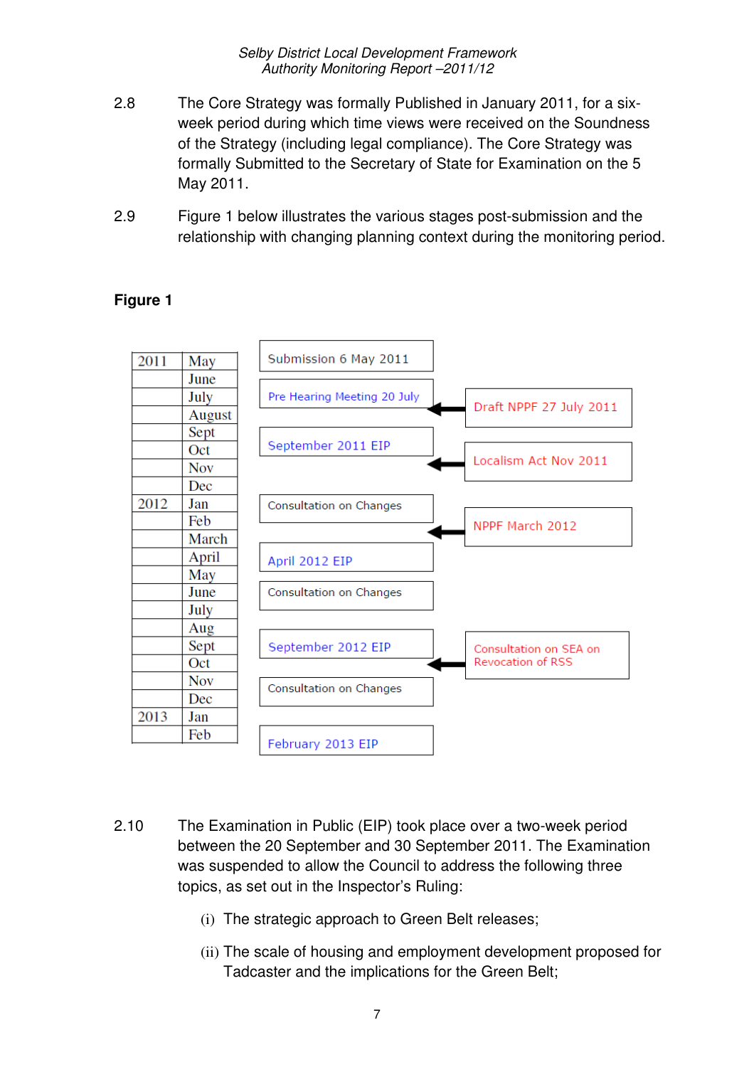2.8 The Core Strategy was formally Published in January 2011, for a six-week period during which time views were received on the Soundness of the Strategy (including legal compliance). The Core Strategy was formally Submitted to the Secretary of State for Examination on the 5 May 2011.

2.9 Figure 1 below illustrates the various stages post-submission and the relationship with changing planning context during the monitoring period.

**Figure 1**

| Year | Month | Stage | Planning Context |
|---|---|---|---|
| 2011 | May | Submission 6 May 2011 | |
| | June | | |
| | July | Pre Hearing Meeting 20 July | Draft NPPF 27 July 2011 |
| | August | | |
| | Sept | September 2011 EIP | |
| | Oct | | |
| | Nov | | Localism Act Nov 2011 |
| | Dec | | |
| 2012 | Jan | Consultation on Changes | |
| | Feb | | |
| | March | | NPPF March 2012 |
| | April | April 2012 EIP | |
| | May | Consultation on Changes | |
| | June | | |
| | July | | |
| | Aug | | |
| | Sept | September 2012 EIP | Consultation on SEA on Revocation of RSS |
| | Oct | | |
| | Nov | Consultation on Changes | |
| | Dec | | |
| 2013 | Jan | | |
| | Feb | February 2013 EIP | |

2.10 The Examination in Public (EIP) took place over a two-week period between the 20 September and 30 September 2011. The Examination was suspended to allow the Council to address the following three topics, as set out in the Inspector's Ruling:

(i) The strategic approach to Green Belt releases;

(ii) The scale of housing and employment development proposed for Tadcaster and the implications for the Green Belt;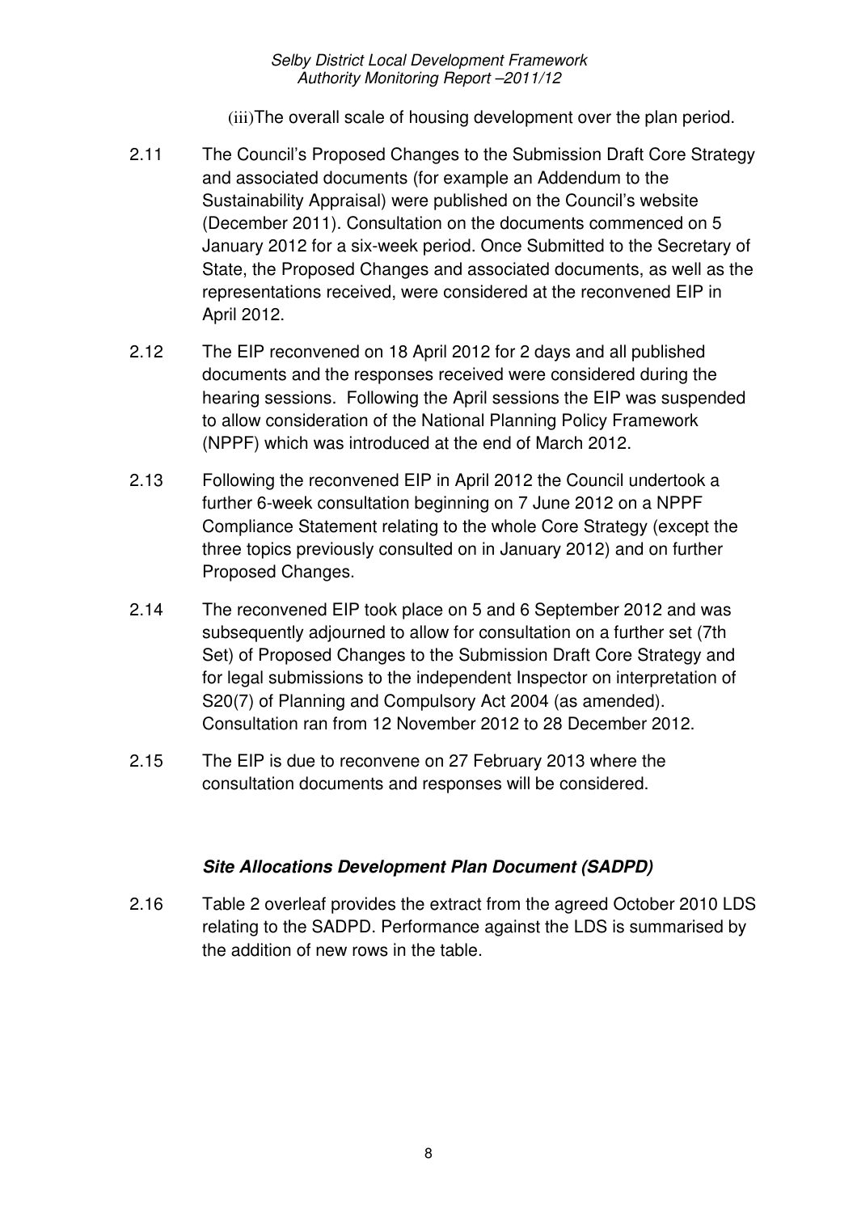(iii)The overall scale of housing development over the plan period.

2.11 The Council's Proposed Changes to the Submission Draft Core Strategy and associated documents (for example an Addendum to the Sustainability Appraisal) were published on the Council's website (December 2011). Consultation on the documents commenced on 5 January 2012 for a six-week period. Once Submitted to the Secretary of State, the Proposed Changes and associated documents, as well as the representations received, were considered at the reconvened EIP in April 2012.

2.12 The EIP reconvened on 18 April 2012 for 2 days and all published documents and the responses received were considered during the hearing sessions. Following the April sessions the EIP was suspended to allow consideration of the National Planning Policy Framework (NPPF) which was introduced at the end of March 2012.

2.13 Following the reconvened EIP in April 2012 the Council undertook a further 6-week consultation beginning on 7 June 2012 on a NPPF Compliance Statement relating to the whole Core Strategy (except the three topics previously consulted on in January 2012) and on further Proposed Changes.

2.14 The reconvened EIP took place on 5 and 6 September 2012 and was subsequently adjourned to allow for consultation on a further set (7th Set) of Proposed Changes to the Submission Draft Core Strategy and for legal submissions to the independent Inspector on interpretation of S20(7) of Planning and Compulsory Act 2004 (as amended). Consultation ran from 12 November 2012 to 28 December 2012.

2.15 The EIP is due to reconvene on 27 February 2013 where the consultation documents and responses will be considered.

### *Site Allocations Development Plan Document (SADPD)*

2.16 Table 2 overleaf provides the extract from the agreed October 2010 LDS relating to the SADPD. Performance against the LDS is summarised by the addition of new rows in the table.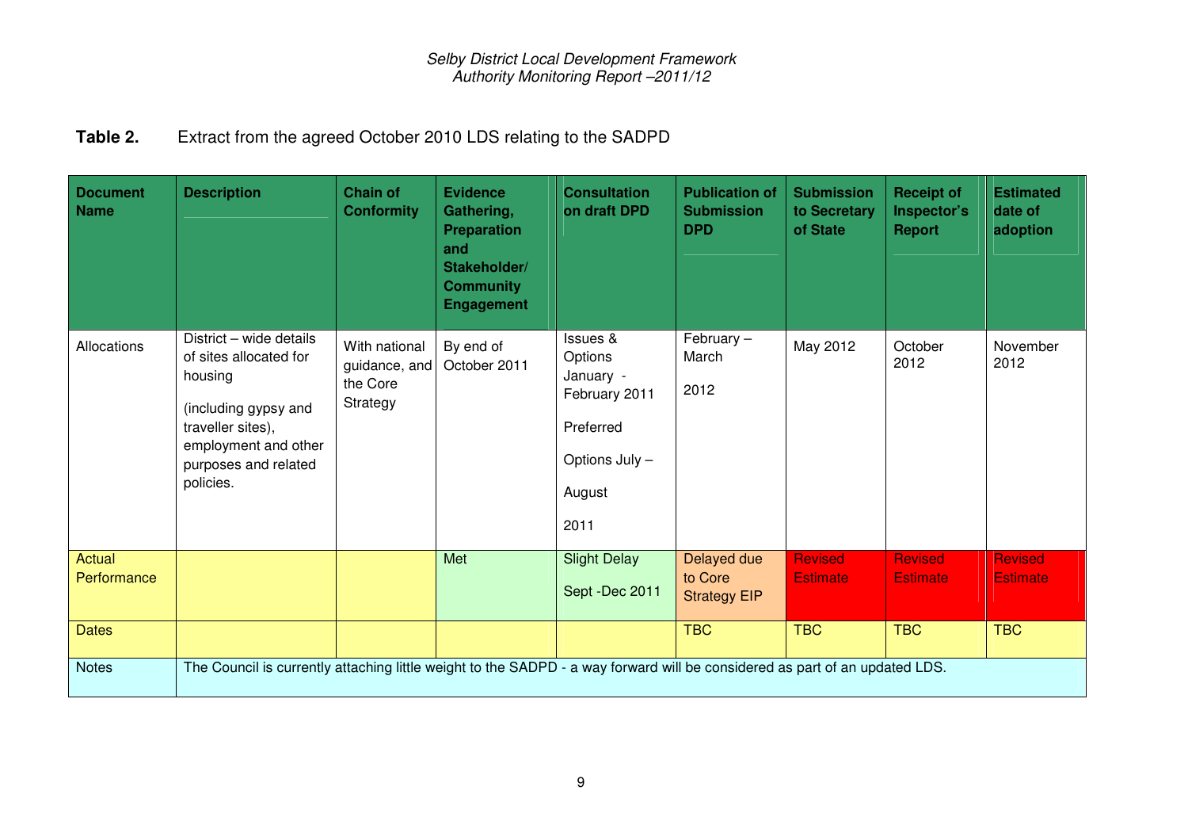**Table 2.** Extract from the agreed October 2010 LDS relating to the SADPD

| Document Name | Description | Chain of Conformity | Evidence Gathering, Preparation and Stakeholder/ Community Engagement | Consultation on draft DPD | Publication of Submission DPD | Submission to Secretary of State | Receipt of Inspector's Report | Estimated date of adoption |
|---|---|---|---|---|---|---|---|---|
| Allocations | District – wide details of sites allocated for housing<br><br>(including gypsy and traveller sites), employment and other purposes and related policies. | With national guidance, and the Core Strategy | By end of October 2011 | Issues & Options January - February 2011<br><br>Preferred<br><br>Options July – August 2011 | February – March 2012 | May 2012 | October 2012 | November 2012 |
| Actual Performance | | | Met | Slight Delay<br><br>Sept -Dec 2011 | Delayed due to Core Strategy EIP | Revised Estimate | Revised Estimate | Revised Estimate |
| Dates | | | | | TBC | TBC | TBC | TBC |
| Notes | The Council is currently attaching little weight to the SADPD - a way forward will be considered as part of an updated LDS. | | | | | | | |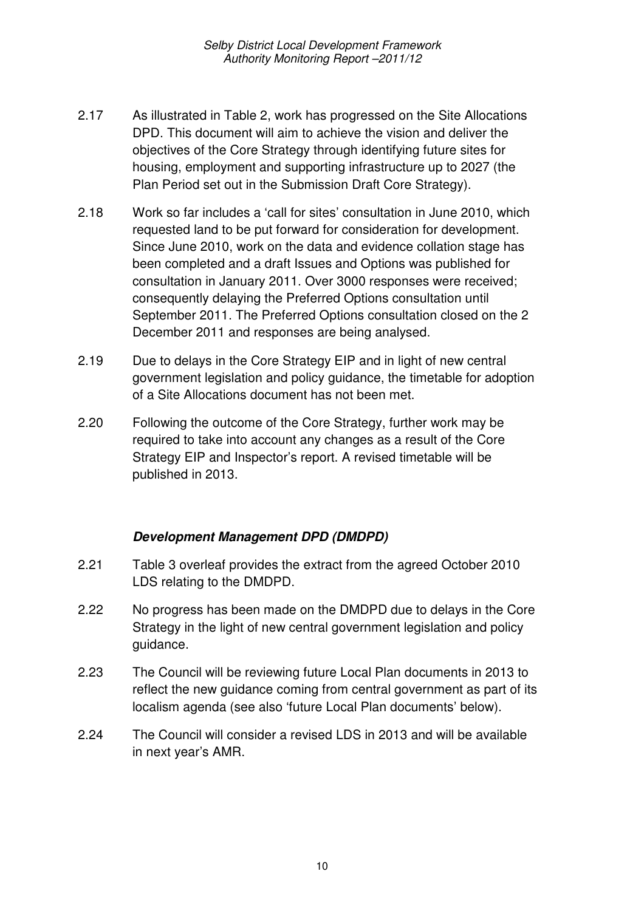2.17 As illustrated in Table 2, work has progressed on the Site Allocations DPD. This document will aim to achieve the vision and deliver the objectives of the Core Strategy through identifying future sites for housing, employment and supporting infrastructure up to 2027 (the Plan Period set out in the Submission Draft Core Strategy).

2.18 Work so far includes a 'call for sites' consultation in June 2010, which requested land to be put forward for consideration for development. Since June 2010, work on the data and evidence collation stage has been completed and a draft Issues and Options was published for consultation in January 2011. Over 3000 responses were received; consequently delaying the Preferred Options consultation until September 2011. The Preferred Options consultation closed on the 2 December 2011 and responses are being analysed.

2.19 Due to delays in the Core Strategy EIP and in light of new central government legislation and policy guidance, the timetable for adoption of a Site Allocations document has not been met.

2.20 Following the outcome of the Core Strategy, further work may be required to take into account any changes as a result of the Core Strategy EIP and Inspector's report. A revised timetable will be published in 2013.

### *Development Management DPD (DMDPD)*

2.21 Table 3 overleaf provides the extract from the agreed October 2010 LDS relating to the DMDPD.

2.22 No progress has been made on the DMDPD due to delays in the Core Strategy in the light of new central government legislation and policy guidance.

2.23 The Council will be reviewing future Local Plan documents in 2013 to reflect the new guidance coming from central government as part of its localism agenda (see also 'future Local Plan documents' below).

2.24 The Council will consider a revised LDS in 2013 and will be available in next year's AMR.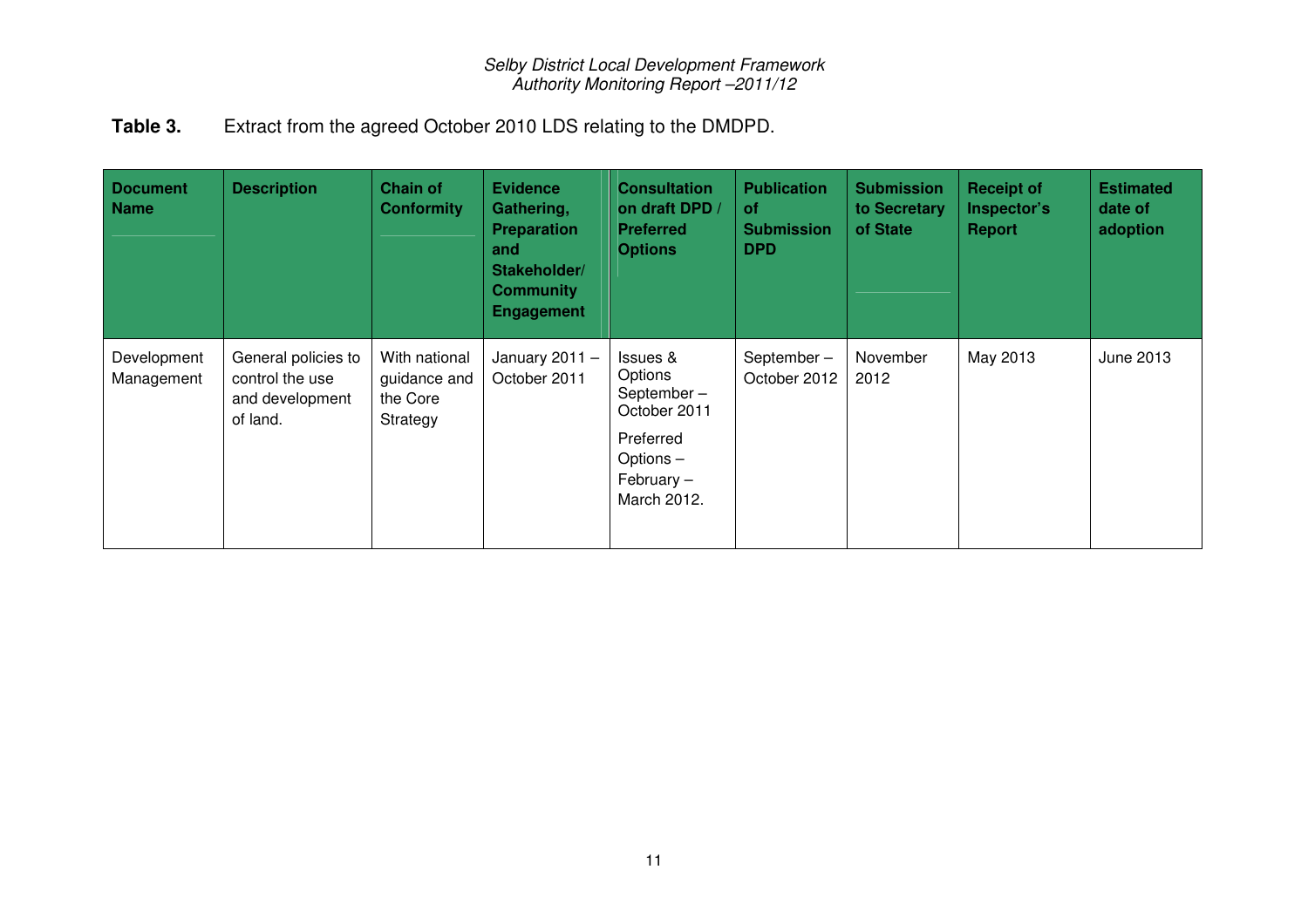**Table 3.** Extract from the agreed October 2010 LDS relating to the DMDPD.

| Document Name | Description | Chain of Conformity | Evidence Gathering, Preparation and Stakeholder/ Community Engagement | Consultation on draft DPD / Preferred Options | Publication of Submission DPD | Submission to Secretary of State | Receipt of Inspector's Report | Estimated date of adoption |
|---|---|---|---|---|---|---|---|---|
| Development Management | General policies to control the use and development of land. | With national guidance and the Core Strategy | January 2011 – October 2011 | Issues & Options September – October 2011<br><br>Preferred Options – February – March 2012. | September – October 2012 | November 2012 | May 2013 | June 2013 |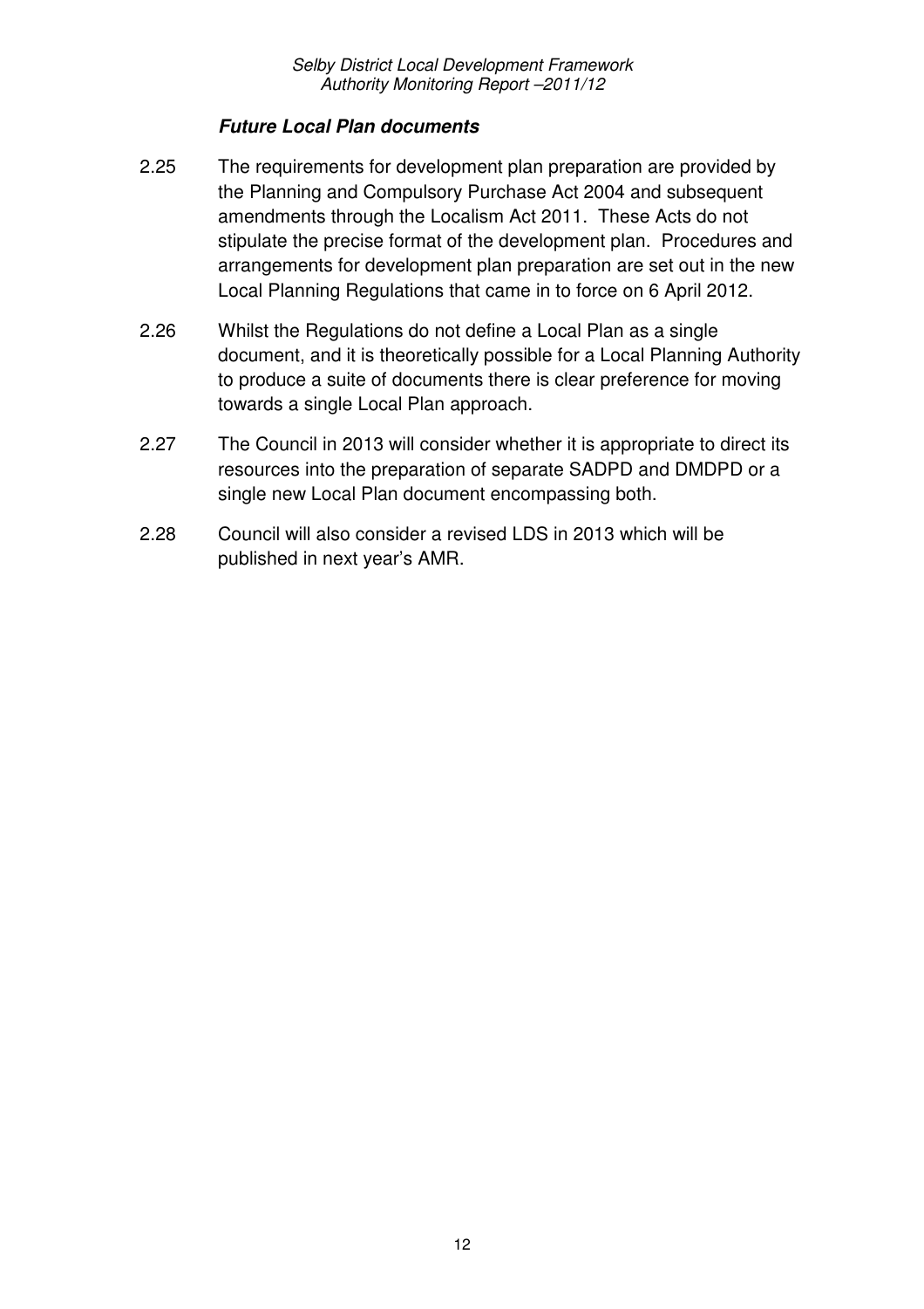### ***Future Local Plan documents***

2.25 The requirements for development plan preparation are provided by the Planning and Compulsory Purchase Act 2004 and subsequent amendments through the Localism Act 2011. These Acts do not stipulate the precise format of the development plan. Procedures and arrangements for development plan preparation are set out in the new Local Planning Regulations that came in to force on 6 April 2012.

2.26 Whilst the Regulations do not define a Local Plan as a single document, and it is theoretically possible for a Local Planning Authority to produce a suite of documents there is clear preference for moving towards a single Local Plan approach.

2.27 The Council in 2013 will consider whether it is appropriate to direct its resources into the preparation of separate SADPD and DMDPD or a single new Local Plan document encompassing both.

2.28 Council will also consider a revised LDS in 2013 which will be published in next year's AMR.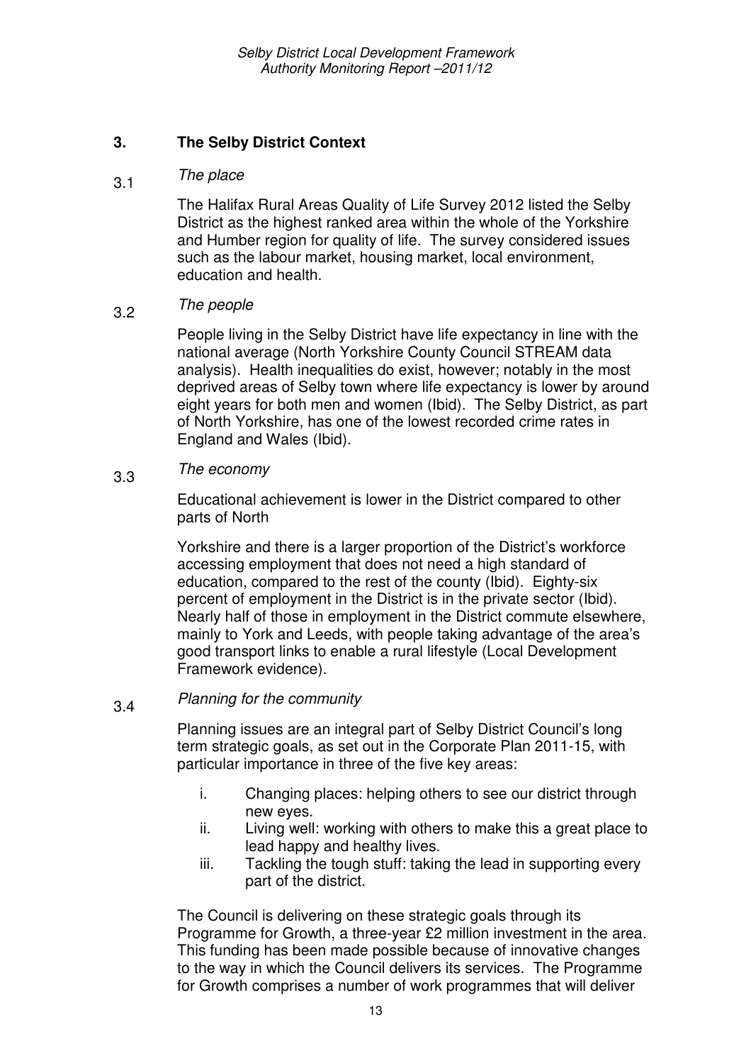## 3. The Selby District Context

3.1 *The place*

The Halifax Rural Areas Quality of Life Survey 2012 listed the Selby District as the highest ranked area within the whole of the Yorkshire and Humber region for quality of life. The survey considered issues such as the labour market, housing market, local environment, education and health.

3.2 *The people*

People living in the Selby District have life expectancy in line with the national average (North Yorkshire County Council STREAM data analysis). Health inequalities do exist, however; notably in the most deprived areas of Selby town where life expectancy is lower by around eight years for both men and women (Ibid). The Selby District, as part of North Yorkshire, has one of the lowest recorded crime rates in England and Wales (Ibid).

3.3 *The economy*

Educational achievement is lower in the District compared to other parts of North

Yorkshire and there is a larger proportion of the District's workforce accessing employment that does not need a high standard of education, compared to the rest of the county (Ibid). Eighty-six percent of employment in the District is in the private sector (Ibid). Nearly half of those in employment in the District commute elsewhere, mainly to York and Leeds, with people taking advantage of the area's good transport links to enable a rural lifestyle (Local Development Framework evidence).

3.4 *Planning for the community*

Planning issues are an integral part of Selby District Council's long term strategic goals, as set out in the Corporate Plan 2011-15, with particular importance in three of the five key areas:

i. Changing places: helping others to see our district through new eyes.
ii. Living well: working with others to make this a great place to lead happy and healthy lives.
iii. Tackling the tough stuff: taking the lead in supporting every part of the district.

The Council is delivering on these strategic goals through its Programme for Growth, a three-year £2 million investment in the area. This funding has been made possible because of innovative changes to the way in which the Council delivers its services. The Programme for Growth comprises a number of work programmes that will deliver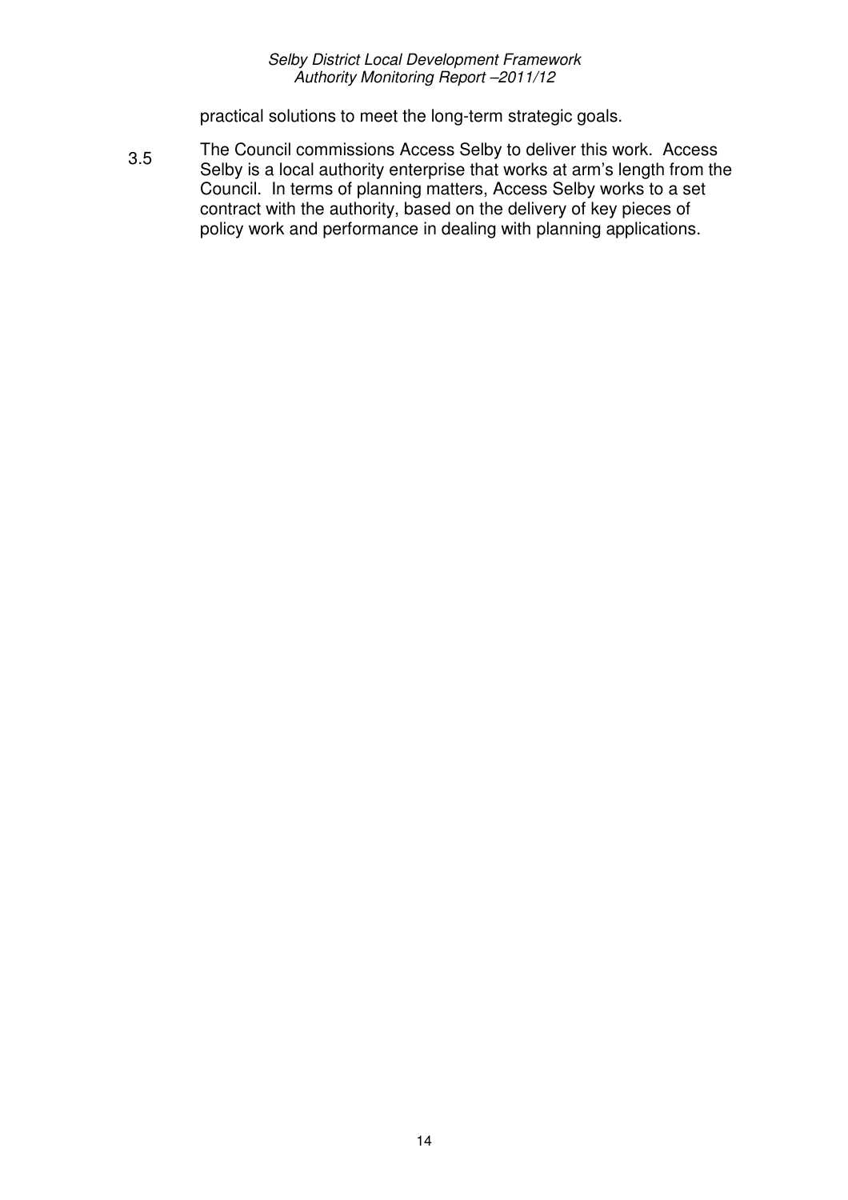practical solutions to meet the long-term strategic goals.

3.5 The Council commissions Access Selby to deliver this work. Access Selby is a local authority enterprise that works at arm's length from the Council. In terms of planning matters, Access Selby works to a set contract with the authority, based on the delivery of key pieces of policy work and performance in dealing with planning applications.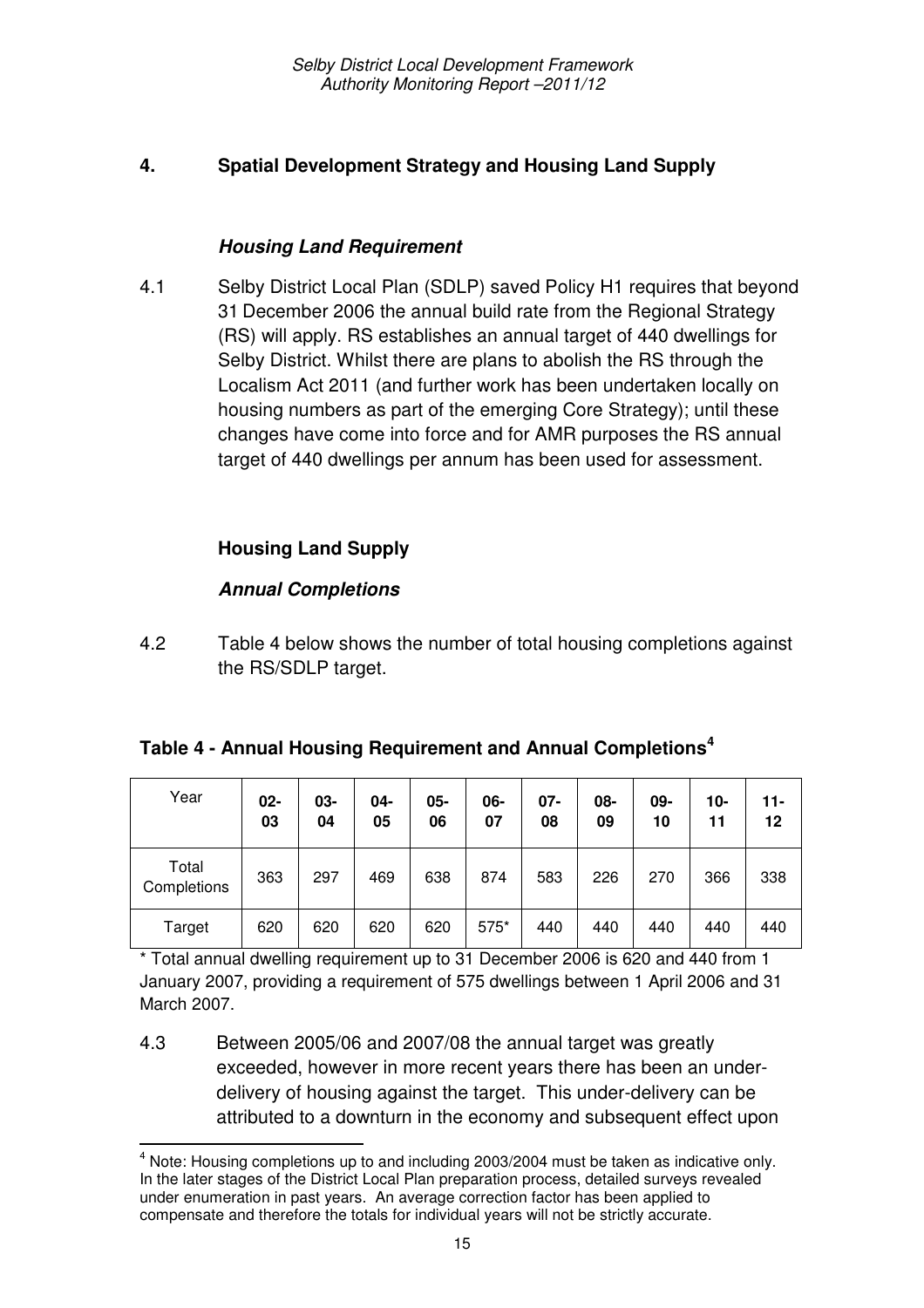## 4. Spatial Development Strategy and Housing Land Supply

### *Housing Land Requirement*

4.1 Selby District Local Plan (SDLP) saved Policy H1 requires that beyond 31 December 2006 the annual build rate from the Regional Strategy (RS) will apply. RS establishes an annual target of 440 dwellings for Selby District. Whilst there are plans to abolish the RS through the Localism Act 2011 (and further work has been undertaken locally on housing numbers as part of the emerging Core Strategy); until these changes have come into force and for AMR purposes the RS annual target of 440 dwellings per annum has been used for assessment.

### Housing Land Supply

#### *Annual Completions*

4.2 Table 4 below shows the number of total housing completions against the RS/SDLP target.

**Table 4 - Annual Housing Requirement and Annual Completions[4]**

| Year | 02-03 | 03-04 | 04-05 | 05-06 | 06-07 | 07-08 | 08-09 | 09-10 | 10-11 | 11-12 |
|---|---|---|---|---|---|---|---|---|---|---|
| Total Completions | 363 | 297 | 469 | 638 | 874 | 583 | 226 | 270 | 366 | 338 |
| Target | 620 | 620 | 620 | 620 | 575* | 440 | 440 | 440 | 440 | 440 |

* Total annual dwelling requirement up to 31 December 2006 is 620 and 440 from 1 January 2007, providing a requirement of 575 dwellings between 1 April 2006 and 31 March 2007.

4.3 Between 2005/06 and 2007/08 the annual target was greatly exceeded, however in more recent years there has been an under-delivery of housing against the target. This under-delivery can be attributed to a downturn in the economy and subsequent effect upon

[4] Note: Housing completions up to and including 2003/2004 must be taken as indicative only. In the later stages of the District Local Plan preparation process, detailed surveys revealed under enumeration in past years. An average correction factor has been applied to compensate and therefore the totals for individual years will not be strictly accurate.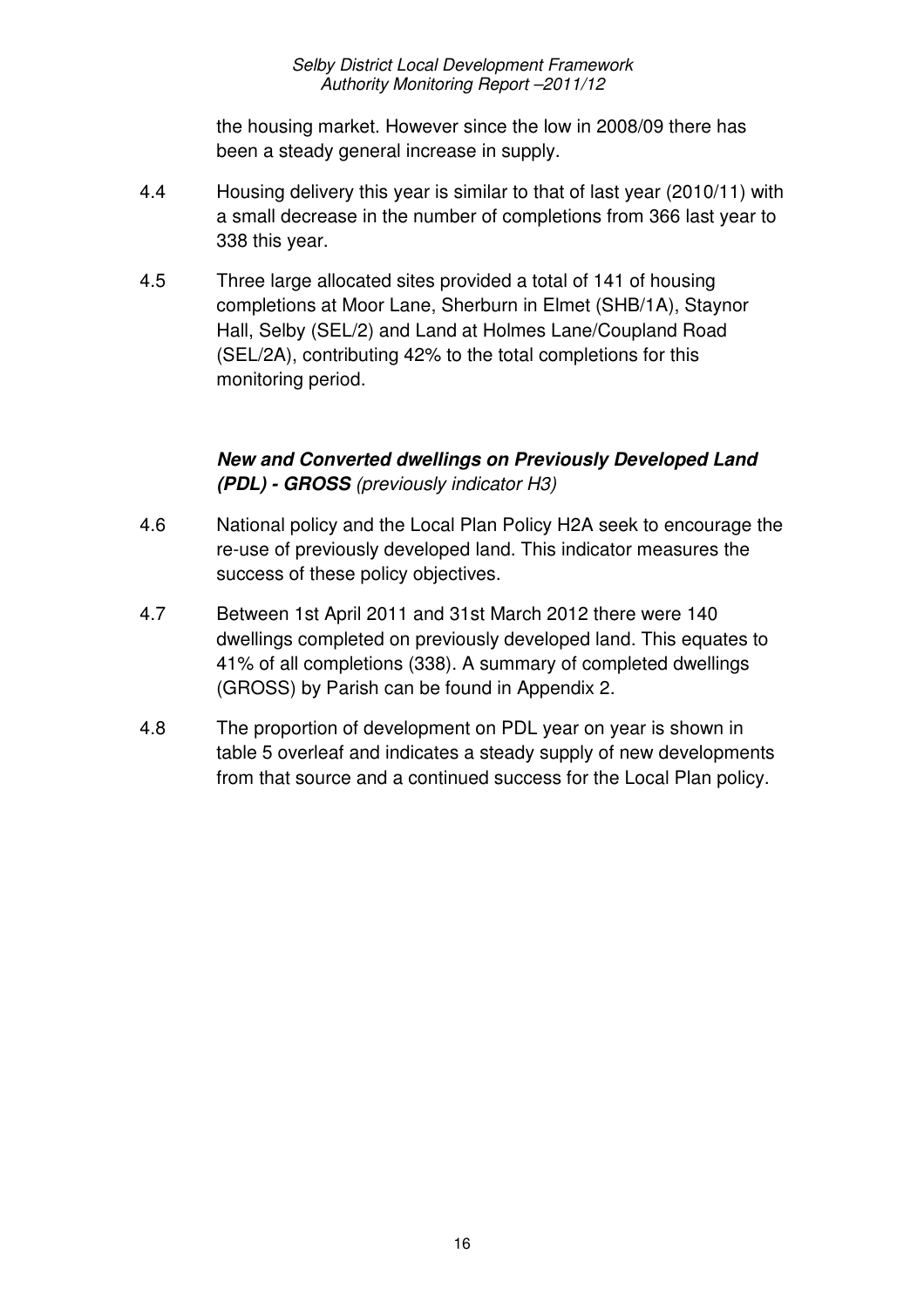the housing market. However since the low in 2008/09 there has been a steady general increase in supply.

4.4 Housing delivery this year is similar to that of last year (2010/11) with a small decrease in the number of completions from 366 last year to 338 this year.

4.5 Three large allocated sites provided a total of 141 of housing completions at Moor Lane, Sherburn in Elmet (SHB/1A), Staynor Hall, Selby (SEL/2) and Land at Holmes Lane/Coupland Road (SEL/2A), contributing 42% to the total completions for this monitoring period.

***New and Converted dwellings on Previously Developed Land (PDL) - GROSS*** *(previously indicator H3)*

4.6 National policy and the Local Plan Policy H2A seek to encourage the re-use of previously developed land. This indicator measures the success of these policy objectives.

4.7 Between 1st April 2011 and 31st March 2012 there were 140 dwellings completed on previously developed land. This equates to 41% of all completions (338). A summary of completed dwellings (GROSS) by Parish can be found in Appendix 2.

4.8 The proportion of development on PDL year on year is shown in table 5 overleaf and indicates a steady supply of new developments from that source and a continued success for the Local Plan policy.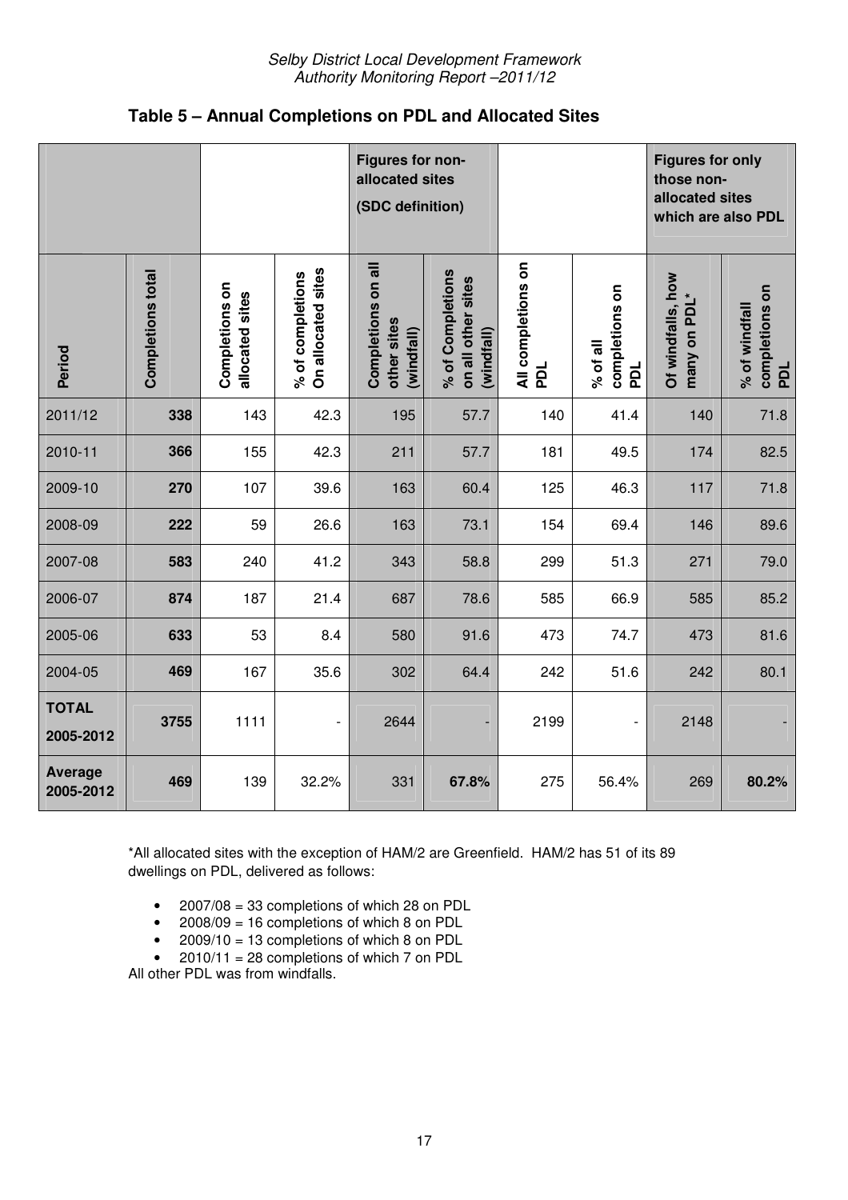## Table 5 – Annual Completions on PDL and Allocated Sites

| | | | | Figures for non-allocated sites (SDC definition) | | | | Figures for only those non-allocated sites which are also PDL | |
|---|---|---|---|---|---|---|---|---|---|
| **Period** | **Completions total** | **Completions on allocated sites** | **% of completions On allocated sites** | **Completions on all other sites (windfall)** | **% of Completions on all other sites (windfall)** | **All completions on PDL** | **% of all completions on PDL** | **Of windfalls, how many on PDL*** | **% of windfall completions on PDL** |
| 2011/12 | **338** | 143 | 42.3 | 195 | 57.7 | 140 | 41.4 | 140 | 71.8 |
| 2010-11 | **366** | 155 | 42.3 | 211 | 57.7 | 181 | 49.5 | 174 | 82.5 |
| 2009-10 | **270** | 107 | 39.6 | 163 | 60.4 | 125 | 46.3 | 117 | 71.8 |
| 2008-09 | **222** | 59 | 26.6 | 163 | 73.1 | 154 | 69.4 | 146 | 89.6 |
| 2007-08 | **583** | 240 | 41.2 | 343 | 58.8 | 299 | 51.3 | 271 | 79.0 |
| 2006-07 | **874** | 187 | 21.4 | 687 | 78.6 | 585 | 66.9 | 585 | 85.2 |
| 2005-06 | **633** | 53 | 8.4 | 580 | 91.6 | 473 | 74.7 | 473 | 81.6 |
| 2004-05 | **469** | 167 | 35.6 | 302 | 64.4 | 242 | 51.6 | 242 | 80.1 |
| **TOTAL 2005-2012** | **3755** | 1111 | - | 2644 | - | 2199 | - | 2148 | - |
| **Average 2005-2012** | **469** | 139 | 32.2% | 331 | **67.8%** | 275 | 56.4% | 269 | **80.2%** |

*All allocated sites with the exception of HAM/2 are Greenfield. HAM/2 has 51 of its 89 dwellings on PDL, delivered as follows:

- 2007/08 = 33 completions of which 28 on PDL
- 2008/09 = 16 completions of which 8 on PDL
- 2009/10 = 13 completions of which 8 on PDL
- 2010/11 = 28 completions of which 7 on PDL

All other PDL was from windfalls.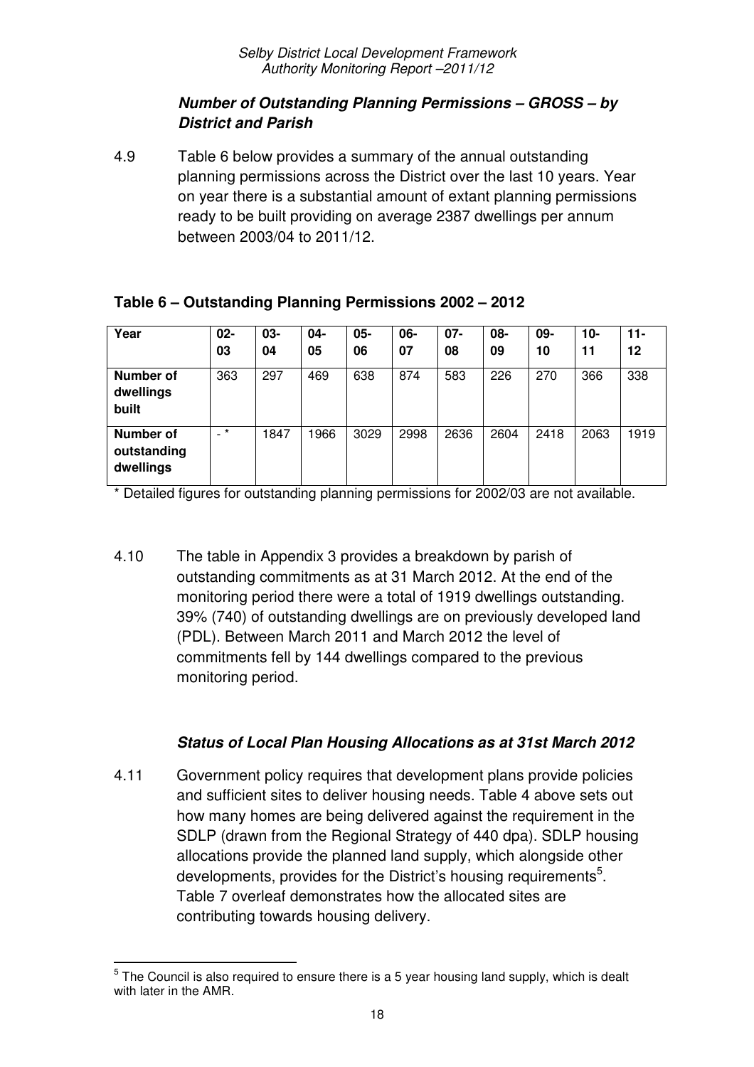### *Number of Outstanding Planning Permissions – GROSS – by District and Parish*

4.9 Table 6 below provides a summary of the annual outstanding planning permissions across the District over the last 10 years. Year on year there is a substantial amount of extant planning permissions ready to be built providing on average 2387 dwellings per annum between 2003/04 to 2011/12.

**Table 6 – Outstanding Planning Permissions 2002 – 2012**

| Year | 02-03 | 03-04 | 04-05 | 05-06 | 06-07 | 07-08 | 08-09 | 09-10 | 10-11 | 11-12 |
|---|---|---|---|---|---|---|---|---|---|---|
| **Number of dwellings built** | 363 | 297 | 469 | 638 | 874 | 583 | 226 | 270 | 366 | 338 |
| **Number of outstanding dwellings** | - * | 1847 | 1966 | 3029 | 2998 | 2636 | 2604 | 2418 | 2063 | 1919 |

\* Detailed figures for outstanding planning permissions for 2002/03 are not available.

4.10 The table in Appendix 3 provides a breakdown by parish of outstanding commitments as at 31 March 2012. At the end of the monitoring period there were a total of 1919 dwellings outstanding. 39% (740) of outstanding dwellings are on previously developed land (PDL). Between March 2011 and March 2012 the level of commitments fell by 144 dwellings compared to the previous monitoring period.

### *Status of Local Plan Housing Allocations as at 31st March 2012*

4.11 Government policy requires that development plans provide policies and sufficient sites to deliver housing needs. Table 4 above sets out how many homes are being delivered against the requirement in the SDLP (drawn from the Regional Strategy of 440 dpa). SDLP housing allocations provide the planned land supply, which alongside other developments, provides for the District's housing requirements[5]. Table 7 overleaf demonstrates how the allocated sites are contributing towards housing delivery.

[5] The Council is also required to ensure there is a 5 year housing land supply, which is dealt with later in the AMR.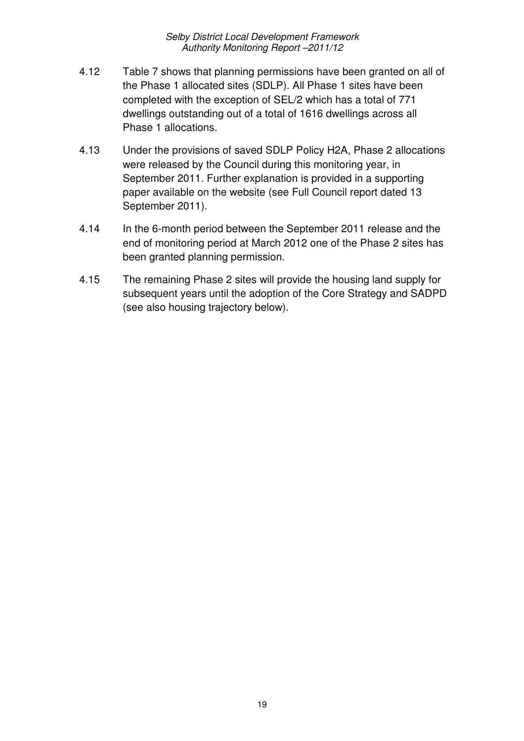4.12 Table 7 shows that planning permissions have been granted on all of the Phase 1 allocated sites (SDLP). All Phase 1 sites have been completed with the exception of SEL/2 which has a total of 771 dwellings outstanding out of a total of 1616 dwellings across all Phase 1 allocations.

4.13 Under the provisions of saved SDLP Policy H2A, Phase 2 allocations were released by the Council during this monitoring year, in September 2011. Further explanation is provided in a supporting paper available on the website (see Full Council report dated 13 September 2011).

4.14 In the 6-month period between the September 2011 release and the end of monitoring period at March 2012 one of the Phase 2 sites has been granted planning permission.

4.15 The remaining Phase 2 sites will provide the housing land supply for subsequent years until the adoption of the Core Strategy and SADPD (see also housing trajectory below).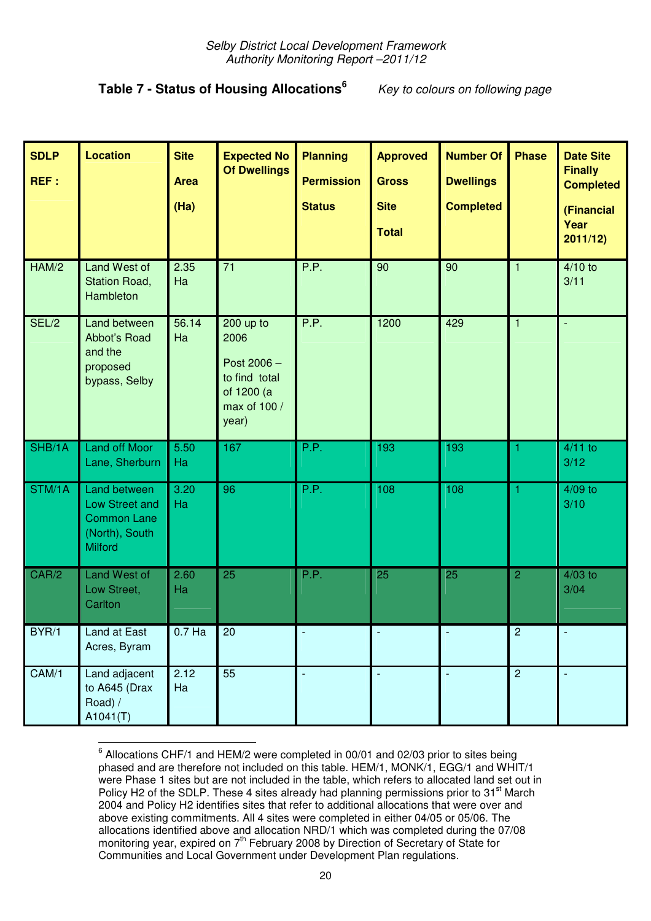**Table 7 - Status of Housing Allocations**[6] *Key to colours on following page*

| SDLP REF : | Location | Site Area (Ha) | Expected No Of Dwellings | Planning Permission Status | Approved Gross Site Total | Number Of Dwellings Completed | Phase | Date Site Finally Completed (Financial Year 2011/12) |
|---|---|---|---|---|---|---|---|---|
| HAM/2 | Land West of Station Road, Hambleton | 2.35 Ha | 71 | P.P. | 90 | 90 | 1 | 4/10 to 3/11 |
| SEL/2 | Land between Abbot's Road and the proposed bypass, Selby | 56.14 Ha | 200 up to 2006 Post 2006 – to find total of 1200 (a max of 100 / year) | P.P. | 1200 | 429 | 1 | - |
| SHB/1A | Land off Moor Lane, Sherburn | 5.50 Ha | 167 | P.P. | 193 | 193 | 1 | 4/11 to 3/12 |
| STM/1A | Land between Low Street and Common Lane (North), South Milford | 3.20 Ha | 96 | P.P. | 108 | 108 | 1 | 4/09 to 3/10 |
| CAR/2 | Land West of Low Street, Carlton | 2.60 Ha | 25 | P.P. | 25 | 25 | 2 | 4/03 to 3/04 |
| BYR/1 | Land at East Acres, Byram | 0.7 Ha | 20 | - | - | - | 2 | - |
| CAM/1 | Land adjacent to A645 (Drax Road) / A1041(T) | 2.12 Ha | 55 | - | - | - | 2 | - |

[6] Allocations CHF/1 and HEM/2 were completed in 00/01 and 02/03 prior to sites being phased and are therefore not included on this table. HEM/1, MONK/1, EGG/1 and WHIT/1 were Phase 1 sites but are not included in the table, which refers to allocated land set out in Policy H2 of the SDLP. These 4 sites already had planning permissions prior to 31st March 2004 and Policy H2 identifies sites that refer to additional allocations that were over and above existing commitments. All 4 sites were completed in either 04/05 or 05/06. The allocations identified above and allocation NRD/1 which was completed during the 07/08 monitoring year, expired on 7th February 2008 by Direction of Secretary of State for Communities and Local Government under Development Plan regulations.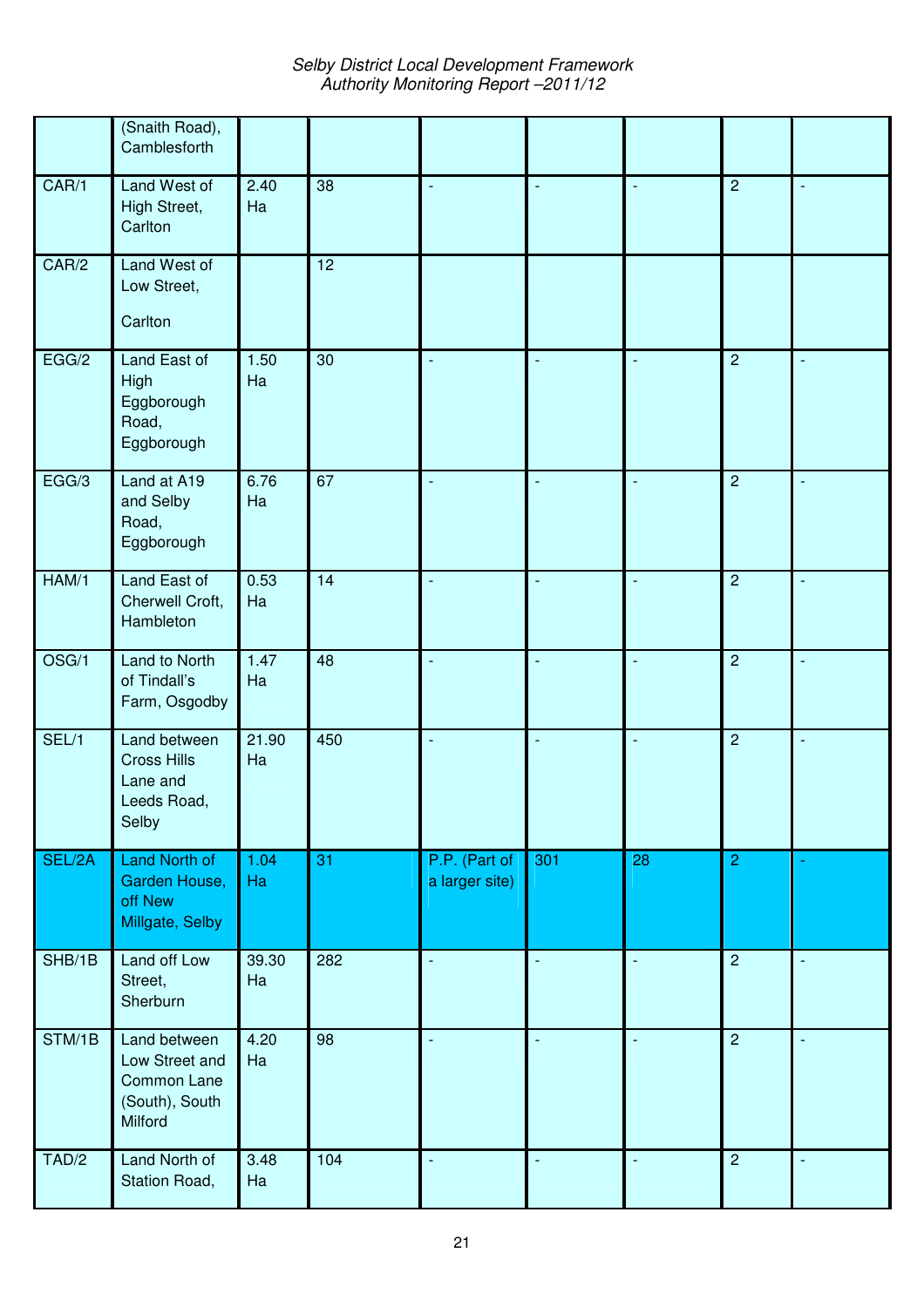| | | | | | | | | |
|---|---|---|---|---|---|---|---|---|
| | (Snaith Road), Camblesforth | | | | | | | |
| CAR/1 | Land West of High Street, Carlton | 2.40 Ha | 38 | - | - | - | 2 | - |
| CAR/2 | Land West of Low Street, Carlton | | 12 | | | | | |
| EGG/2 | Land East of High Eggborough Road, Eggborough | 1.50 Ha | 30 | - | - | - | 2 | - |
| EGG/3 | Land at A19 and Selby Road, Eggborough | 6.76 Ha | 67 | - | - | - | 2 | - |
| HAM/1 | Land East of Cherwell Croft, Hambleton | 0.53 Ha | 14 | - | - | - | 2 | - |
| OSG/1 | Land to North of Tindall's Farm, Osgodby | 1.47 Ha | 48 | - | - | - | 2 | - |
| SEL/1 | Land between Cross Hills Lane and Leeds Road, Selby | 21.90 Ha | 450 | - | - | - | 2 | - |
| SEL/2A | Land North of Garden House, off New Millgate, Selby | 1.04 Ha | 31 | P.P. (Part of a larger site) | 301 | 28 | 2 | - |
| SHB/1B | Land off Low Street, Sherburn | 39.30 Ha | 282 | - | - | - | 2 | - |
| STM/1B | Land between Low Street and Common Lane (South), South Milford | 4.20 Ha | 98 | - | - | - | 2 | - |
| TAD/2 | Land North of Station Road, | 3.48 Ha | 104 | - | - | - | 2 | - |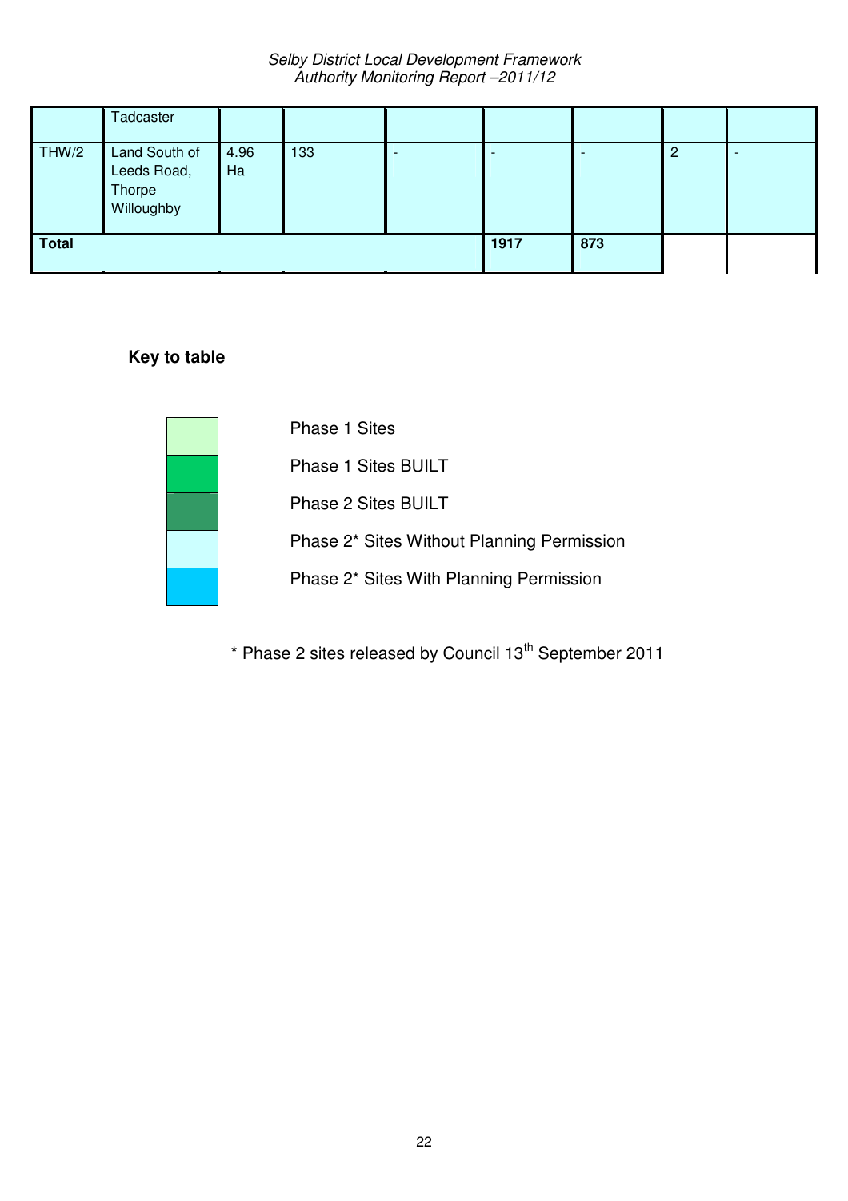|  | Tadcaster |  |  |  |  |  |  |  |
|---|---|---|---|---|---|---|---|---|
| THW/2 | Land South of Leeds Road, Thorpe Willoughby | 4.96 Ha | 133 | - | - | - | 2 | - |
| **Total** |  |  |  |  | **1917** | **873** |  |  |

**Key to table**

- Phase 1 Sites
- Phase 1 Sites BUILT
- Phase 2 Sites BUILT
- Phase 2* Sites Without Planning Permission
- Phase 2* Sites With Planning Permission

\* Phase 2 sites released by Council 13th September 2011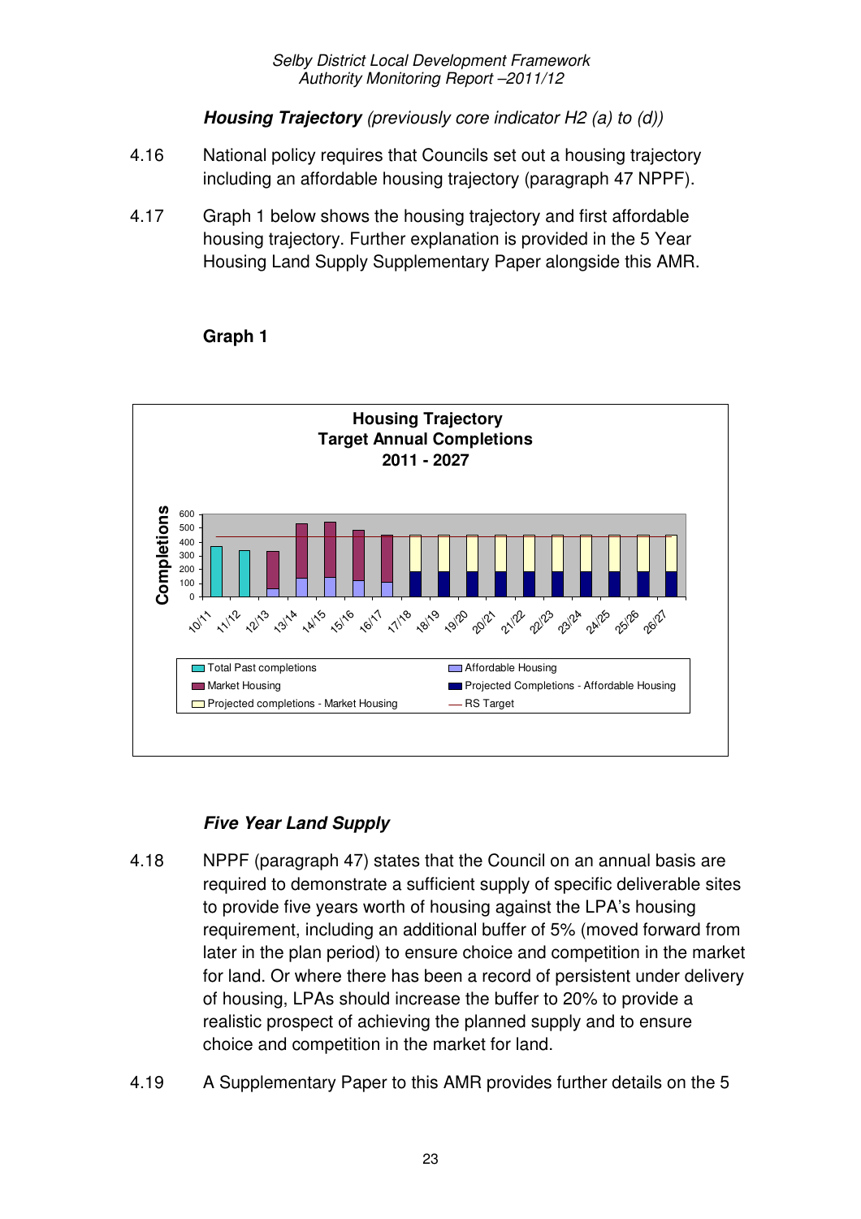***Housing Trajectory*** *(previously core indicator H2 (a) to (d))*

4.16 National policy requires that Councils set out a housing trajectory including an affordable housing trajectory (paragraph 47 NPPF).

4.17 Graph 1 below shows the housing trajectory and first affordable housing trajectory. Further explanation is provided in the 5 Year Housing Land Supply Supplementary Paper alongside this AMR.

**Graph 1**

**Housing Trajectory**
**Target Annual Completions**
**2011 - 2027**

***Five Year Land Supply***

4.18 NPPF (paragraph 47) states that the Council on an annual basis are required to demonstrate a sufficient supply of specific deliverable sites to provide five years worth of housing against the LPA's housing requirement, including an additional buffer of 5% (moved forward from later in the plan period) to ensure choice and competition in the market for land. Or where there has been a record of persistent under delivery of housing, LPAs should increase the buffer to 20% to provide a realistic prospect of achieving the planned supply and to ensure choice and competition in the market for land.

4.19 A Supplementary Paper to this AMR provides further details on the 5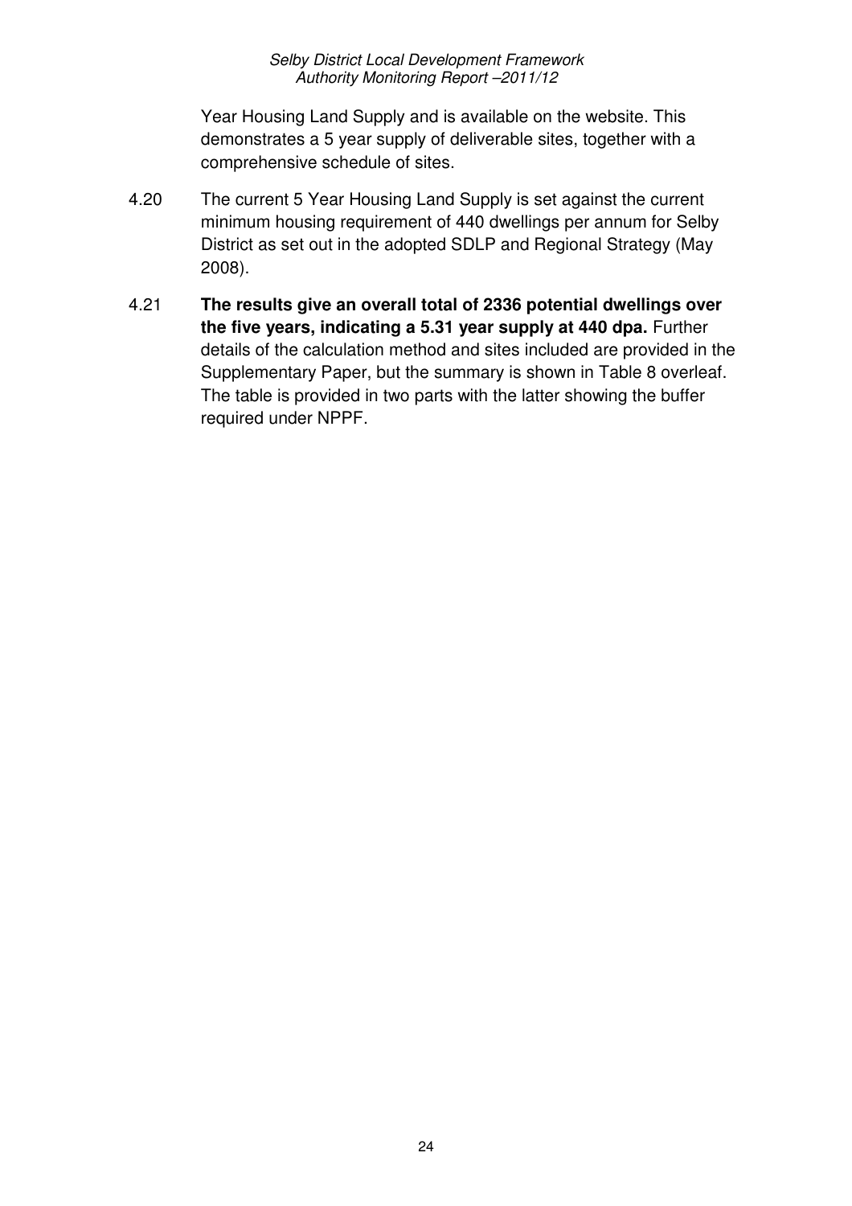Year Housing Land Supply and is available on the website. This demonstrates a 5 year supply of deliverable sites, together with a comprehensive schedule of sites.

4.20 The current 5 Year Housing Land Supply is set against the current minimum housing requirement of 440 dwellings per annum for Selby District as set out in the adopted SDLP and Regional Strategy (May 2008).

4.21 **The results give an overall total of 2336 potential dwellings over the five years, indicating a 5.31 year supply at 440 dpa.** Further details of the calculation method and sites included are provided in the Supplementary Paper, but the summary is shown in Table 8 overleaf. The table is provided in two parts with the latter showing the buffer required under NPPF.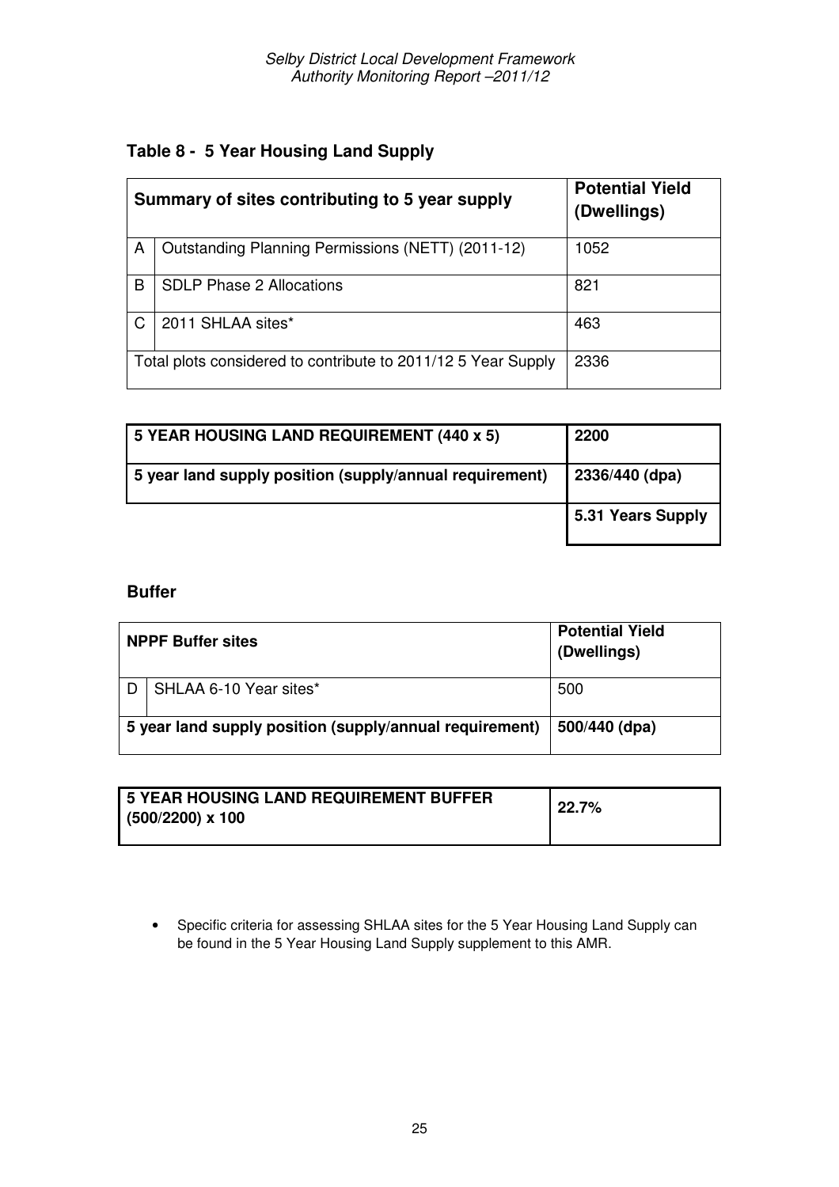### Table 8 - 5 Year Housing Land Supply

| | Summary of sites contributing to 5 year supply | Potential Yield (Dwellings) |
|---|---|---|
| A | Outstanding Planning Permissions (NETT) (2011-12) | 1052 |
| B | SDLP Phase 2 Allocations | 821 |
| C | 2011 SHLAA sites* | 463 |
| | Total plots considered to contribute to 2011/12 5 Year Supply | 2336 |

| **5 YEAR HOUSING LAND REQUIREMENT (440 x 5)** | **2200** |
|---|---|
| **5 year land supply position (supply/annual requirement)** | **2336/440 (dpa)** |
| | **5.31 Years Supply** |

### Buffer

| | NPPF Buffer sites | Potential Yield (Dwellings) |
|---|---|---|
| D | SHLAA 6-10 Year sites* | 500 |
| | **5 year land supply position (supply/annual requirement)** | **500/440 (dpa)** |

| **5 YEAR HOUSING LAND REQUIREMENT BUFFER (500/2200) x 100** | **22.7%** |
|---|---|

- Specific criteria for assessing SHLAA sites for the 5 Year Housing Land Supply can be found in the 5 Year Housing Land Supply supplement to this AMR.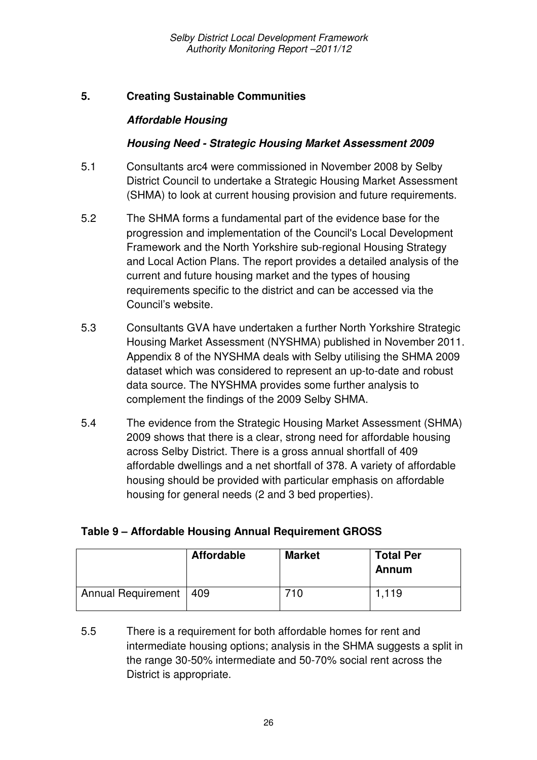## 5. Creating Sustainable Communities

### *Affordable Housing*

### *Housing Need - Strategic Housing Market Assessment 2009*

5.1 Consultants arc4 were commissioned in November 2008 by Selby District Council to undertake a Strategic Housing Market Assessment (SHMA) to look at current housing provision and future requirements.

5.2 The SHMA forms a fundamental part of the evidence base for the progression and implementation of the Council's Local Development Framework and the North Yorkshire sub-regional Housing Strategy and Local Action Plans. The report provides a detailed analysis of the current and future housing market and the types of housing requirements specific to the district and can be accessed via the Council's website.

5.3 Consultants GVA have undertaken a further North Yorkshire Strategic Housing Market Assessment (NYSHMA) published in November 2011. Appendix 8 of the NYSHMA deals with Selby utilising the SHMA 2009 dataset which was considered to represent an up-to-date and robust data source. The NYSHMA provides some further analysis to complement the findings of the 2009 Selby SHMA.

5.4 The evidence from the Strategic Housing Market Assessment (SHMA) 2009 shows that there is a clear, strong need for affordable housing across Selby District. There is a gross annual shortfall of 409 affordable dwellings and a net shortfall of 378. A variety of affordable housing should be provided with particular emphasis on affordable housing for general needs (2 and 3 bed properties).

**Table 9 – Affordable Housing Annual Requirement GROSS**

| | Affordable | Market | Total Per Annum |
|---|---|---|---|
| Annual Requirement | 409 | 710 | 1,119 |

5.5 There is a requirement for both affordable homes for rent and intermediate housing options; analysis in the SHMA suggests a split in the range 30-50% intermediate and 50-70% social rent across the District is appropriate.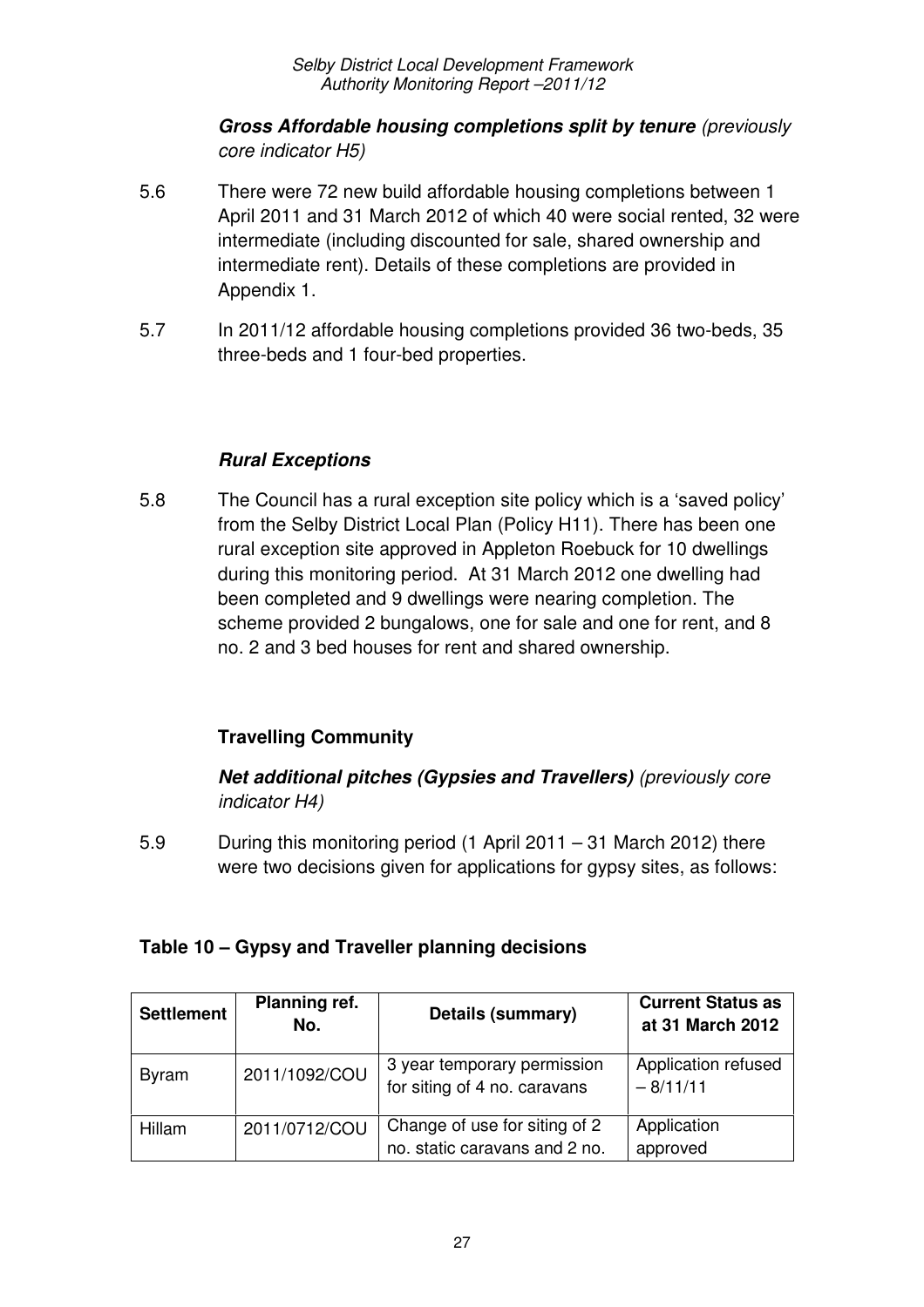***Gross Affordable housing completions split by tenure*** *(previously core indicator H5)*

5.6 There were 72 new build affordable housing completions between 1 April 2011 and 31 March 2012 of which 40 were social rented, 32 were intermediate (including discounted for sale, shared ownership and intermediate rent). Details of these completions are provided in Appendix 1.

5.7 In 2011/12 affordable housing completions provided 36 two-beds, 35 three-beds and 1 four-bed properties.

***Rural Exceptions***

5.8 The Council has a rural exception site policy which is a 'saved policy' from the Selby District Local Plan (Policy H11). There has been one rural exception site approved in Appleton Roebuck for 10 dwellings during this monitoring period. At 31 March 2012 one dwelling had been completed and 9 dwellings were nearing completion. The scheme provided 2 bungalows, one for sale and one for rent, and 8 no. 2 and 3 bed houses for rent and shared ownership.

**Travelling Community**

***Net additional pitches (Gypsies and Travellers)*** *(previously core indicator H4)*

5.9 During this monitoring period (1 April 2011 – 31 March 2012) there were two decisions given for applications for gypsy sites, as follows:

**Table 10 – Gypsy and Traveller planning decisions**

| Settlement | Planning ref. No. | Details (summary) | Current Status as at 31 March 2012 |
|---|---|---|---|
| Byram | 2011/1092/COU | 3 year temporary permission for siting of 4 no. caravans | Application refused – 8/11/11 |
| Hillam | 2011/0712/COU | Change of use for siting of 2 no. static caravans and 2 no. | Application approved |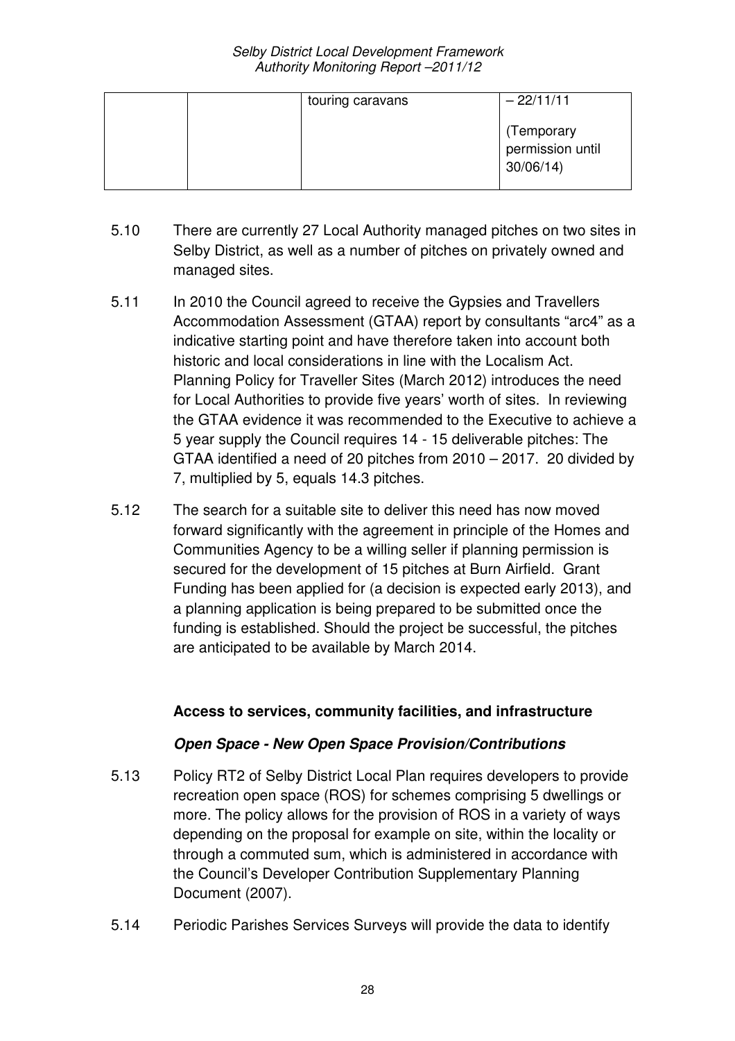|  |  | touring caravans | – 22/11/11<br><br>(Temporary permission until 30/06/14) |
|---|---|---|---|

5.10 There are currently 27 Local Authority managed pitches on two sites in Selby District, as well as a number of pitches on privately owned and managed sites.

5.11 In 2010 the Council agreed to receive the Gypsies and Travellers Accommodation Assessment (GTAA) report by consultants "arc4" as a indicative starting point and have therefore taken into account both historic and local considerations in line with the Localism Act. Planning Policy for Traveller Sites (March 2012) introduces the need for Local Authorities to provide five years' worth of sites. In reviewing the GTAA evidence it was recommended to the Executive to achieve a 5 year supply the Council requires 14 - 15 deliverable pitches: The GTAA identified a need of 20 pitches from 2010 – 2017. 20 divided by 7, multiplied by 5, equals 14.3 pitches.

5.12 The search for a suitable site to deliver this need has now moved forward significantly with the agreement in principle of the Homes and Communities Agency to be a willing seller if planning permission is secured for the development of 15 pitches at Burn Airfield. Grant Funding has been applied for (a decision is expected early 2013), and a planning application is being prepared to be submitted once the funding is established. Should the project be successful, the pitches are anticipated to be available by March 2014.

**Access to services, community facilities, and infrastructure**

***Open Space - New Open Space Provision/Contributions***

5.13 Policy RT2 of Selby District Local Plan requires developers to provide recreation open space (ROS) for schemes comprising 5 dwellings or more. The policy allows for the provision of ROS in a variety of ways depending on the proposal for example on site, within the locality or through a commuted sum, which is administered in accordance with the Council's Developer Contribution Supplementary Planning Document (2007).

5.14 Periodic Parishes Services Surveys will provide the data to identify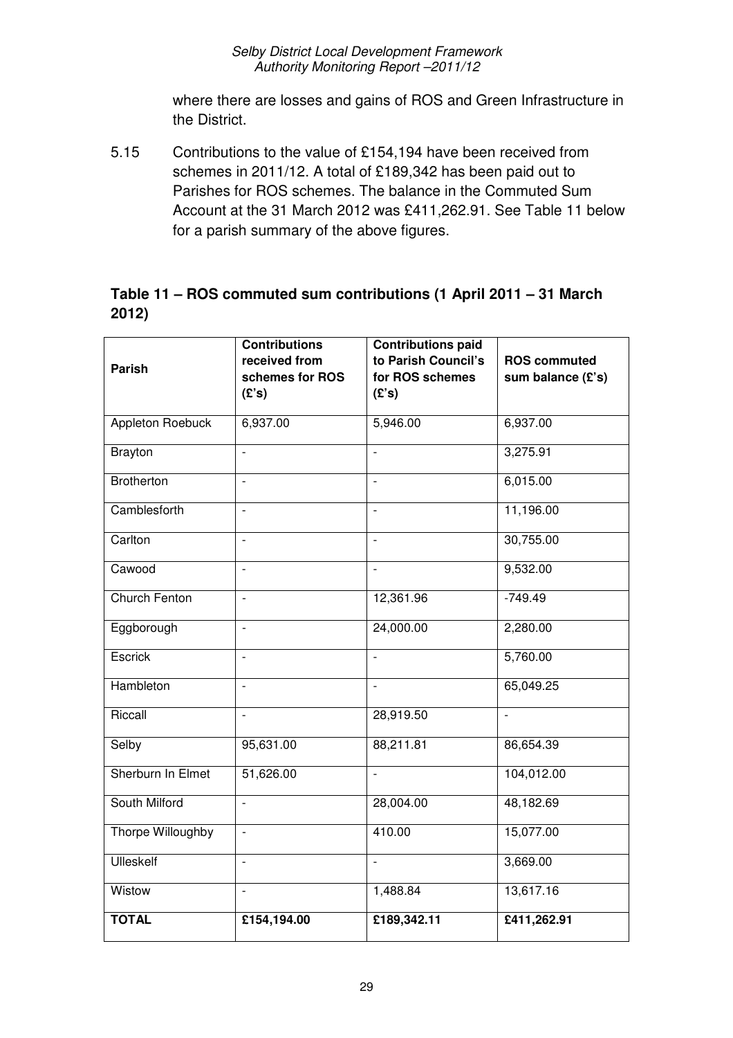where there are losses and gains of ROS and Green Infrastructure in the District.

5.15 Contributions to the value of £154,194 have been received from schemes in 2011/12. A total of £189,342 has been paid out to Parishes for ROS schemes. The balance in the Commuted Sum Account at the 31 March 2012 was £411,262.91. See Table 11 below for a parish summary of the above figures.

**Table 11 – ROS commuted sum contributions (1 April 2011 – 31 March 2012)**

| Parish | Contributions received from schemes for ROS (£'s) | Contributions paid to Parish Council's for ROS schemes (£'s) | ROS commuted sum balance (£'s) |
|---|---|---|---|
| Appleton Roebuck | 6,937.00 | 5,946.00 | 6,937.00 |
| Brayton | - | - | 3,275.91 |
| Brotherton | - | - | 6,015.00 |
| Camblesforth | - | - | 11,196.00 |
| Carlton | - | - | 30,755.00 |
| Cawood | - | - | 9,532.00 |
| Church Fenton | - | 12,361.96 | -749.49 |
| Eggborough | - | 24,000.00 | 2,280.00 |
| Escrick | - | - | 5,760.00 |
| Hambleton | - | - | 65,049.25 |
| Riccall | - | 28,919.50 | - |
| Selby | 95,631.00 | 88,211.81 | 86,654.39 |
| Sherburn In Elmet | 51,626.00 | - | 104,012.00 |
| South Milford | - | 28,004.00 | 48,182.69 |
| Thorpe Willoughby | - | 410.00 | 15,077.00 |
| Ulleskelf | - | - | 3,669.00 |
| Wistow | - | 1,488.84 | 13,617.16 |
| **TOTAL** | **£154,194.00** | **£189,342.11** | **£411,262.91** |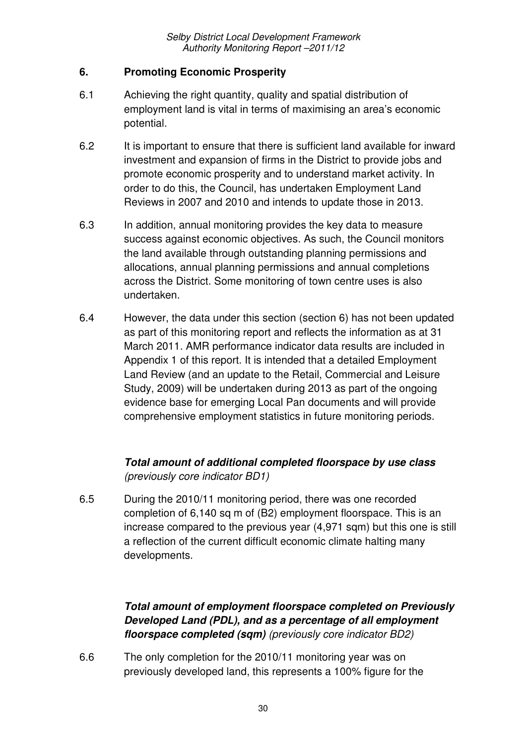## 6. Promoting Economic Prosperity

6.1 Achieving the right quantity, quality and spatial distribution of employment land is vital in terms of maximising an area's economic potential.

6.2 It is important to ensure that there is sufficient land available for inward investment and expansion of firms in the District to provide jobs and promote economic prosperity and to understand market activity. In order to do this, the Council, has undertaken Employment Land Reviews in 2007 and 2010 and intends to update those in 2013.

6.3 In addition, annual monitoring provides the key data to measure success against economic objectives. As such, the Council monitors the land available through outstanding planning permissions and allocations, annual planning permissions and annual completions across the District. Some monitoring of town centre uses is also undertaken.

6.4 However, the data under this section (section 6) has not been updated as part of this monitoring report and reflects the information as at 31 March 2011. AMR performance indicator data results are included in Appendix 1 of this report. It is intended that a detailed Employment Land Review (and an update to the Retail, Commercial and Leisure Study, 2009) will be undertaken during 2013 as part of the ongoing evidence base for emerging Local Pan documents and will provide comprehensive employment statistics in future monitoring periods.

***Total amount of additional completed floorspace by use class*** *(previously core indicator BD1)*

6.5 During the 2010/11 monitoring period, there was one recorded completion of 6,140 sq m of (B2) employment floorspace. This is an increase compared to the previous year (4,971 sqm) but this one is still a reflection of the current difficult economic climate halting many developments.

***Total amount of employment floorspace completed on Previously Developed Land (PDL), and as a percentage of all employment floorspace completed (sqm)*** *(previously core indicator BD2)*

6.6 The only completion for the 2010/11 monitoring year was on previously developed land, this represents a 100% figure for the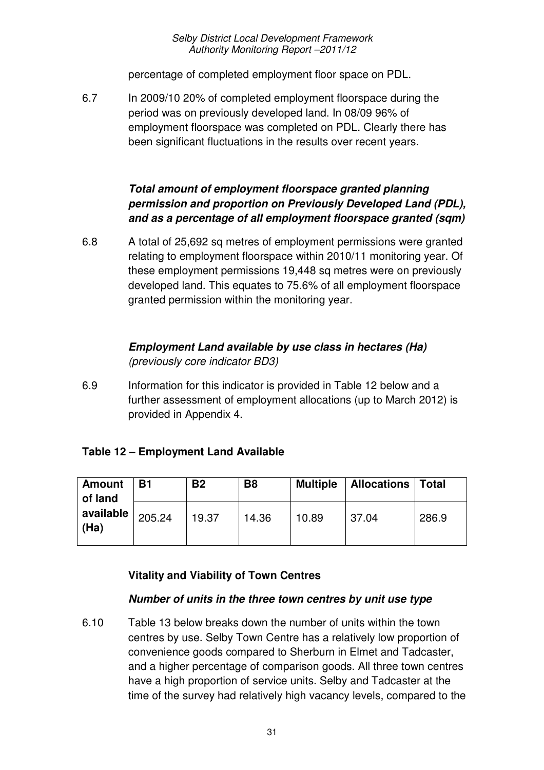percentage of completed employment floor space on PDL.

6.7 In 2009/10 20% of completed employment floorspace during the period was on previously developed land. In 08/09 96% of employment floorspace was completed on PDL. Clearly there has been significant fluctuations in the results over recent years.

***Total amount of employment floorspace granted planning permission and proportion on Previously Developed Land (PDL), and as a percentage of all employment floorspace granted (sqm)***

6.8 A total of 25,692 sq metres of employment permissions were granted relating to employment floorspace within 2010/11 monitoring year. Of these employment permissions 19,448 sq metres were on previously developed land. This equates to 75.6% of all employment floorspace granted permission within the monitoring year.

***Employment Land available by use class in hectares (Ha)***
*(previously core indicator BD3)*

6.9 Information for this indicator is provided in Table 12 below and a further assessment of employment allocations (up to March 2012) is provided in Appendix 4.

**Table 12 – Employment Land Available**

| Amount of land available (Ha) | B1 | B2 | B8 | Multiple | Allocations | Total |
|---|---|---|---|---|---|---|
| | 205.24 | 19.37 | 14.36 | 10.89 | 37.04 | 286.9 |

**Vitality and Viability of Town Centres**

***Number of units in the three town centres by unit use type***

6.10 Table 13 below breaks down the number of units within the town centres by use. Selby Town Centre has a relatively low proportion of convenience goods compared to Sherburn in Elmet and Tadcaster, and a higher percentage of comparison goods. All three town centres have a high proportion of service units. Selby and Tadcaster at the time of the survey had relatively high vacancy levels, compared to the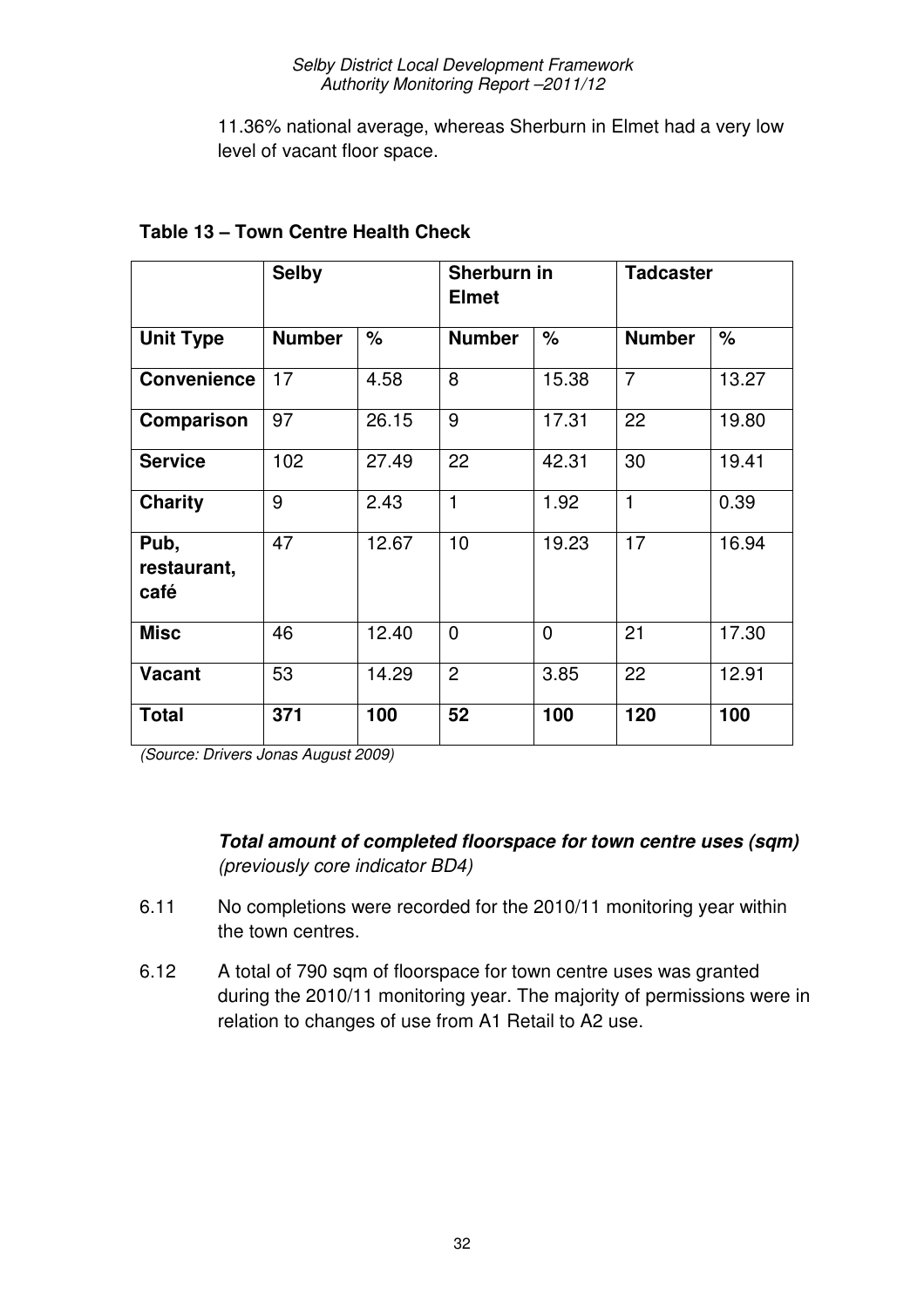11.36% national average, whereas Sherburn in Elmet had a very low level of vacant floor space.

**Table 13 – Town Centre Health Check**

| | **Selby** | | **Sherburn in Elmet** | | **Tadcaster** | |
|---|---|---|---|---|---|---|
| **Unit Type** | **Number** | **%** | **Number** | **%** | **Number** | **%** |
| **Convenience** | 17 | 4.58 | 8 | 15.38 | 7 | 13.27 |
| **Comparison** | 97 | 26.15 | 9 | 17.31 | 22 | 19.80 |
| **Service** | 102 | 27.49 | 22 | 42.31 | 30 | 19.41 |
| **Charity** | 9 | 2.43 | 1 | 1.92 | 1 | 0.39 |
| **Pub, restaurant, café** | 47 | 12.67 | 10 | 19.23 | 17 | 16.94 |
| **Misc** | 46 | 12.40 | 0 | 0 | 21 | 17.30 |
| **Vacant** | 53 | 14.29 | 2 | 3.85 | 22 | 12.91 |
| **Total** | **371** | **100** | **52** | **100** | **120** | **100** |

*(Source: Drivers Jonas August 2009)*

***Total amount of completed floorspace for town centre uses (sqm)*** *(previously core indicator BD4)*

6.11 No completions were recorded for the 2010/11 monitoring year within the town centres.

6.12 A total of 790 sqm of floorspace for town centre uses was granted during the 2010/11 monitoring year. The majority of permissions were in relation to changes of use from A1 Retail to A2 use.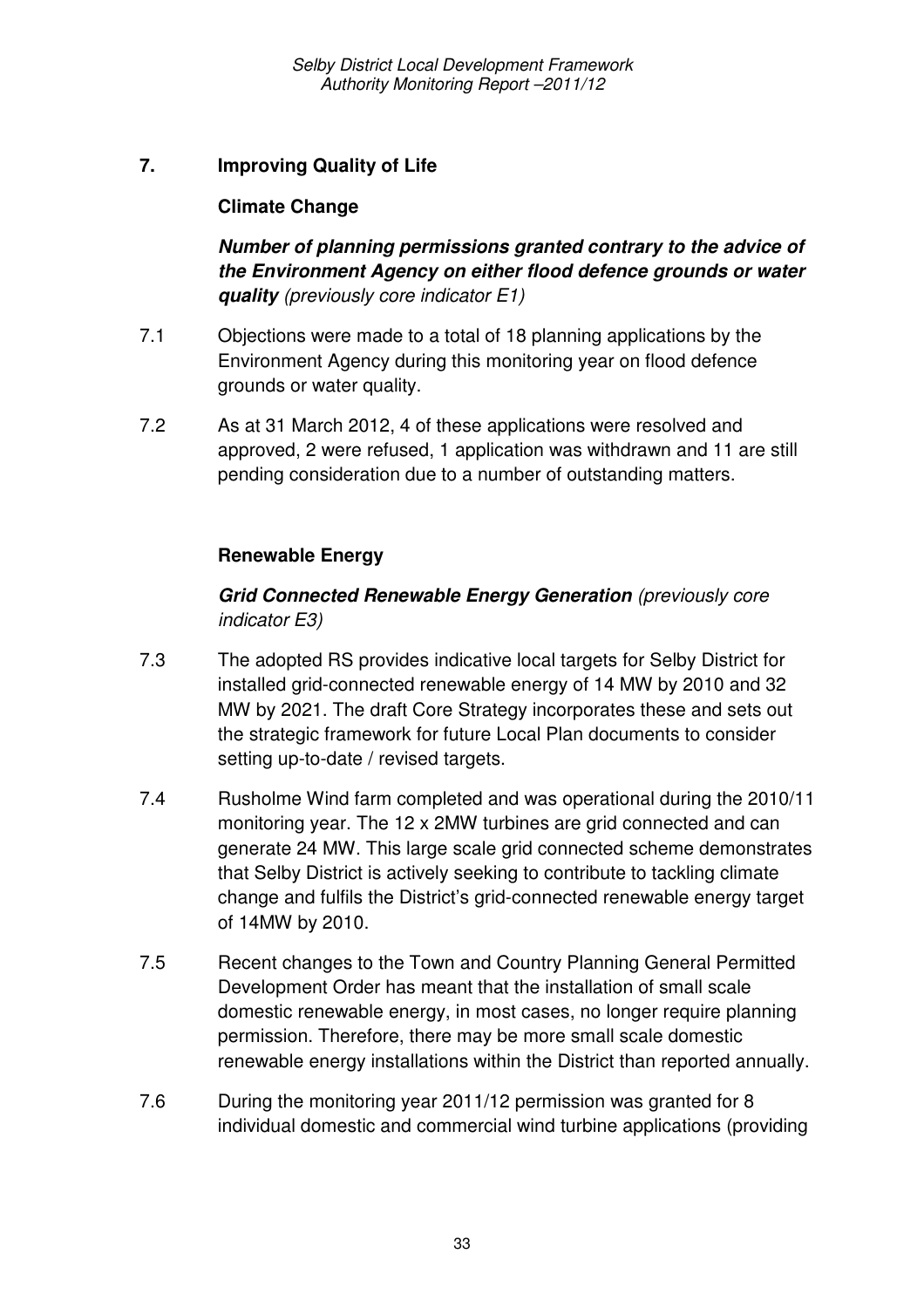## 7. Improving Quality of Life

### Climate Change

***Number of planning permissions granted contrary to the advice of the Environment Agency on either flood defence grounds or water quality*** *(previously core indicator E1)*

7.1 Objections were made to a total of 18 planning applications by the Environment Agency during this monitoring year on flood defence grounds or water quality.

7.2 As at 31 March 2012, 4 of these applications were resolved and approved, 2 were refused, 1 application was withdrawn and 11 are still pending consideration due to a number of outstanding matters.

### Renewable Energy

***Grid Connected Renewable Energy Generation*** *(previously core indicator E3)*

7.3 The adopted RS provides indicative local targets for Selby District for installed grid-connected renewable energy of 14 MW by 2010 and 32 MW by 2021. The draft Core Strategy incorporates these and sets out the strategic framework for future Local Plan documents to consider setting up-to-date / revised targets.

7.4 Rusholme Wind farm completed and was operational during the 2010/11 monitoring year. The 12 x 2MW turbines are grid connected and can generate 24 MW. This large scale grid connected scheme demonstrates that Selby District is actively seeking to contribute to tackling climate change and fulfils the District's grid-connected renewable energy target of 14MW by 2010.

7.5 Recent changes to the Town and Country Planning General Permitted Development Order has meant that the installation of small scale domestic renewable energy, in most cases, no longer require planning permission. Therefore, there may be more small scale domestic renewable energy installations within the District than reported annually.

7.6 During the monitoring year 2011/12 permission was granted for 8 individual domestic and commercial wind turbine applications (providing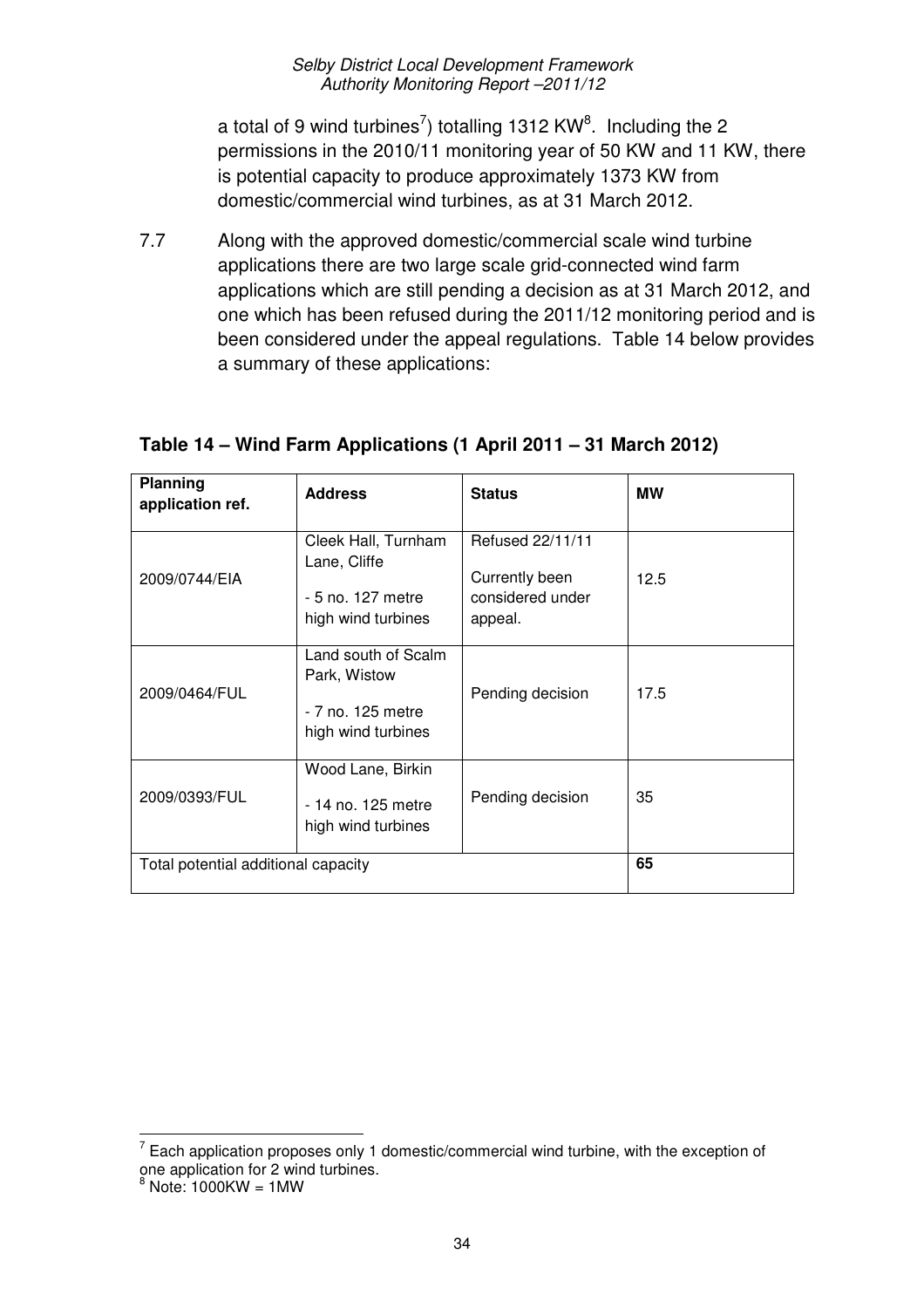a total of 9 wind turbines[7]) totalling 1312 KW[8]. Including the 2 permissions in the 2010/11 monitoring year of 50 KW and 11 KW, there is potential capacity to produce approximately 1373 KW from domestic/commercial wind turbines, as at 31 March 2012.

7.7 Along with the approved domestic/commercial scale wind turbine applications there are two large scale grid-connected wind farm applications which are still pending a decision as at 31 March 2012, and one which has been refused during the 2011/12 monitoring period and is been considered under the appeal regulations. Table 14 below provides a summary of these applications:

**Table 14 – Wind Farm Applications (1 April 2011 – 31 March 2012)**

| Planning application ref. | Address | Status | MW |
|---|---|---|---|
| 2009/0744/EIA | Cleek Hall, Turnham Lane, Cliffe<br>- 5 no. 127 metre high wind turbines | Refused 22/11/11<br>Currently been considered under appeal. | 12.5 |
| 2009/0464/FUL | Land south of Scalm Park, Wistow<br>- 7 no. 125 metre high wind turbines | Pending decision | 17.5 |
| 2009/0393/FUL | Wood Lane, Birkin<br>- 14 no. 125 metre high wind turbines | Pending decision | 35 |
| Total potential additional capacity | | | **65** |

---

[7] Each application proposes only 1 domestic/commercial wind turbine, with the exception of one application for 2 wind turbines.

[8] Note: 1000KW = 1MW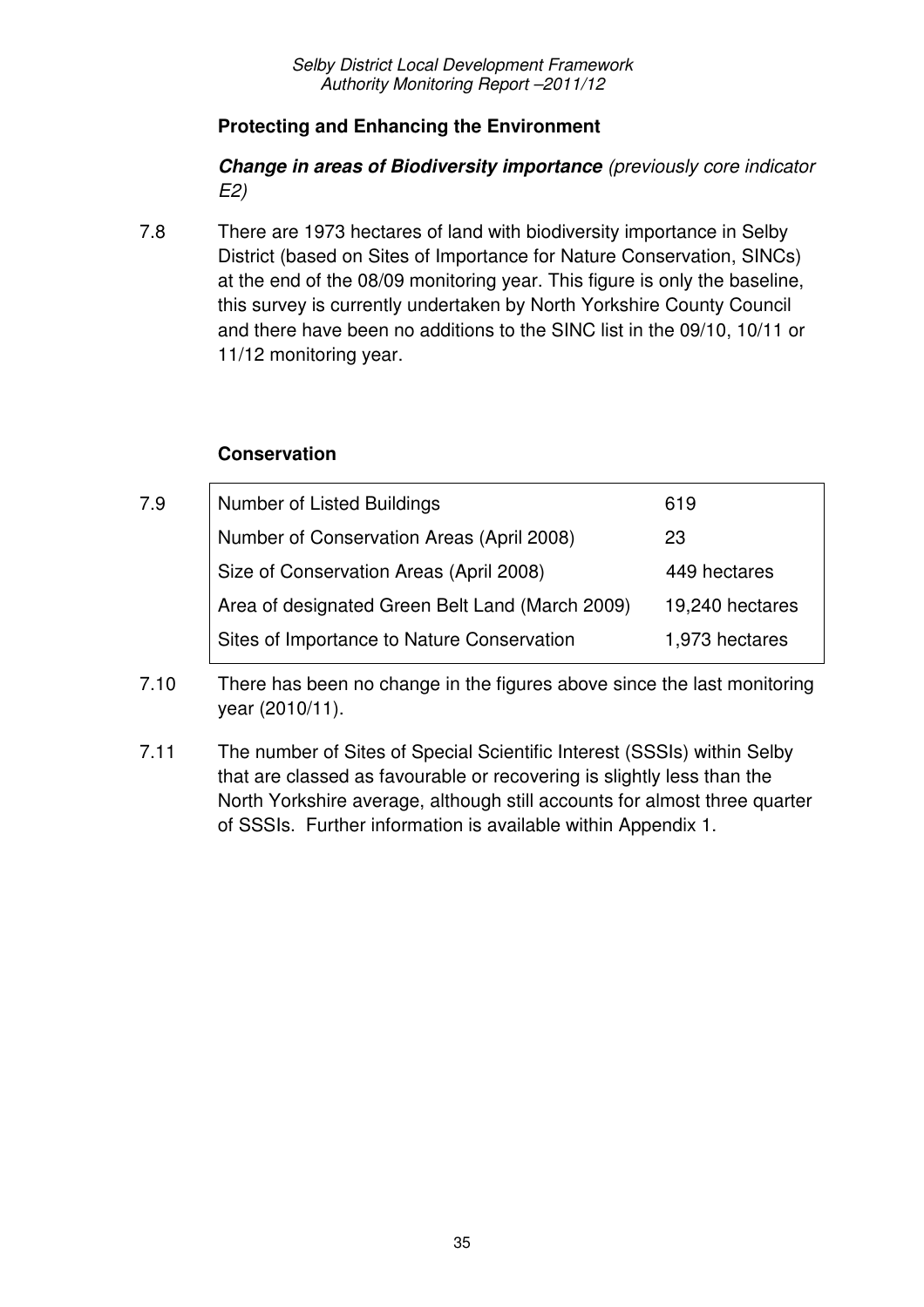### Protecting and Enhancing the Environment

***Change in areas of Biodiversity importance*** *(previously core indicator E2)*

7.8 There are 1973 hectares of land with biodiversity importance in Selby District (based on Sites of Importance for Nature Conservation, SINCs) at the end of the 08/09 monitoring year. This figure is only the baseline, this survey is currently undertaken by North Yorkshire County Council and there have been no additions to the SINC list in the 09/10, 10/11 or 11/12 monitoring year.

### Conservation

7.9

| | |
|---|---|
| Number of Listed Buildings | 619 |
| Number of Conservation Areas (April 2008) | 23 |
| Size of Conservation Areas (April 2008) | 449 hectares |
| Area of designated Green Belt Land (March 2009) | 19,240 hectares |
| Sites of Importance to Nature Conservation | 1,973 hectares |

7.10 There has been no change in the figures above since the last monitoring year (2010/11).

7.11 The number of Sites of Special Scientific Interest (SSSIs) within Selby that are classed as favourable or recovering is slightly less than the North Yorkshire average, although still accounts for almost three quarter of SSSIs. Further information is available within Appendix 1.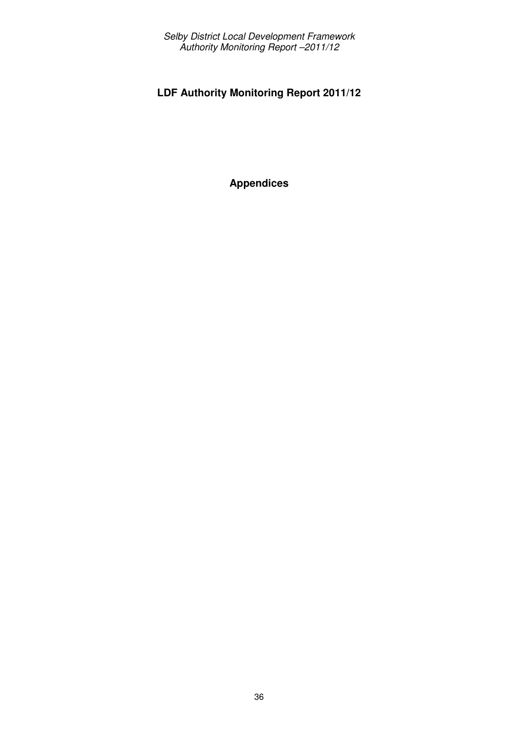# LDF Authority Monitoring Report 2011/12

## Appendices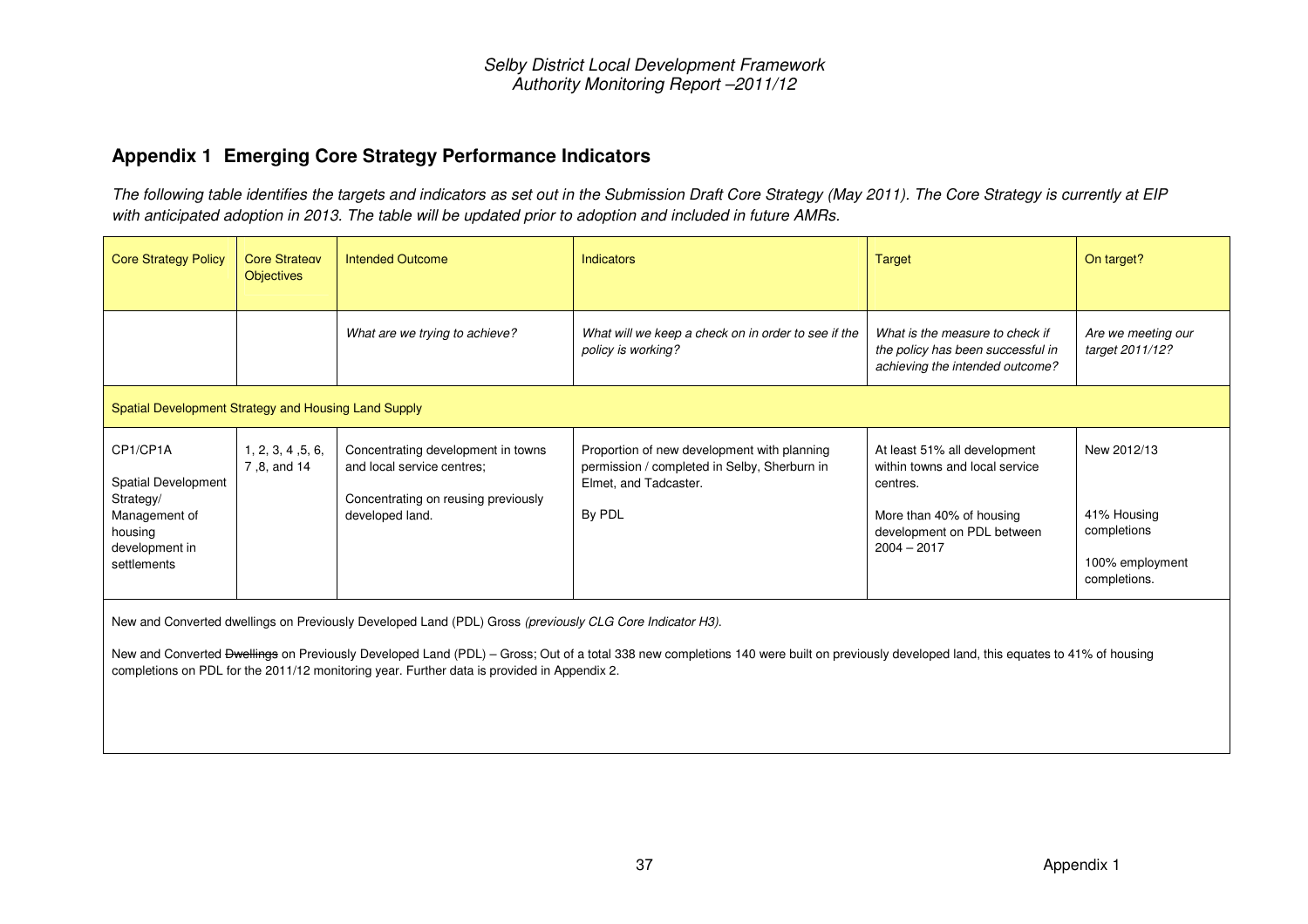## Appendix 1 Emerging Core Strategy Performance Indicators

*The following table identifies the targets and indicators as set out in the Submission Draft Core Strategy (May 2011). The Core Strategy is currently at EIP with anticipated adoption in 2013. The table will be updated prior to adoption and included in future AMRs.*

| Core Strategy Policy | Core Strategy Objectives | Intended Outcome | Indicators | Target | On target? |
|---|---|---|---|---|---|
| | | *What are we trying to achieve?* | *What will we keep a check on in order to see if the policy is working?* | *What is the measure to check if the policy has been successful in achieving the intended outcome?* | *Are we meeting our target 2011/12?* |
| Spatial Development Strategy and Housing Land Supply | | | | | |
| CP1/CP1A<br><br>Spatial Development Strategy/ Management of housing development in settlements | 1, 2, 3, 4 ,5, 6, 7 ,8, and 14 | Concentrating development in towns and local service centres;<br><br>Concentrating on reusing previously developed land. | Proportion of new development with planning permission / completed in Selby, Sherburn in Elmet, and Tadcaster.<br><br>By PDL | At least 51% all development within towns and local service centres.<br><br>More than 40% of housing development on PDL between 2004 – 2017 | New 2012/13<br><br>41% Housing completions<br><br>100% employment completions. |
| New and Converted dwellings on Previously Developed Land (PDL) Gross *(previously CLG Core Indicator H3).*<br><br>New and Converted ~~Dwellings~~ on Previously Developed Land (PDL) – Gross; Out of a total 338 new completions 140 were built on previously developed land, this equates to 41% of housing completions on PDL for the 2011/12 monitoring year. Further data is provided in Appendix 2. | | | | | |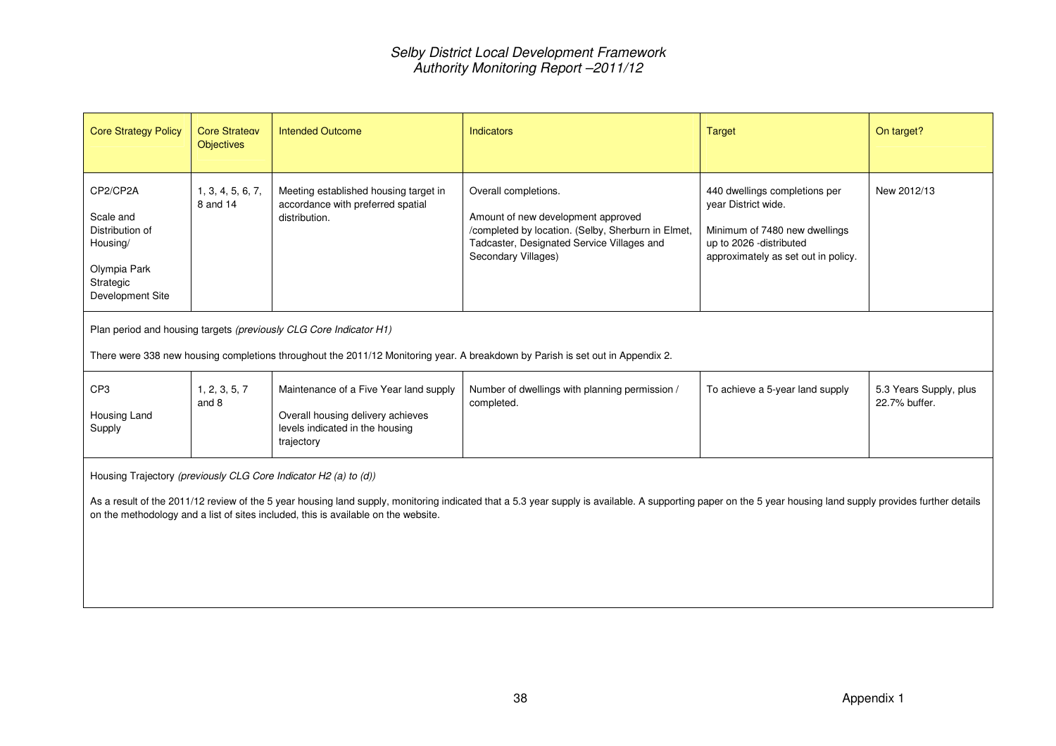| Core Strategy Policy | Core Strategy Objectives | Intended Outcome | Indicators | Target | On target? |
|---|---|---|---|---|---|
| CP2/CP2A<br><br>Scale and Distribution of Housing/<br><br>Olympia Park Strategic Development Site | 1, 3, 4, 5, 6, 7, 8 and 14 | Meeting established housing target in accordance with preferred spatial distribution. | Overall completions.<br><br>Amount of new development approved /completed by location. (Selby, Sherburn in Elmet, Tadcaster, Designated Service Villages and Secondary Villages) | 440 dwellings completions per year District wide.<br><br>Minimum of 7480 new dwellings up to 2026 -distributed approximately as set out in policy. | New 2012/13 |
| Plan period and housing targets *(previously CLG Core Indicator H1)*<br><br>There were 338 new housing completions throughout the 2011/12 Monitoring year. A breakdown by Parish is set out in Appendix 2. | | | | | |
| CP3<br><br>Housing Land Supply | 1, 2, 3, 5, 7 and 8 | Maintenance of a Five Year land supply<br><br>Overall housing delivery achieves levels indicated in the housing trajectory | Number of dwellings with planning permission / completed. | To achieve a 5-year land supply | 5.3 Years Supply, plus 22.7% buffer. |
| Housing Trajectory *(previously CLG Core Indicator H2 (a) to (d))*<br><br>As a result of the 2011/12 review of the 5 year housing land supply, monitoring indicated that a 5.3 year supply is available. A supporting paper on the 5 year housing land supply provides further details on the methodology and a list of sites included, this is available on the website. | | | | | |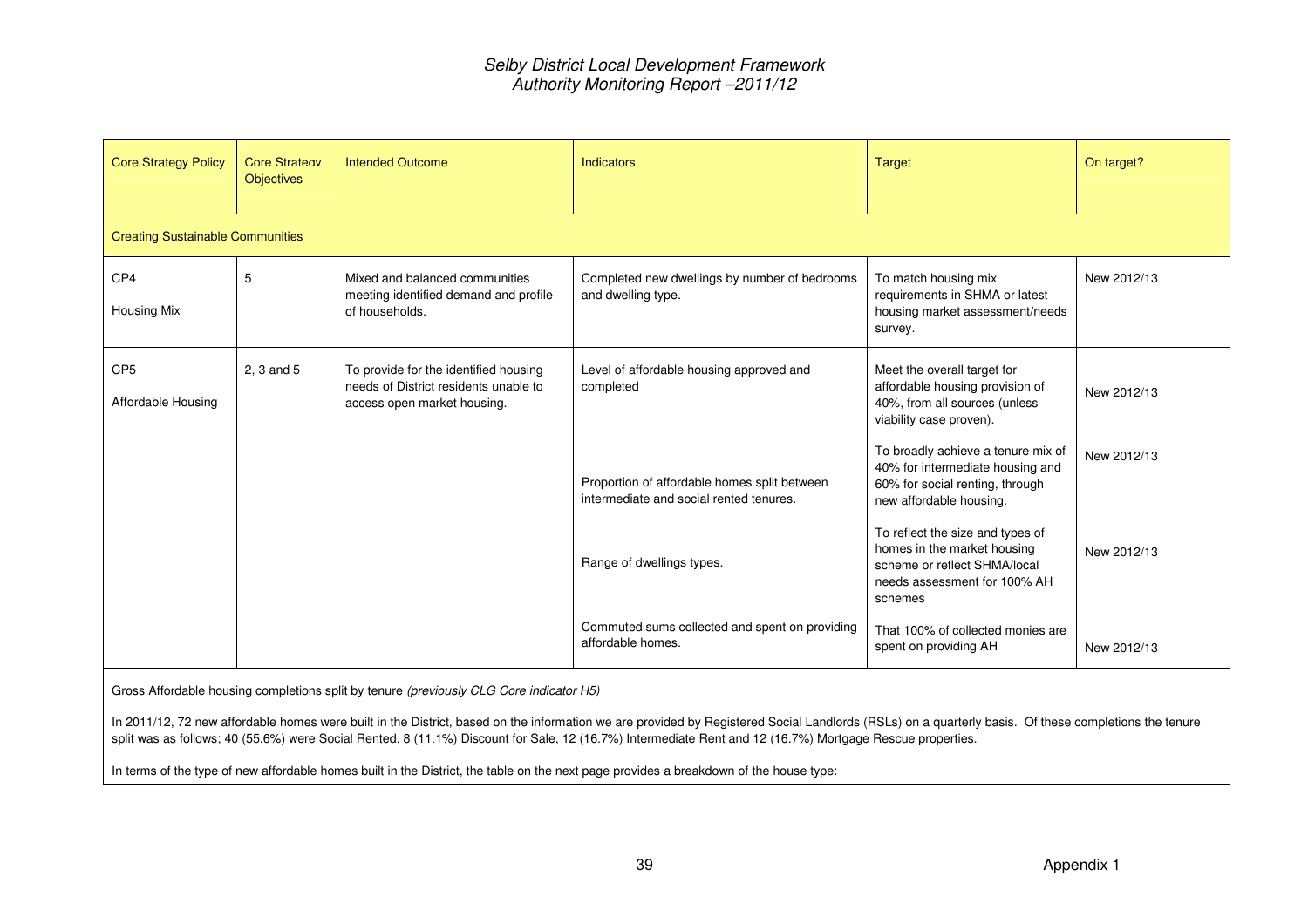| Core Strategy Policy | Core Strategy Objectives | Intended Outcome | Indicators | Target | On target? |
|---|---|---|---|---|---|
| **Creating Sustainable Communities** | | | | | |
| CP4<br>Housing Mix | 5 | Mixed and balanced communities meeting identified demand and profile of households. | Completed new dwellings by number of bedrooms and dwelling type. | To match housing mix requirements in SHMA or latest housing market assessment/needs survey. | New 2012/13 |
| CP5<br>Affordable Housing | 2, 3 and 5 | To provide for the identified housing needs of District residents unable to access open market housing. | Level of affordable housing approved and completed | Meet the overall target for affordable housing provision of 40%, from all sources (unless viability case proven). | New 2012/13 |
| | | | Proportion of affordable homes split between intermediate and social rented tenures. | To broadly achieve a tenure mix of 40% for intermediate housing and 60% for social renting, through new affordable housing. | New 2012/13 |
| | | | Range of dwellings types. | To reflect the size and types of homes in the market housing scheme or reflect SHMA/local needs assessment for 100% AH schemes | New 2012/13 |
| | | | Commuted sums collected and spent on providing affordable homes. | That 100% of collected monies are spent on providing AH | New 2012/13 |

Gross Affordable housing completions split by tenure *(previously CLG Core indicator H5)*

In 2011/12, 72 new affordable homes were built in the District, based on the information we are provided by Registered Social Landlords (RSLs) on a quarterly basis. Of these completions the tenure split was as follows; 40 (55.6%) were Social Rented, 8 (11.1%) Discount for Sale, 12 (16.7%) Intermediate Rent and 12 (16.7%) Mortgage Rescue properties.

In terms of the type of new affordable homes built in the District, the table on the next page provides a breakdown of the house type: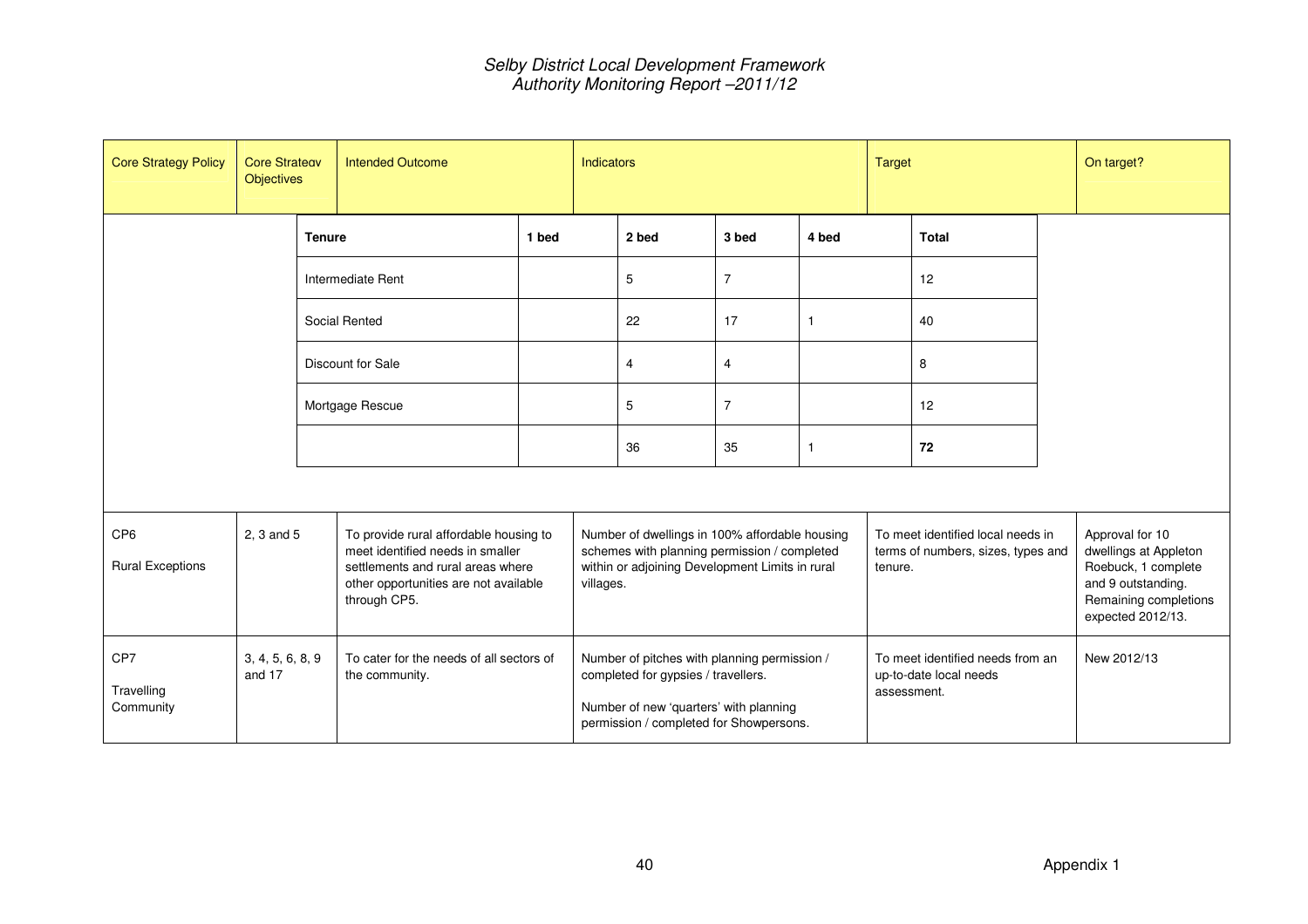| Core Strategy Policy | Core Strategy Objectives | Intended Outcome | Indicators | Target | On target? |
|---|---|---|---|---|---|

| Tenure | 1 bed | 2 bed | 3 bed | 4 bed | Total |
|---|---|---|---|---|---|
| Intermediate Rent | | 5 | 7 | | 12 |
| Social Rented | | 22 | 17 | 1 | 40 |
| Discount for Sale | | 4 | 4 | | 8 |
| Mortgage Rescue | | 5 | 7 | | 12 |
| | | 36 | 35 | 1 | **72** |

| Core Strategy Policy | Core Strategy Objectives | Intended Outcome | Indicators | Target | On target? |
|---|---|---|---|---|---|
| CP6<br>Rural Exceptions | 2, 3 and 5 | To provide rural affordable housing to meet identified needs in smaller settlements and rural areas where other opportunities are not available through CP5. | Number of dwellings in 100% affordable housing schemes with planning permission / completed within or adjoining Development Limits in rural villages. | To meet identified local needs in terms of numbers, sizes, types and tenure. | Approval for 10 dwellings at Appleton Roebuck, 1 complete and 9 outstanding. Remaining completions expected 2012/13. |
| CP7<br>Travelling Community | 3, 4, 5, 6, 8, 9 and 17 | To cater for the needs of all sectors of the community. | Number of pitches with planning permission / completed for gypsies / travellers.<br><br>Number of new 'quarters' with planning permission / completed for Showpersons. | To meet identified needs from an up-to-date local needs assessment. | New 2012/13 |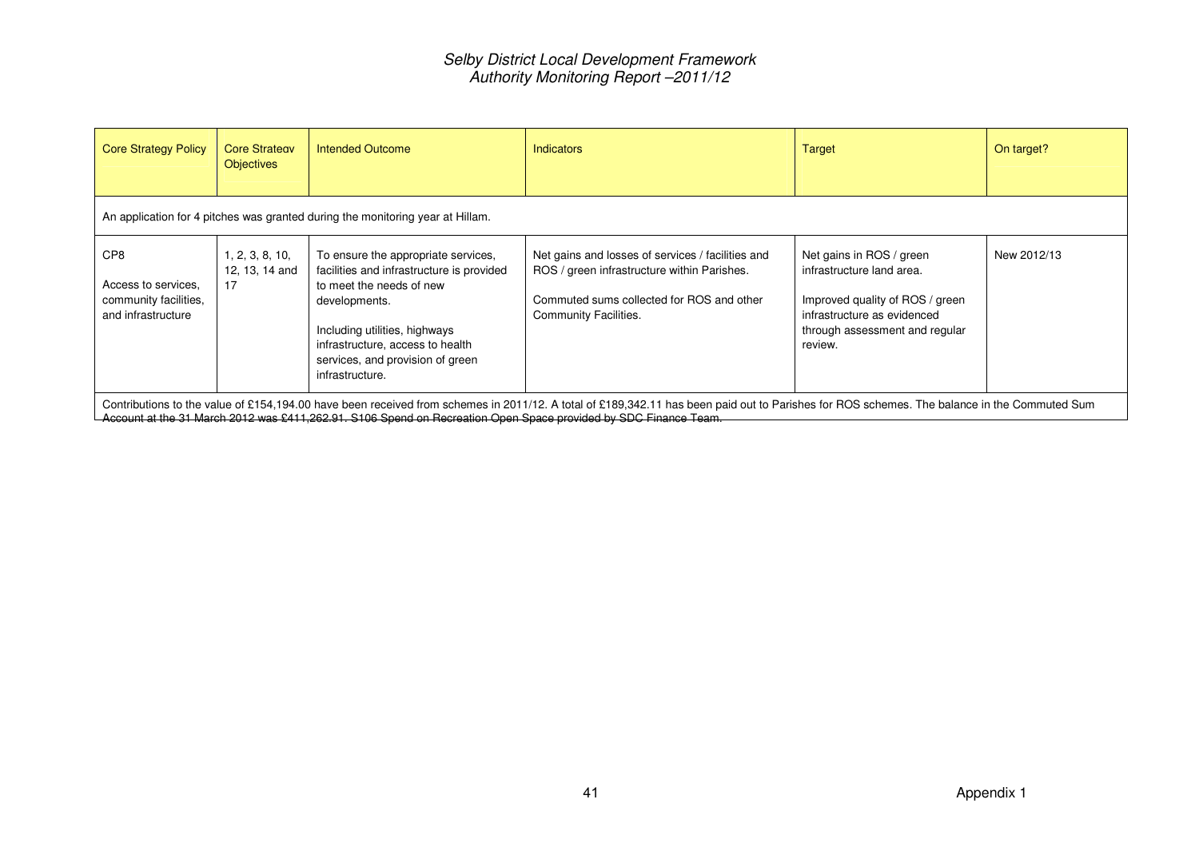| Core Strategy Policy | Core Strategy Objectives | Intended Outcome | Indicators | Target | On target? |
|---|---|---|---|---|---|
| An application for 4 pitches was granted during the monitoring year at Hillam. | | | | | |
| CP8<br><br>Access to services, community facilities, and infrastructure | 1, 2, 3, 8, 10, 12, 13, 14 and 17 | To ensure the appropriate services, facilities and infrastructure is provided to meet the needs of new developments.<br><br>Including utilities, highways infrastructure, access to health services, and provision of green infrastructure. | Net gains and losses of services / facilities and ROS / green infrastructure within Parishes.<br><br>Commuted sums collected for ROS and other Community Facilities. | Net gains in ROS / green infrastructure land area.<br><br>Improved quality of ROS / green infrastructure as evidenced through assessment and regular review. | New 2012/13 |
| Contributions to the value of £154,194.00 have been received from schemes in 2011/12. A total of £189,342.11 has been paid out to Parishes for ROS schemes. The balance in the Commuted Sum Account at the 31 March 2012 was £411,262.91. S106 Spend on Recreation Open Space provided by SDC Finance Team. | | | | | |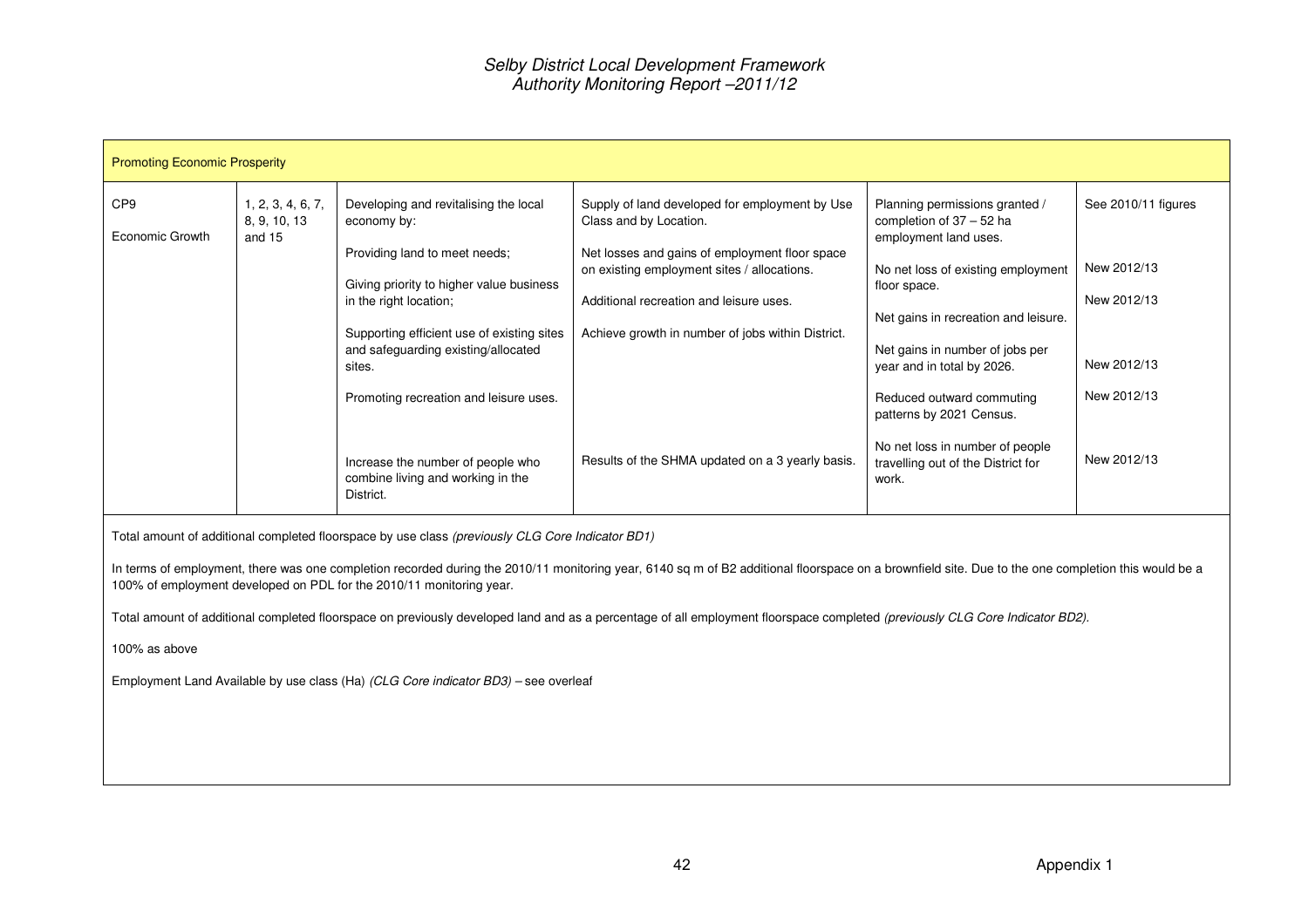| Promoting Economic Prosperity | | | | | |
|---|---|---|---|---|---|
| CP9<br><br>Economic Growth | 1, 2, 3, 4, 6, 7, 8, 9, 10, 13 and 15 | Developing and revitalising the local economy by:<br><br>Providing land to meet needs;<br><br>Giving priority to higher value business in the right location;<br><br>Supporting efficient use of existing sites and safeguarding existing/allocated sites.<br><br>Promoting recreation and leisure uses. | Supply of land developed for employment by Use Class and by Location.<br><br>Net losses and gains of employment floor space on existing employment sites / allocations.<br><br>Additional recreation and leisure uses.<br><br>Achieve growth in number of jobs within District. | Planning permissions granted / completion of 37 – 52 ha employment land uses.<br><br>No net loss of existing employment floor space.<br><br>Net gains in recreation and leisure.<br><br>Net gains in number of jobs per year and in total by 2026.<br><br>Reduced outward commuting patterns by 2021 Census. | See 2010/11 figures<br><br>New 2012/13<br><br>New 2012/13<br><br>New 2012/13<br><br>New 2012/13 |
| | | Increase the number of people who combine living and working in the District. | Results of the SHMA updated on a 3 yearly basis. | No net loss in number of people travelling out of the District for work. | New 2012/13 |

Total amount of additional completed floorspace by use class *(previously CLG Core Indicator BD1)*

In terms of employment, there was one completion recorded during the 2010/11 monitoring year, 6140 sq m of B2 additional floorspace on a brownfield site. Due to the one completion this would be a 100% of employment developed on PDL for the 2010/11 monitoring year.

Total amount of additional completed floorspace on previously developed land and as a percentage of all employment floorspace completed *(previously CLG Core Indicator BD2).*

100% as above

Employment Land Available by use class (Ha) *(CLG Core indicator BD3)* – see overleaf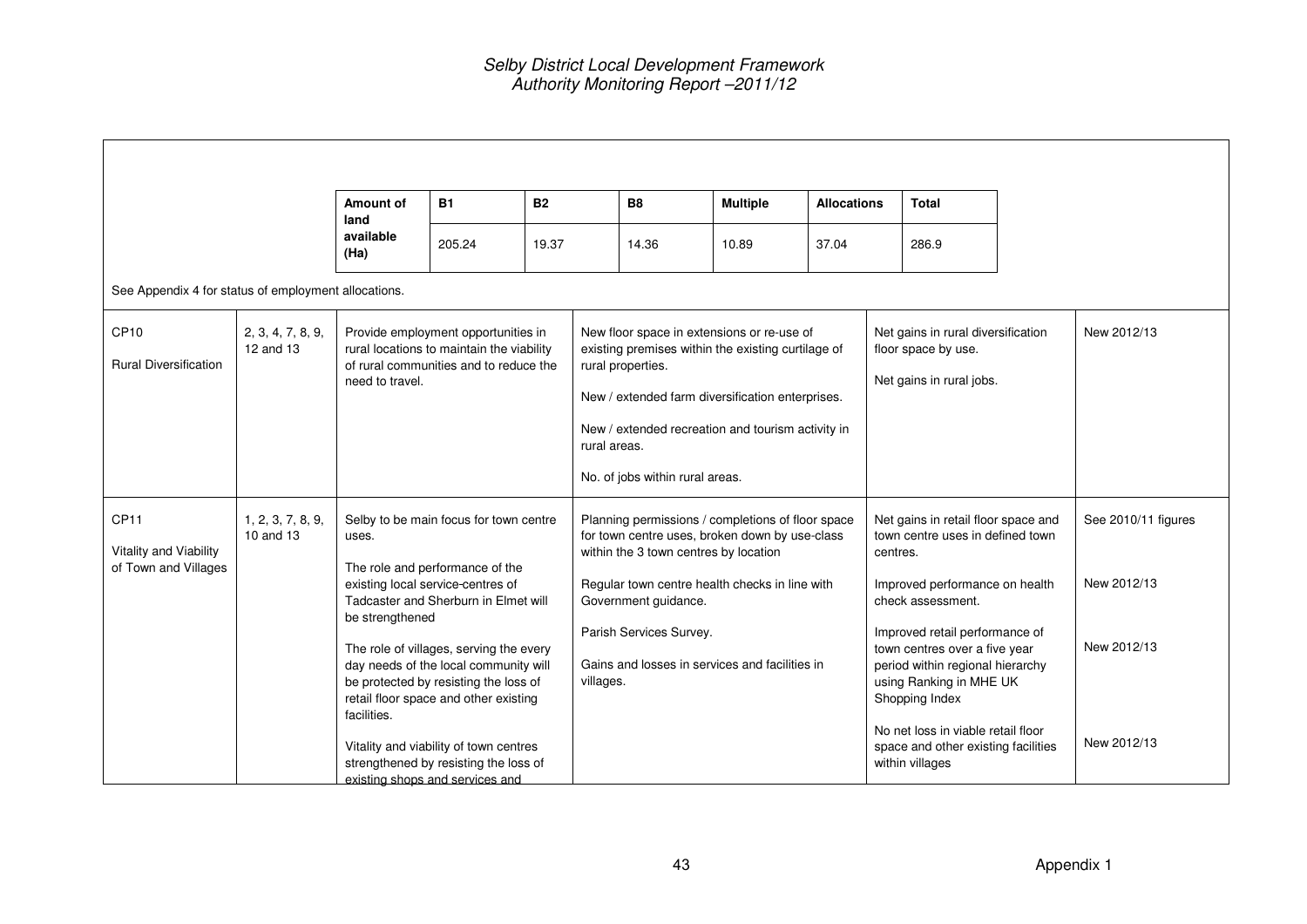| Amount of land available (Ha) | B1 | B2 | B8 | Multiple | Allocations | Total |
|---|---|---|---|---|---|---|
| | 205.24 | 19.37 | 14.36 | 10.89 | 37.04 | 286.9 |

See Appendix 4 for status of employment allocations.

| | | | | | |
|---|---|---|---|---|---|
| CP10<br><br>Rural Diversification | 2, 3, 4, 7, 8, 9, 12 and 13 | Provide employment opportunities in rural locations to maintain the viability of rural communities and to reduce the need to travel. | New floor space in extensions or re-use of existing premises within the existing curtilage of rural properties.<br><br>New / extended farm diversification enterprises.<br><br>New / extended recreation and tourism activity in rural areas.<br><br>No. of jobs within rural areas. | Net gains in rural diversification floor space by use.<br><br>Net gains in rural jobs. | New 2012/13 |
| CP11<br><br>Vitality and Viability of Town and Villages | 1, 2, 3, 7, 8, 9, 10 and 13 | Selby to be main focus for town centre uses.<br><br>The role and performance of the existing local service-centres of Tadcaster and Sherburn in Elmet will be strengthened<br><br>The role of villages, serving the every day needs of the local community will be protected by resisting the loss of retail floor space and other existing facilities.<br><br>Vitality and viability of town centres strengthened by resisting the loss of existing shops and services and | Planning permissions / completions of floor space for town centre uses, broken down by use-class within the 3 town centres by location<br><br>Regular town centre health checks in line with Government guidance.<br><br>Parish Services Survey.<br><br>Gains and losses in services and facilities in villages. | Net gains in retail floor space and town centre uses in defined town centres.<br><br>Improved performance on health check assessment.<br><br>Improved retail performance of town centres over a five year period within regional hierarchy using Ranking in MHE UK Shopping Index<br><br>No net loss in viable retail floor space and other existing facilities within villages | See 2010/11 figures<br><br>New 2012/13<br><br>New 2012/13<br><br>New 2012/13 |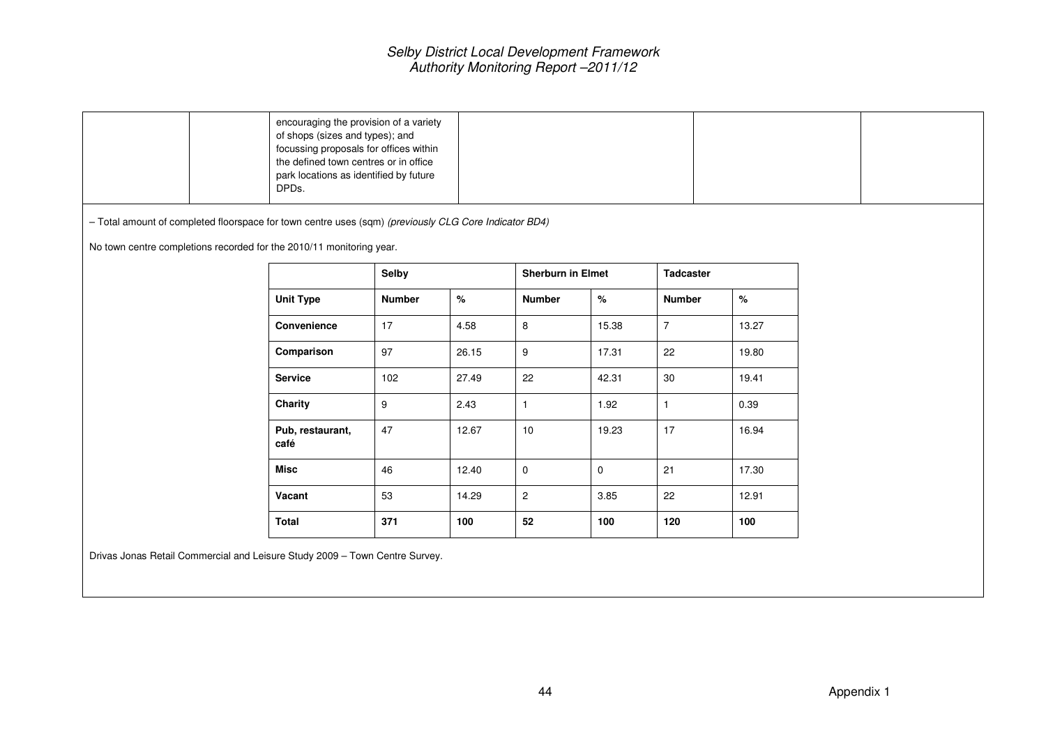| | | encouraging the provision of a variety of shops (sizes and types); and focussing proposals for offices within the defined town centres or in office park locations as identified by future DPDs. | | | |
|---|---|---|---|---|---|

– Total amount of completed floorspace for town centre uses (sqm) *(previously CLG Core Indicator BD4)*

No town centre completions recorded for the 2010/11 monitoring year.

| | **Selby** | | **Sherburn in Elmet** | | **Tadcaster** | |
|---|---|---|---|---|---|---|
| **Unit Type** | **Number** | **%** | **Number** | **%** | **Number** | **%** |
| **Convenience** | 17 | 4.58 | 8 | 15.38 | 7 | 13.27 |
| **Comparison** | 97 | 26.15 | 9 | 17.31 | 22 | 19.80 |
| **Service** | 102 | 27.49 | 22 | 42.31 | 30 | 19.41 |
| **Charity** | 9 | 2.43 | 1 | 1.92 | 1 | 0.39 |
| **Pub, restaurant, café** | 47 | 12.67 | 10 | 19.23 | 17 | 16.94 |
| **Misc** | 46 | 12.40 | 0 | 0 | 21 | 17.30 |
| **Vacant** | 53 | 14.29 | 2 | 3.85 | 22 | 12.91 |
| **Total** | **371** | **100** | **52** | **100** | **120** | **100** |

Drivas Jonas Retail Commercial and Leisure Study 2009 – Town Centre Survey.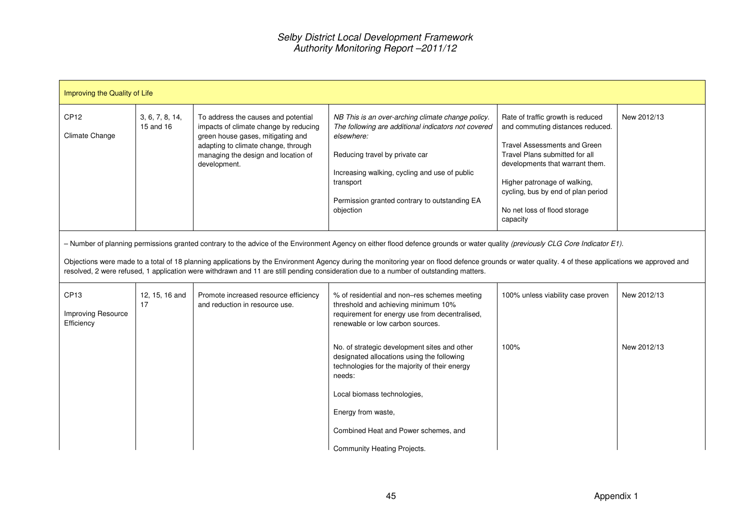| Improving the Quality of Life | | | | | |
|---|---|---|---|---|---|
| CP12<br><br>Climate Change | 3, 6, 7, 8, 14, 15 and 16 | To address the causes and potential impacts of climate change by reducing green house gases, mitigating and adapting to climate change, through managing the design and location of development. | *NB This is an over-arching climate change policy. The following are additional indicators not covered elsewhere:*<br><br>Reducing travel by private car<br><br>Increasing walking, cycling and use of public transport<br><br>Permission granted contrary to outstanding EA objection | Rate of traffic growth is reduced and commuting distances reduced.<br><br>Travel Assessments and Green Travel Plans submitted for all developments that warrant them.<br><br>Higher patronage of walking, cycling, bus by end of plan period<br><br>No net loss of flood storage capacity | New 2012/13 |

– Number of planning permissions granted contrary to the advice of the Environment Agency on either flood defence grounds or water quality *(previously CLG Core Indicator E1).*

Objections were made to a total of 18 planning applications by the Environment Agency during the monitoring year on flood defence grounds or water quality. 4 of these applications we approved and resolved, 2 were refused, 1 application were withdrawn and 11 are still pending consideration due to a number of outstanding matters.

| | | | | | |
|---|---|---|---|---|---|
| CP13<br><br>Improving Resource Efficiency | 12, 15, 16 and 17 | Promote increased resource efficiency and reduction in resource use. | % of residential and non–res schemes meeting threshold and achieving minimum 10% requirement for energy use from decentralised, renewable or low carbon sources. | 100% unless viability case proven | New 2012/13 |
| | | | No. of strategic development sites and other designated allocations using the following technologies for the majority of their energy needs:<br><br>Local biomass technologies,<br><br>Energy from waste,<br><br>Combined Heat and Power schemes, and<br><br>Community Heating Projects. | 100% | New 2012/13 |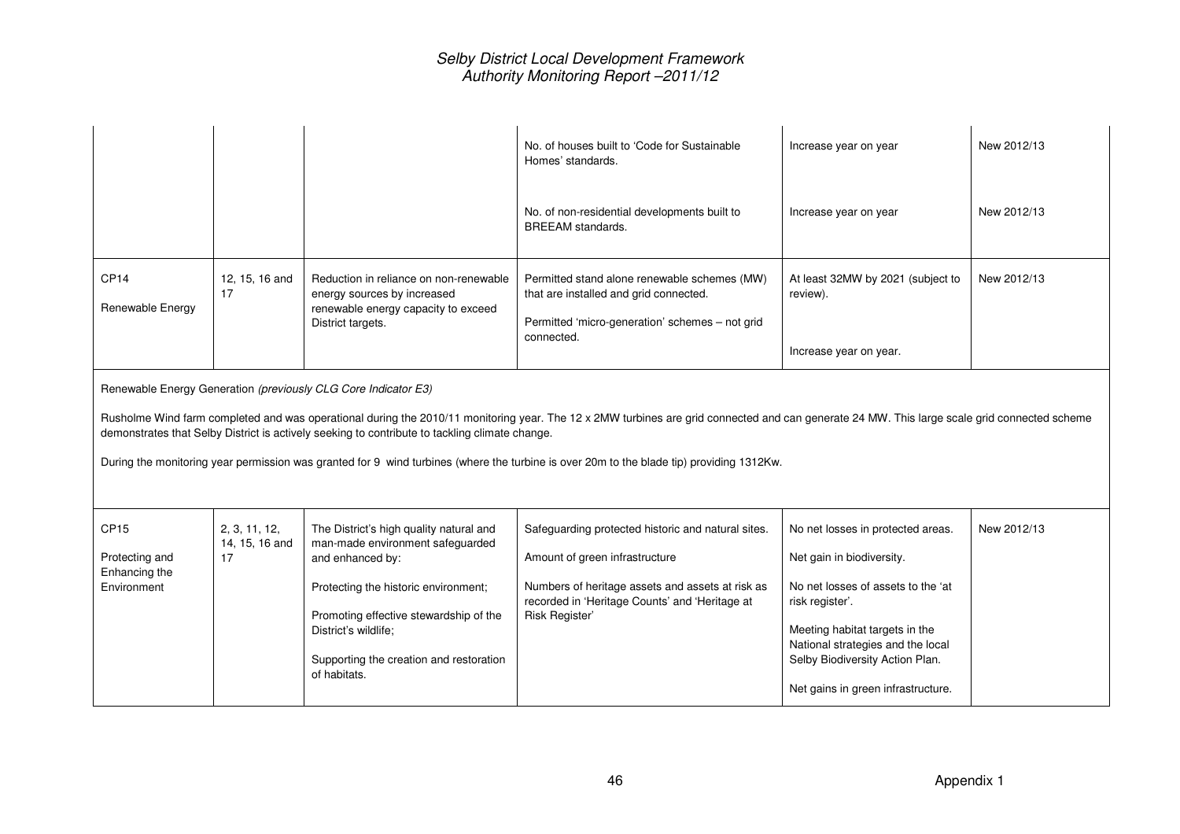| | | | No. of houses built to 'Code for Sustainable Homes' standards. | Increase year on year | New 2012/13 |
|---|---|---|---|---|---|
| | | | No. of non-residential developments built to BREEAM standards. | Increase year on year | New 2012/13 |
| CP14<br><br>Renewable Energy | 12, 15, 16 and 17 | Reduction in reliance on non-renewable energy sources by increased renewable energy capacity to exceed District targets. | Permitted stand alone renewable schemes (MW) that are installed and grid connected.<br><br>Permitted 'micro-generation' schemes – not grid connected. | At least 32MW by 2021 (subject to review).<br><br>Increase year on year. | New 2012/13 |

Renewable Energy Generation *(previously CLG Core Indicator E3)*

Rusholme Wind farm completed and was operational during the 2010/11 monitoring year. The 12 x 2MW turbines are grid connected and can generate 24 MW. This large scale grid connected scheme demonstrates that Selby District is actively seeking to contribute to tackling climate change.

During the monitoring year permission was granted for 9 wind turbines (where the turbine is over 20m to the blade tip) providing 1312Kw.

| | | | | | |
|---|---|---|---|---|---|
| CP15<br><br>Protecting and Enhancing the Environment | 2, 3, 11, 12, 14, 15, 16 and 17 | The District's high quality natural and man-made environment safeguarded and enhanced by:<br><br>Protecting the historic environment;<br><br>Promoting effective stewardship of the District's wildlife;<br><br>Supporting the creation and restoration of habitats. | Safeguarding protected historic and natural sites.<br><br>Amount of green infrastructure<br><br>Numbers of heritage assets and assets at risk as recorded in 'Heritage Counts' and 'Heritage at Risk Register' | No net losses in protected areas.<br><br>Net gain in biodiversity.<br><br>No net losses of assets to the 'at risk register'.<br><br>Meeting habitat targets in the National strategies and the local Selby Biodiversity Action Plan.<br><br>Net gains in green infrastructure. | New 2012/13 |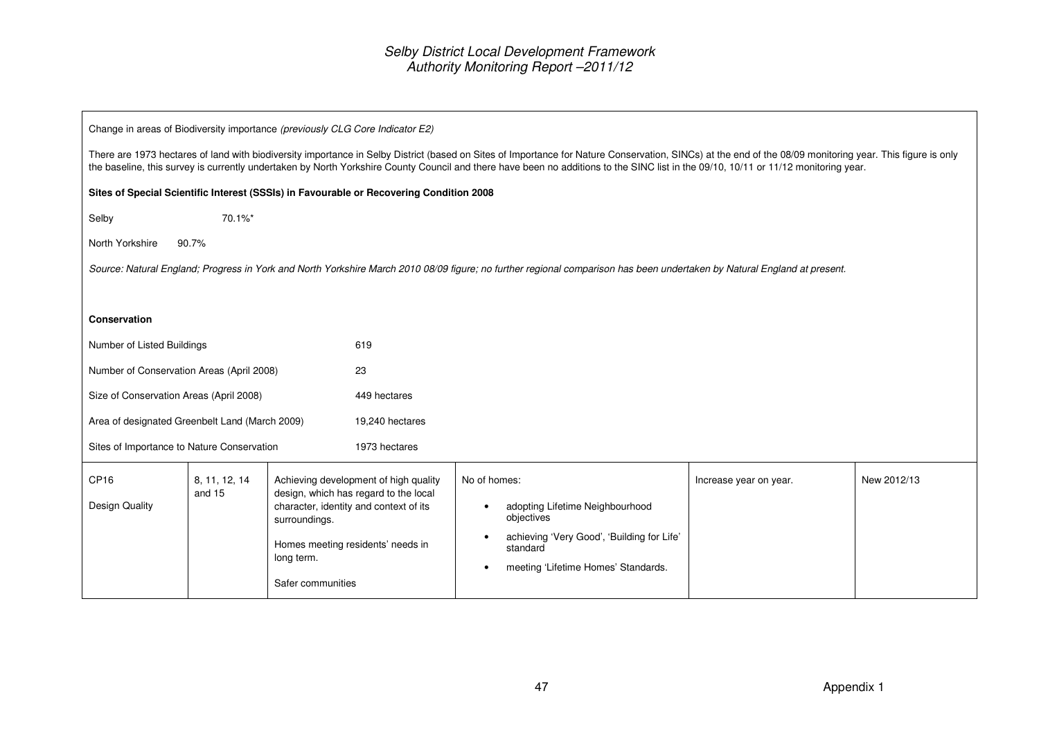Change in areas of Biodiversity importance *(previously CLG Core Indicator E2)*

There are 1973 hectares of land with biodiversity importance in Selby District (based on Sites of Importance for Nature Conservation, SINCs) at the end of the 08/09 monitoring year. This figure is only the baseline, this survey is currently undertaken by North Yorkshire County Council and there have been no additions to the SINC list in the 09/10, 10/11 or 11/12 monitoring year.

**Sites of Special Scientific Interest (SSSIs) in Favourable or Recovering Condition 2008**

| | |
|---|---|
| Selby | 70.1%* |
| North Yorkshire | 90.7% |

*Source: Natural England; Progress in York and North Yorkshire March 2010 08/09 figure; no further regional comparison has been undertaken by Natural England at present.*

**Conservation**

| | |
|---|---|
| Number of Listed Buildings | 619 |
| Number of Conservation Areas (April 2008) | 23 |
| Size of Conservation Areas (April 2008) | 449 hectares |
| Area of designated Greenbelt Land (March 2009) | 19,240 hectares |
| Sites of Importance to Nature Conservation | 1973 hectares |

| | | | | | |
|---|---|---|---|---|---|
| CP16<br><br>Design Quality | 8, 11, 12, 14 and 15 | Achieving development of high quality design, which has regard to the local character, identity and context of its surroundings.<br><br>Homes meeting residents' needs in long term.<br><br>Safer communities | No of homes:<br>• adopting Lifetime Neighbourhood objectives<br>• achieving 'Very Good', 'Building for Life' standard<br>• meeting 'Lifetime Homes' Standards. | Increase year on year. | New 2012/13 |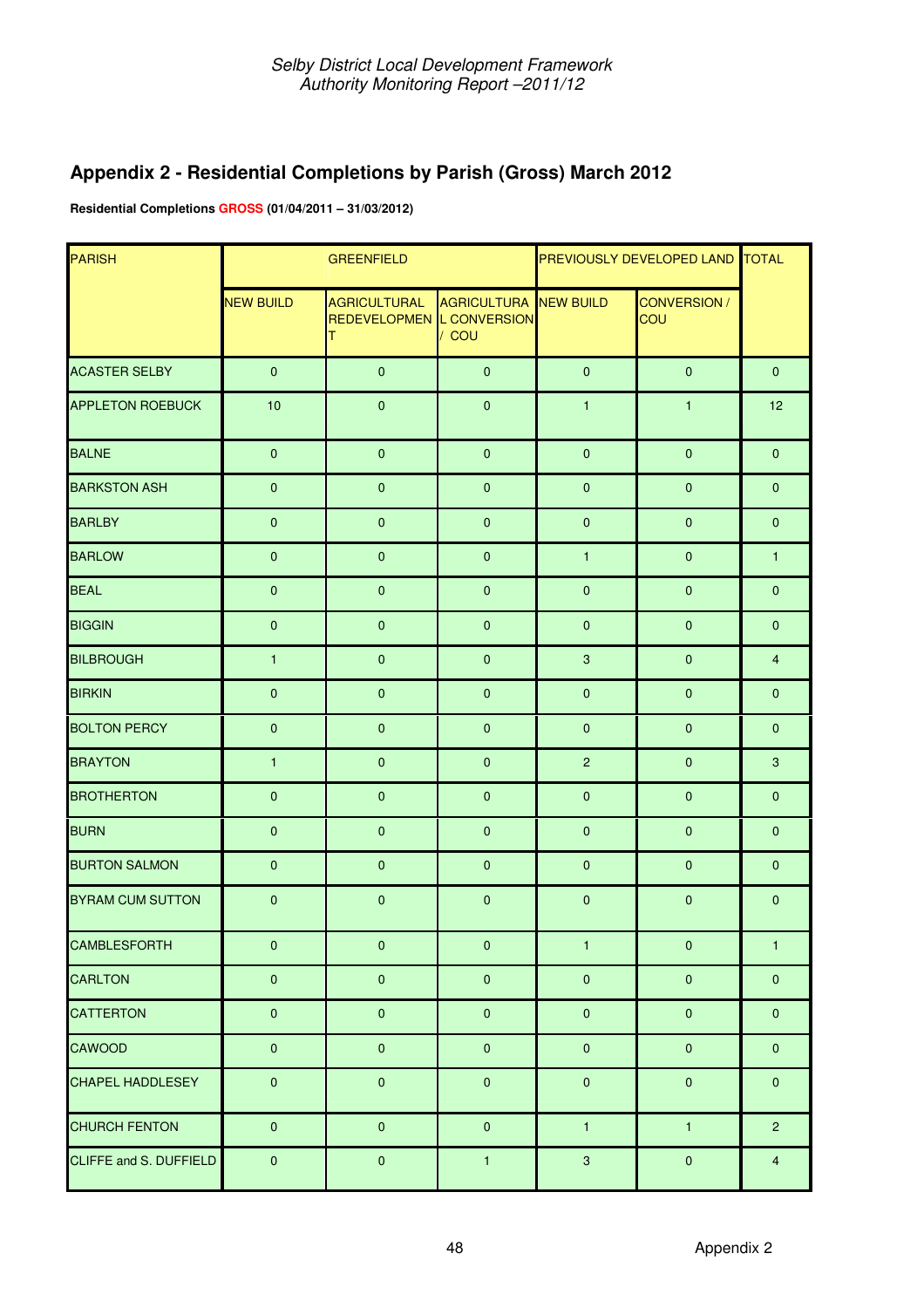## Appendix 2 - Residential Completions by Parish (Gross) March 2012

**Residential Completions GROSS (01/04/2011 – 31/03/2012)**

| PARISH | GREENFIELD | | | PREVIOUSLY DEVELOPED LAND | | TOTAL |
|---|---|---|---|---|---|---|
| | NEW BUILD | AGRICULTURAL REDEVELOPMENT | AGRICULTURAL CONVERSION / COU | NEW BUILD | CONVERSION / COU | |
| ACASTER SELBY | 0 | 0 | 0 | 0 | 0 | 0 |
| APPLETON ROEBUCK | 10 | 0 | 0 | 1 | 1 | 12 |
| BALNE | 0 | 0 | 0 | 0 | 0 | 0 |
| BARKSTON ASH | 0 | 0 | 0 | 0 | 0 | 0 |
| BARLBY | 0 | 0 | 0 | 0 | 0 | 0 |
| BARLOW | 0 | 0 | 0 | 1 | 0 | 1 |
| BEAL | 0 | 0 | 0 | 0 | 0 | 0 |
| BIGGIN | 0 | 0 | 0 | 0 | 0 | 0 |
| BILBROUGH | 1 | 0 | 0 | 3 | 0 | 4 |
| BIRKIN | 0 | 0 | 0 | 0 | 0 | 0 |
| BOLTON PERCY | 0 | 0 | 0 | 0 | 0 | 0 |
| BRAYTON | 1 | 0 | 0 | 2 | 0 | 3 |
| BROTHERTON | 0 | 0 | 0 | 0 | 0 | 0 |
| BURN | 0 | 0 | 0 | 0 | 0 | 0 |
| BURTON SALMON | 0 | 0 | 0 | 0 | 0 | 0 |
| BYRAM CUM SUTTON | 0 | 0 | 0 | 0 | 0 | 0 |
| CAMBLESFORTH | 0 | 0 | 0 | 1 | 0 | 1 |
| CARLTON | 0 | 0 | 0 | 0 | 0 | 0 |
| CATTERTON | 0 | 0 | 0 | 0 | 0 | 0 |
| CAWOOD | 0 | 0 | 0 | 0 | 0 | 0 |
| CHAPEL HADDLESEY | 0 | 0 | 0 | 0 | 0 | 0 |
| CHURCH FENTON | 0 | 0 | 0 | 1 | 1 | 2 |
| CLIFFE and S. DUFFIELD | 0 | 0 | 1 | 3 | 0 | 4 |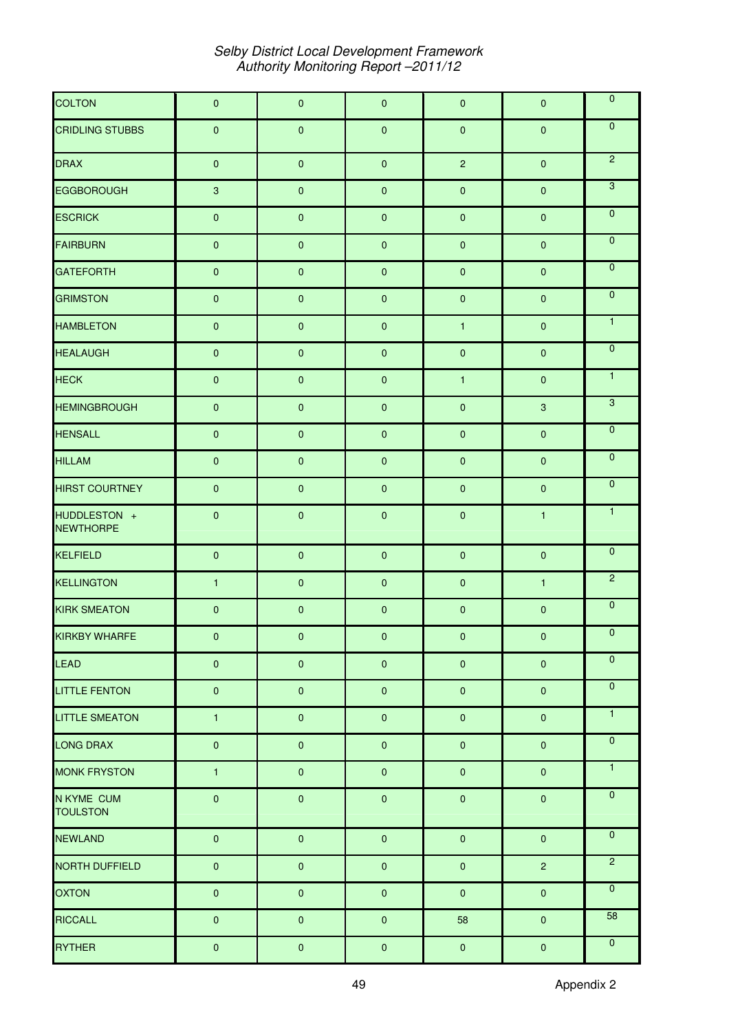| | | | | | | |
|---|---|---|---|---|---|---|
| COLTON | 0 | 0 | 0 | 0 | 0 | 0 |
| CRIDLING STUBBS | 0 | 0 | 0 | 0 | 0 | 0 |
| DRAX | 0 | 0 | 0 | 2 | 0 | 2 |
| EGGBOROUGH | 3 | 0 | 0 | 0 | 0 | 3 |
| ESCRICK | 0 | 0 | 0 | 0 | 0 | 0 |
| FAIRBURN | 0 | 0 | 0 | 0 | 0 | 0 |
| GATEFORTH | 0 | 0 | 0 | 0 | 0 | 0 |
| GRIMSTON | 0 | 0 | 0 | 0 | 0 | 0 |
| HAMBLETON | 0 | 0 | 0 | 1 | 0 | 1 |
| HEALAUGH | 0 | 0 | 0 | 0 | 0 | 0 |
| HECK | 0 | 0 | 0 | 1 | 0 | 1 |
| HEMINGBROUGH | 0 | 0 | 0 | 0 | 3 | 3 |
| HENSALL | 0 | 0 | 0 | 0 | 0 | 0 |
| HILLAM | 0 | 0 | 0 | 0 | 0 | 0 |
| HIRST COURTNEY | 0 | 0 | 0 | 0 | 0 | 0 |
| HUDDLESTON + NEWTHORPE | 0 | 0 | 0 | 0 | 1 | 1 |
| KELFIELD | 0 | 0 | 0 | 0 | 0 | 0 |
| KELLINGTON | 1 | 0 | 0 | 0 | 1 | 2 |
| KIRK SMEATON | 0 | 0 | 0 | 0 | 0 | 0 |
| KIRKBY WHARFE | 0 | 0 | 0 | 0 | 0 | 0 |
| LEAD | 0 | 0 | 0 | 0 | 0 | 0 |
| LITTLE FENTON | 0 | 0 | 0 | 0 | 0 | 0 |
| LITTLE SMEATON | 1 | 0 | 0 | 0 | 0 | 1 |
| LONG DRAX | 0 | 0 | 0 | 0 | 0 | 0 |
| MONK FRYSTON | 1 | 0 | 0 | 0 | 0 | 1 |
| N KYME CUM TOULSTON | 0 | 0 | 0 | 0 | 0 | 0 |
| NEWLAND | 0 | 0 | 0 | 0 | 0 | 0 |
| NORTH DUFFIELD | 0 | 0 | 0 | 0 | 2 | 2 |
| OXTON | 0 | 0 | 0 | 0 | 0 | 0 |
| RICCALL | 0 | 0 | 0 | 58 | 0 | 58 |
| RYTHER | 0 | 0 | 0 | 0 | 0 | 0 |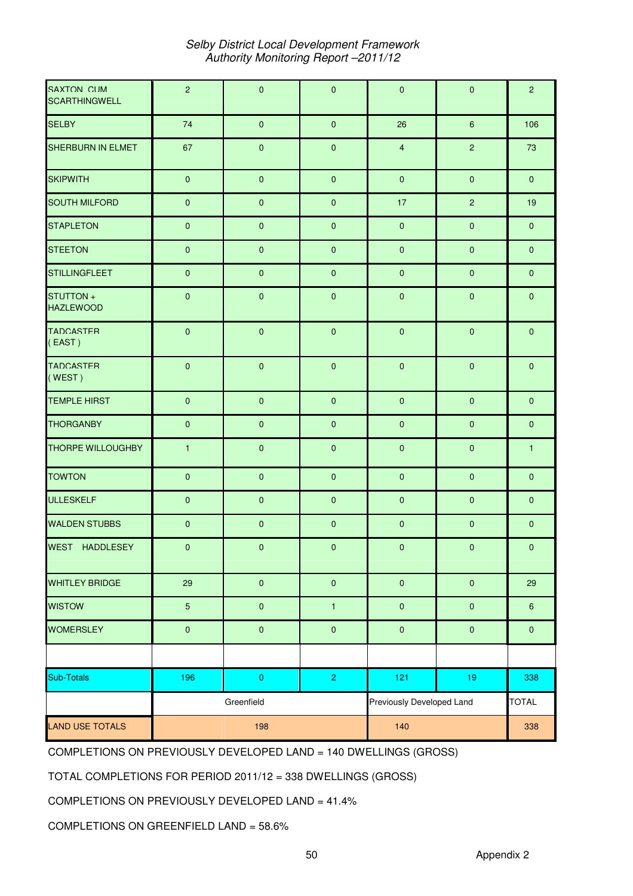| SAXTON CUM SCARTHINGWELL | 2 | 0 | 0 | 0 | 0 | 2 |
|---|---|---|---|---|---|---|
| SELBY | 74 | 0 | 0 | 26 | 6 | 106 |
| SHERBURN IN ELMET | 67 | 0 | 0 | 4 | 2 | 73 |
| SKIPWITH | 0 | 0 | 0 | 0 | 0 | 0 |
| SOUTH MILFORD | 0 | 0 | 0 | 17 | 2 | 19 |
| STAPLETON | 0 | 0 | 0 | 0 | 0 | 0 |
| STEETON | 0 | 0 | 0 | 0 | 0 | 0 |
| STILLINGFLEET | 0 | 0 | 0 | 0 | 0 | 0 |
| STUTTON + HAZLEWOOD | 0 | 0 | 0 | 0 | 0 | 0 |
| TADCASTER ( EAST ) | 0 | 0 | 0 | 0 | 0 | 0 |
| TADCASTER ( WEST ) | 0 | 0 | 0 | 0 | 0 | 0 |
| TEMPLE HIRST | 0 | 0 | 0 | 0 | 0 | 0 |
| THORGANBY | 0 | 0 | 0 | 0 | 0 | 0 |
| THORPE WILLOUGHBY | 1 | 0 | 0 | 0 | 0 | 1 |
| TOWTON | 0 | 0 | 0 | 0 | 0 | 0 |
| ULLESKELF | 0 | 0 | 0 | 0 | 0 | 0 |
| WALDEN STUBBS | 0 | 0 | 0 | 0 | 0 | 0 |
| WEST HADDLESEY | 0 | 0 | 0 | 0 | 0 | 0 |
| WHITLEY BRIDGE | 29 | 0 | 0 | 0 | 0 | 29 |
| WISTOW | 5 | 0 | 1 | 0 | 0 | 6 |
| WOMERSLEY | 0 | 0 | 0 | 0 | 0 | 0 |
| | | | | | | |
| Sub-Totals | 196 | 0 | 2 | 121 | 19 | 338 |
| | Greenfield | | | Previously Developed Land | | TOTAL |
| LAND USE TOTALS | 198 | | | 140 | | 338 |

COMPLETIONS ON PREVIOUSLY DEVELOPED LAND = 140 DWELLINGS (GROSS)

TOTAL COMPLETIONS FOR PERIOD 2011/12 = 338 DWELLINGS (GROSS)

COMPLETIONS ON PREVIOUSLY DEVELOPED LAND = 41.4%

COMPLETIONS ON GREENFIELD LAND = 58.6%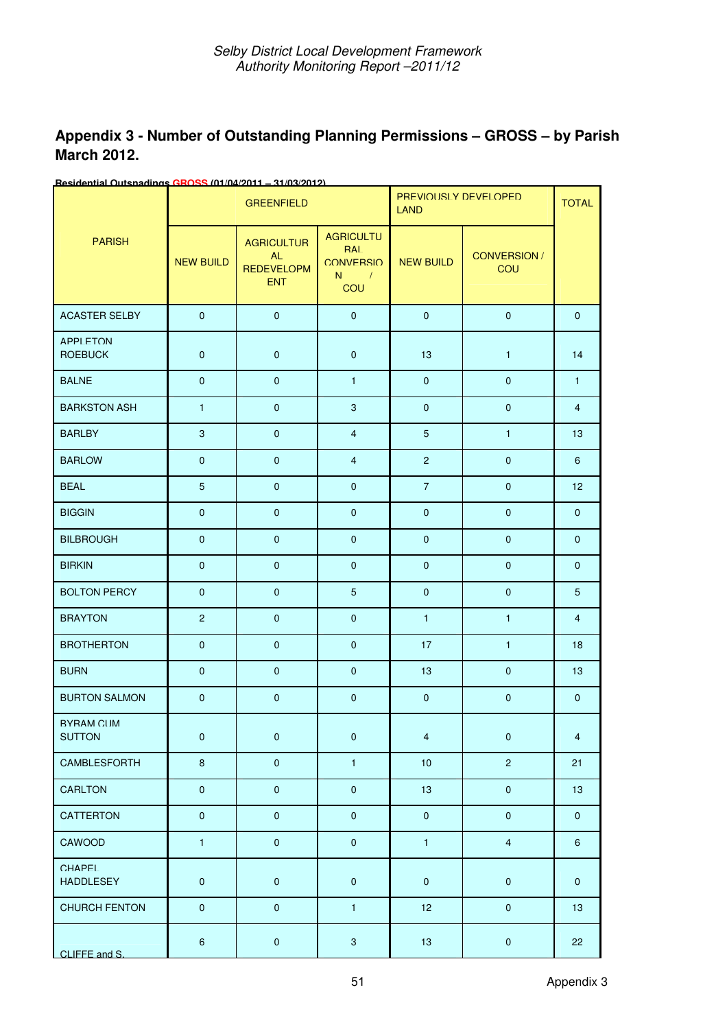## Appendix 3 - Number of Outstanding Planning Permissions – GROSS – by Parish March 2012.

**Residential Outsnadings GROSS (01/04/2011 – 31/03/2012)**

| PARISH | GREENFIELD | | | PREVIOUSLY DEVELOPED LAND | | TOTAL |
|---|---|---|---|---|---|---|
| | NEW BUILD | AGRICULTURAL REDEVELOPMENT | AGRICULTURAL CONVERSION / COU | NEW BUILD | CONVERSION / COU | |
| ACASTER SELBY | 0 | 0 | 0 | 0 | 0 | 0 |
| APPLETON ROEBUCK | 0 | 0 | 0 | 13 | 1 | 14 |
| BALNE | 0 | 0 | 1 | 0 | 0 | 1 |
| BARKSTON ASH | 1 | 0 | 3 | 0 | 0 | 4 |
| BARLBY | 3 | 0 | 4 | 5 | 1 | 13 |
| BARLOW | 0 | 0 | 4 | 2 | 0 | 6 |
| BEAL | 5 | 0 | 0 | 7 | 0 | 12 |
| BIGGIN | 0 | 0 | 0 | 0 | 0 | 0 |
| BILBROUGH | 0 | 0 | 0 | 0 | 0 | 0 |
| BIRKIN | 0 | 0 | 0 | 0 | 0 | 0 |
| BOLTON PERCY | 0 | 0 | 5 | 0 | 0 | 5 |
| BRAYTON | 2 | 0 | 0 | 1 | 1 | 4 |
| BROTHERTON | 0 | 0 | 0 | 17 | 1 | 18 |
| BURN | 0 | 0 | 0 | 13 | 0 | 13 |
| BURTON SALMON | 0 | 0 | 0 | 0 | 0 | 0 |
| BYRAM CUM SUTTON | 0 | 0 | 0 | 4 | 0 | 4 |
| CAMBLESFORTH | 8 | 0 | 1 | 10 | 2 | 21 |
| CARLTON | 0 | 0 | 0 | 13 | 0 | 13 |
| CATTERTON | 0 | 0 | 0 | 0 | 0 | 0 |
| CAWOOD | 1 | 0 | 0 | 1 | 4 | 6 |
| CHAPEL HADDLESEY | 0 | 0 | 0 | 0 | 0 | 0 |
| CHURCH FENTON | 0 | 0 | 1 | 12 | 0 | 13 |
| CLIFFE and S. | 6 | 0 | 3 | 13 | 0 | 22 |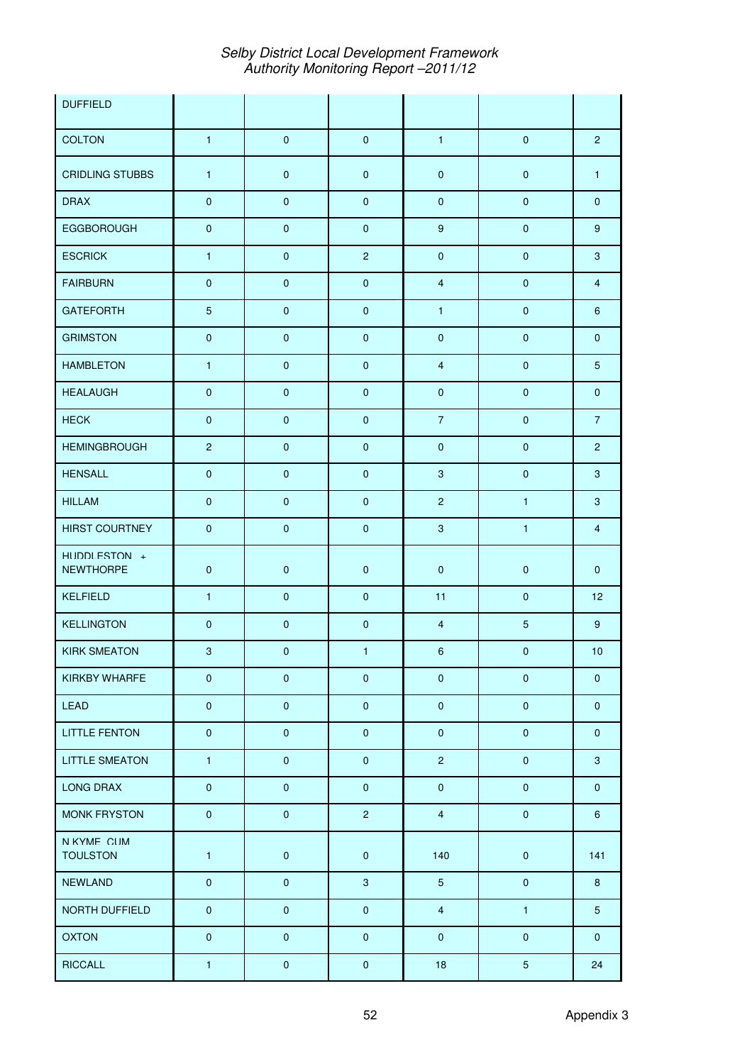| DUFFIELD | | | | | | |
|---|---|---|---|---|---|---|
| COLTON | 1 | 0 | 0 | 1 | 0 | 2 |
| CRIDLING STUBBS | 1 | 0 | 0 | 0 | 0 | 1 |
| DRAX | 0 | 0 | 0 | 0 | 0 | 0 |
| EGGBOROUGH | 0 | 0 | 0 | 9 | 0 | 9 |
| ESCRICK | 1 | 0 | 2 | 0 | 0 | 3 |
| FAIRBURN | 0 | 0 | 0 | 4 | 0 | 4 |
| GATEFORTH | 5 | 0 | 0 | 1 | 0 | 6 |
| GRIMSTON | 0 | 0 | 0 | 0 | 0 | 0 |
| HAMBLETON | 1 | 0 | 0 | 4 | 0 | 5 |
| HEALAUGH | 0 | 0 | 0 | 0 | 0 | 0 |
| HECK | 0 | 0 | 0 | 7 | 0 | 7 |
| HEMINGBROUGH | 2 | 0 | 0 | 0 | 0 | 2 |
| HENSALL | 0 | 0 | 0 | 3 | 0 | 3 |
| HILLAM | 0 | 0 | 0 | 2 | 1 | 3 |
| HIRST COURTNEY | 0 | 0 | 0 | 3 | 1 | 4 |
| HUDDLESTON + NEWTHORPE | 0 | 0 | 0 | 0 | 0 | 0 |
| KELFIELD | 1 | 0 | 0 | 11 | 0 | 12 |
| KELLINGTON | 0 | 0 | 0 | 4 | 5 | 9 |
| KIRK SMEATON | 3 | 0 | 1 | 6 | 0 | 10 |
| KIRKBY WHARFE | 0 | 0 | 0 | 0 | 0 | 0 |
| LEAD | 0 | 0 | 0 | 0 | 0 | 0 |
| LITTLE FENTON | 0 | 0 | 0 | 0 | 0 | 0 |
| LITTLE SMEATON | 1 | 0 | 0 | 2 | 0 | 3 |
| LONG DRAX | 0 | 0 | 0 | 0 | 0 | 0 |
| MONK FRYSTON | 0 | 0 | 2 | 4 | 0 | 6 |
| N KYME CUM TOULSTON | 1 | 0 | 0 | 140 | 0 | 141 |
| NEWLAND | 0 | 0 | 3 | 5 | 0 | 8 |
| NORTH DUFFIELD | 0 | 0 | 0 | 4 | 1 | 5 |
| OXTON | 0 | 0 | 0 | 0 | 0 | 0 |
| RICCALL | 1 | 0 | 0 | 18 | 5 | 24 |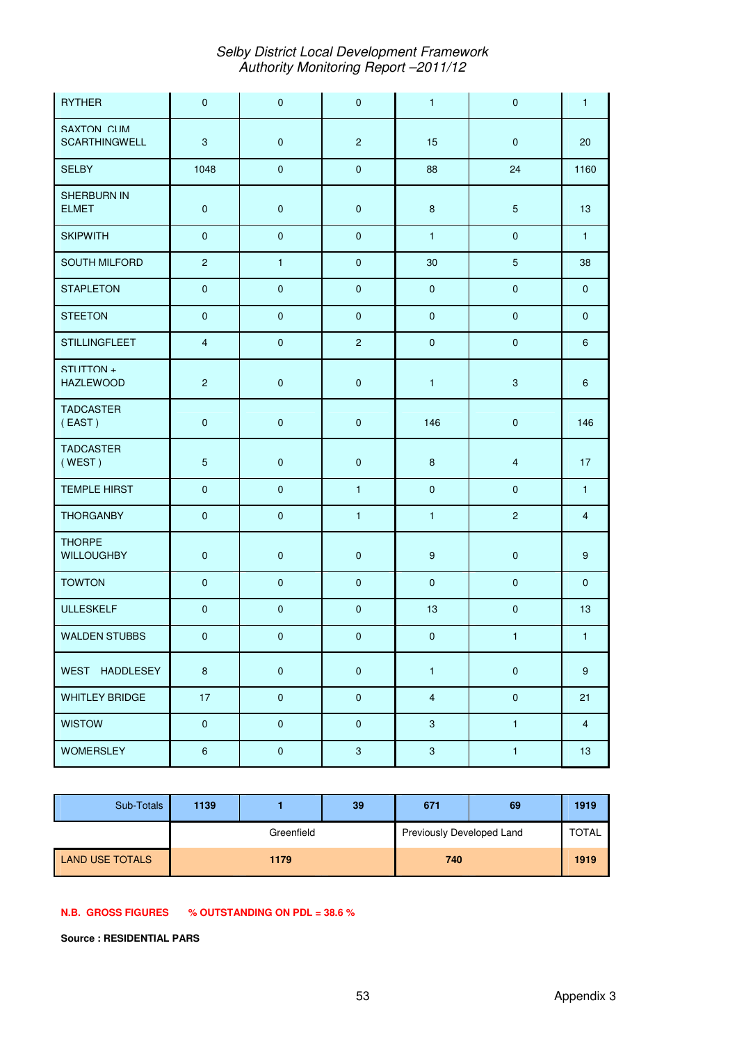| | | | | | | |
|---|---|---|---|---|---|---|
| RYTHER | 0 | 0 | 0 | 1 | 0 | 1 |
| SAXTON CUM SCARTHINGWELL | 3 | 0 | 2 | 15 | 0 | 20 |
| SELBY | 1048 | 0 | 0 | 88 | 24 | 1160 |
| SHERBURN IN ELMET | 0 | 0 | 0 | 8 | 5 | 13 |
| SKIPWITH | 0 | 0 | 0 | 1 | 0 | 1 |
| SOUTH MILFORD | 2 | 1 | 0 | 30 | 5 | 38 |
| STAPLETON | 0 | 0 | 0 | 0 | 0 | 0 |
| STEETON | 0 | 0 | 0 | 0 | 0 | 0 |
| STILLINGFLEET | 4 | 0 | 2 | 0 | 0 | 6 |
| STUTTON + HAZLEWOOD | 2 | 0 | 0 | 1 | 3 | 6 |
| TADCASTER ( EAST ) | 0 | 0 | 0 | 146 | 0 | 146 |
| TADCASTER ( WEST ) | 5 | 0 | 0 | 8 | 4 | 17 |
| TEMPLE HIRST | 0 | 0 | 1 | 0 | 0 | 1 |
| THORGANBY | 0 | 0 | 1 | 1 | 2 | 4 |
| THORPE WILLOUGHBY | 0 | 0 | 0 | 9 | 0 | 9 |
| TOWTON | 0 | 0 | 0 | 0 | 0 | 0 |
| ULLESKELF | 0 | 0 | 0 | 13 | 0 | 13 |
| WALDEN STUBBS | 0 | 0 | 0 | 0 | 1 | 1 |
| WEST HADDLESEY | 8 | 0 | 0 | 1 | 0 | 9 |
| WHITLEY BRIDGE | 17 | 0 | 0 | 4 | 0 | 21 |
| WISTOW | 0 | 0 | 0 | 3 | 1 | 4 |
| WOMERSLEY | 6 | 0 | 3 | 3 | 1 | 13 |

| | | | | | | |
|---|---|---|---|---|---|---|
| Sub-Totals | **1139** | **1** | **39** | **671** | **69** | **1919** |
| | Greenfield | | | Previously Developed Land | | TOTAL |
| LAND USE TOTALS | **1179** | | | **740** | | **1919** |

**N.B. GROSS FIGURES** **% OUTSTANDING ON PDL = 38.6 %**

**Source : RESIDENTIAL PARS**

Appendix 3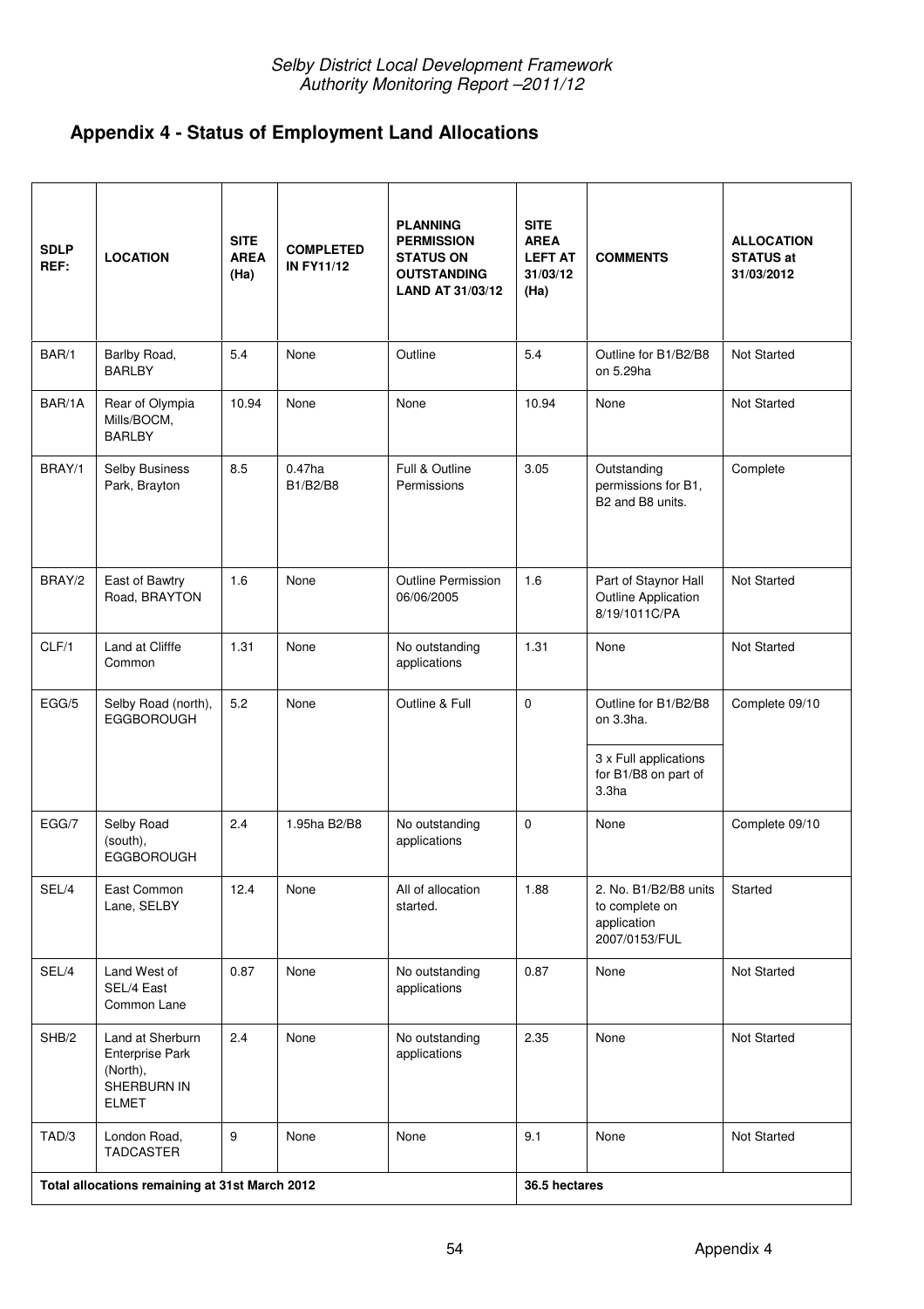## Appendix 4 - Status of Employment Land Allocations

| SDLP REF: | LOCATION | SITE AREA (Ha) | COMPLETED IN FY11/12 | PLANNING PERMISSION STATUS ON OUTSTANDING LAND AT 31/03/12 | SITE AREA LEFT AT 31/03/12 (Ha) | COMMENTS | ALLOCATION STATUS at 31/03/2012 |
|---|---|---|---|---|---|---|---|
| BAR/1 | Barlby Road, BARLBY | 5.4 | None | Outline | 5.4 | Outline for B1/B2/B8 on 5.29ha | Not Started |
| BAR/1A | Rear of Olympia Mills/BOCM, BARLBY | 10.94 | None | None | 10.94 | None | Not Started |
| BRAY/1 | Selby Business Park, Brayton | 8.5 | 0.47ha B1/B2/B8 | Full & Outline Permissions | 3.05 | Outstanding permissions for B1, B2 and B8 units. | Complete |
| BRAY/2 | East of Bawtry Road, BRAYTON | 1.6 | None | Outline Permission 06/06/2005 | 1.6 | Part of Staynor Hall Outline Application 8/19/1011C/PA | Not Started |
| CLF/1 | Land at Clifffe Common | 1.31 | None | No outstanding applications | 1.31 | None | Not Started |
| EGG/5 | Selby Road (north), EGGBOROUGH | 5.2 | None | Outline & Full | 0 | Outline for B1/B2/B8 on 3.3ha. 3 x Full applications for B1/B8 on part of 3.3ha | Complete 09/10 |
| EGG/7 | Selby Road (south), EGGBOROUGH | 2.4 | 1.95ha B2/B8 | No outstanding applications | 0 | None | Complete 09/10 |
| SEL/4 | East Common Lane, SELBY | 12.4 | None | All of allocation started. | 1.88 | 2. No. B1/B2/B8 units to complete on application 2007/0153/FUL | Started |
| SEL/4 | Land West of SEL/4 East Common Lane | 0.87 | None | No outstanding applications | 0.87 | None | Not Started |
| SHB/2 | Land at Sherburn Enterprise Park (North), SHERBURN IN ELMET | 2.4 | None | No outstanding applications | 2.35 | None | Not Started |
| TAD/3 | London Road, TADCASTER | 9 | None | None | 9.1 | None | Not Started |
| Total allocations remaining at 31st March 2012 | | | | | 36.5 hectares | | |